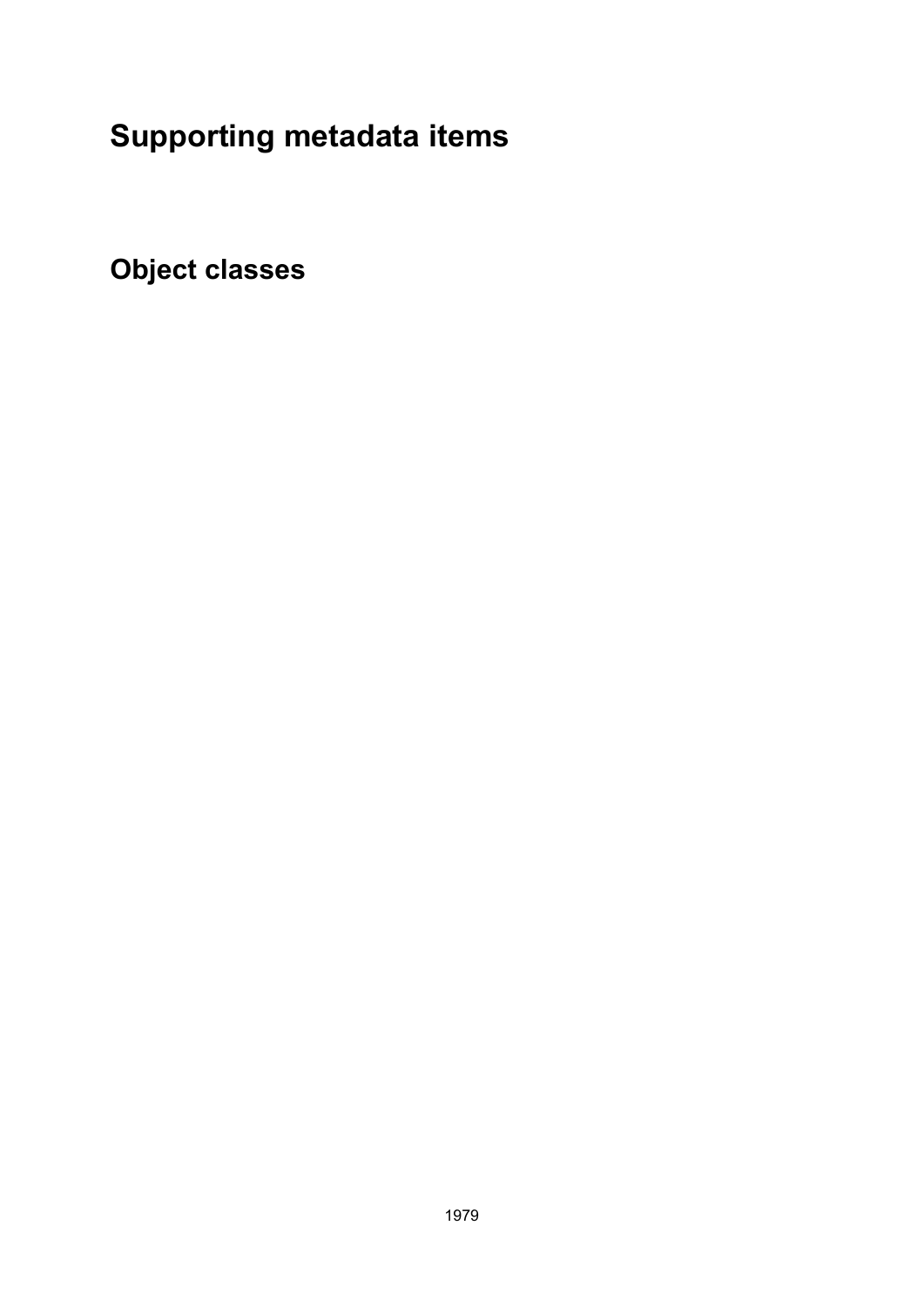# Supporting metadata items

## Object classes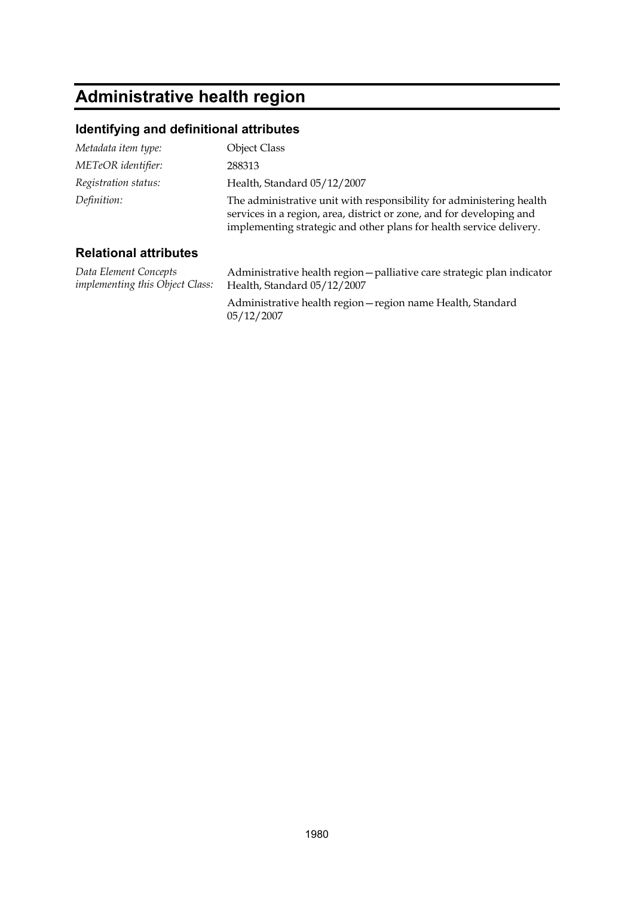# Administrative health region

## Identifying and definitional attributes

| | |
|---|---|
| *Metadata item type:* | Object Class |
| *METeOR identifier:* | 288313 |
| *Registration status:* | Health, Standard 05/12/2007 |
| *Definition:* | The administrative unit with responsibility for administering health services in a region, area, district or zone, and for developing and implementing strategic and other plans for health service delivery. |

## Relational attributes

| | |
|---|---|
| *Data Element Concepts implementing this Object Class:* | Administrative health region—palliative care strategic plan indicator Health, Standard 05/12/2007 |
| | Administrative health region—region name Health, Standard 05/12/2007 |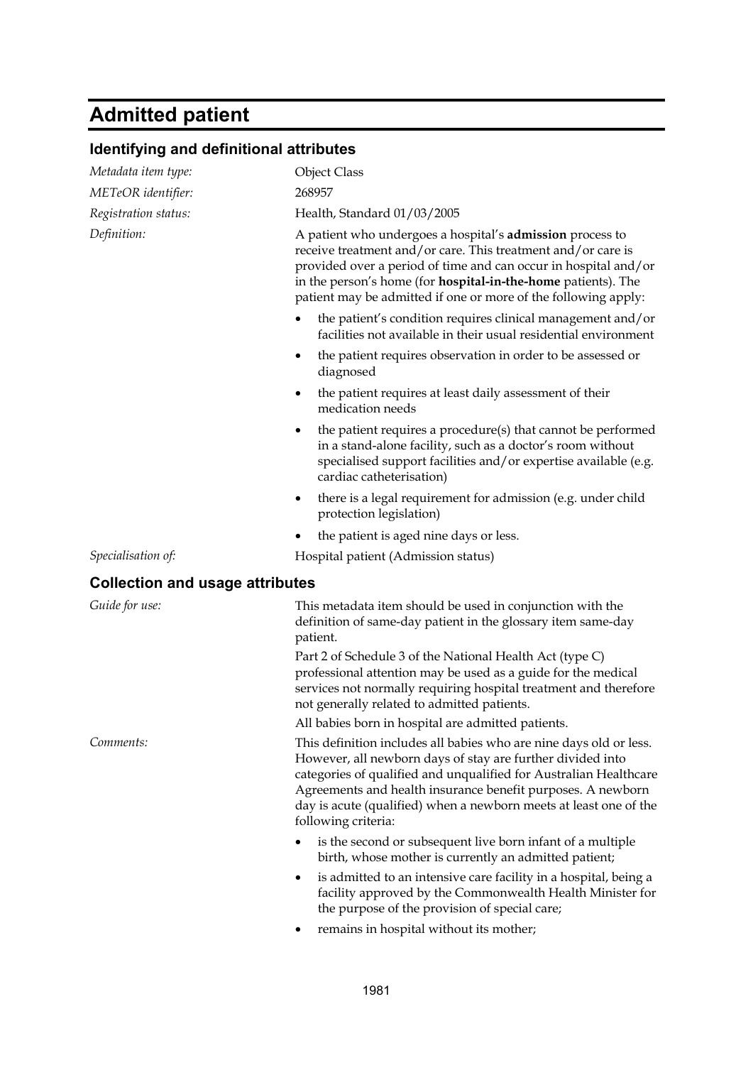# Admitted patient

## Identifying and definitional attributes

*Metadata item type:* Object Class

*METeOR identifier:* 268957

*Registration status:* Health, Standard 01/03/2005

*Definition:* A patient who undergoes a hospital's **admission** process to receive treatment and/or care. This treatment and/or care is provided over a period of time and can occur in hospital and/or in the person's home (for **hospital-in-the-home** patients). The patient may be admitted if one or more of the following apply:

- the patient's condition requires clinical management and/or facilities not available in their usual residential environment
- the patient requires observation in order to be assessed or diagnosed
- the patient requires at least daily assessment of their medication needs
- the patient requires a procedure(s) that cannot be performed in a stand-alone facility, such as a doctor's room without specialised support facilities and/or expertise available (e.g. cardiac catheterisation)
- there is a legal requirement for admission (e.g. under child protection legislation)
- the patient is aged nine days or less.

*Specialisation of:* Hospital patient (Admission status)

## Collection and usage attributes

*Guide for use:* This metadata item should be used in conjunction with the definition of same-day patient in the glossary item same-day patient.

Part 2 of Schedule 3 of the National Health Act (type C) professional attention may be used as a guide for the medical services not normally requiring hospital treatment and therefore not generally related to admitted patients.

All babies born in hospital are admitted patients.

*Comments:* This definition includes all babies who are nine days old or less. However, all newborn days of stay are further divided into categories of qualified and unqualified for Australian Healthcare Agreements and health insurance benefit purposes. A newborn day is acute (qualified) when a newborn meets at least one of the following criteria:

- is the second or subsequent live born infant of a multiple birth, whose mother is currently an admitted patient;
- is admitted to an intensive care facility in a hospital, being a facility approved by the Commonwealth Health Minister for the purpose of the provision of special care;
- remains in hospital without its mother;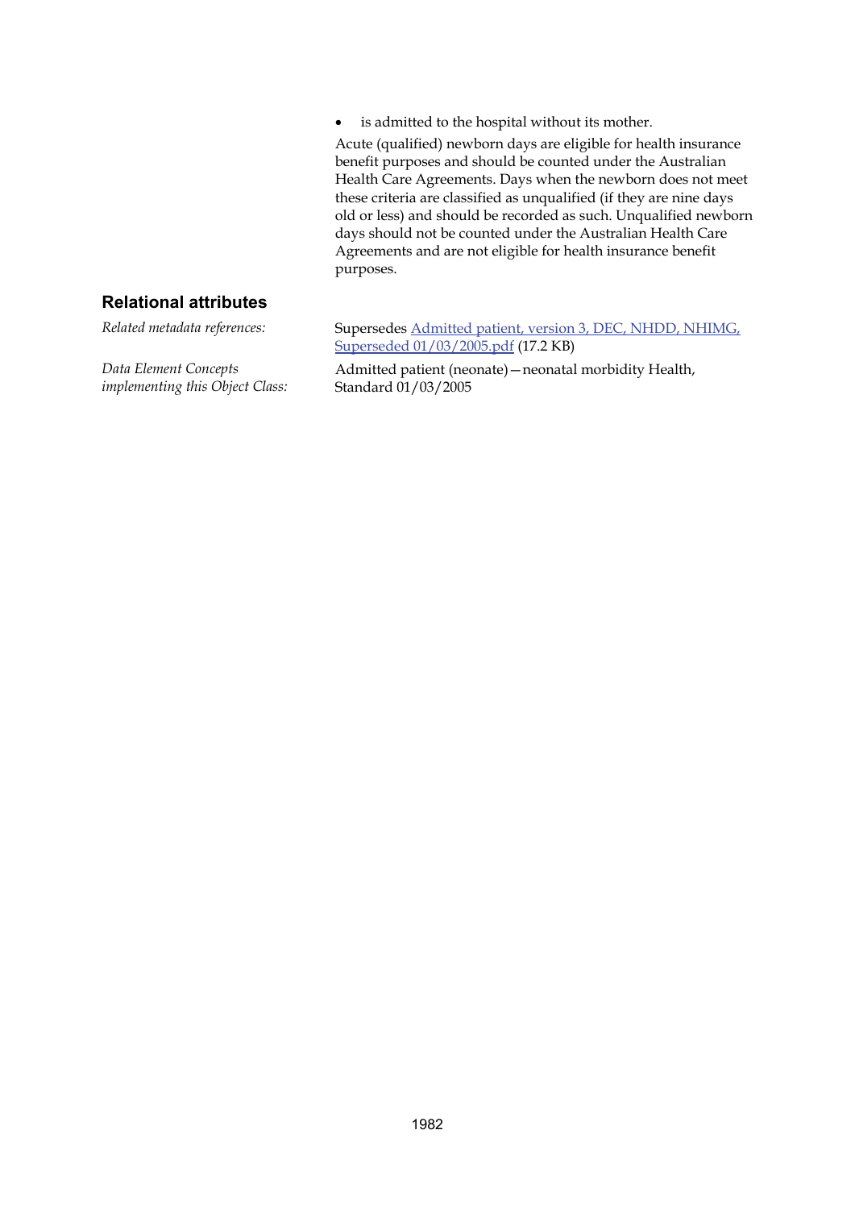- is admitted to the hospital without its mother.

Acute (qualified) newborn days are eligible for health insurance benefit purposes and should be counted under the Australian Health Care Agreements. Days when the newborn does not meet these criteria are classified as unqualified (if they are nine days old or less) and should be recorded as such. Unqualified newborn days should not be counted under the Australian Health Care Agreements and are not eligible for health insurance benefit purposes.

## Relational attributes

*Related metadata references:* Supersedes [Admitted patient, version 3, DEC, NHDD, NHIMG, Superseded 01/03/2005.pdf]() (17.2 KB)

*Data Element Concepts implementing this Object Class:* Admitted patient (neonate)—neonatal morbidity Health, Standard 01/03/2005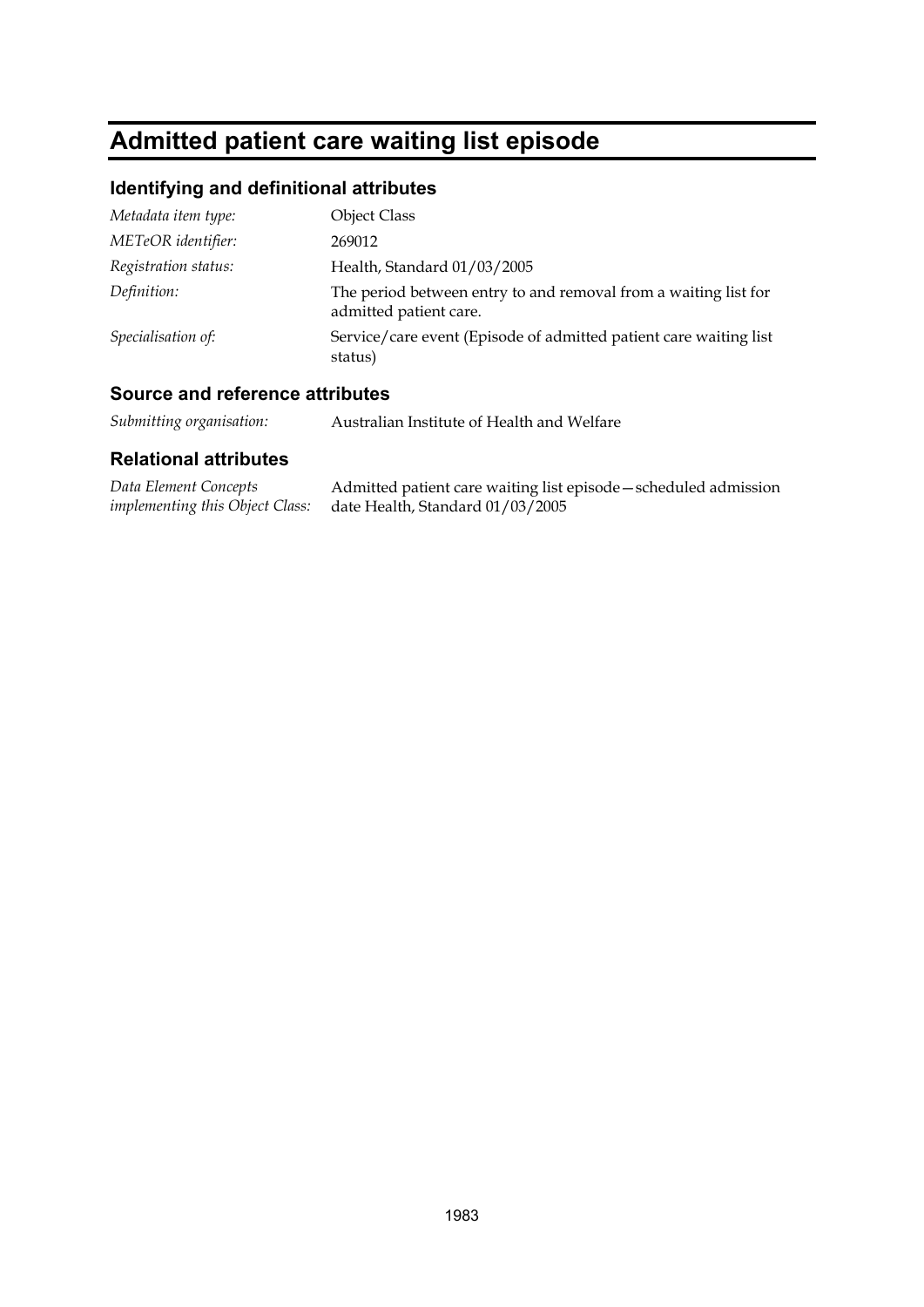# Admitted patient care waiting list episode

## Identifying and definitional attributes

| | |
|---|---|
| *Metadata item type:* | Object Class |
| *METeOR identifier:* | 269012 |
| *Registration status:* | Health, Standard 01/03/2005 |
| *Definition:* | The period between entry to and removal from a waiting list for admitted patient care. |
| *Specialisation of:* | Service/care event (Episode of admitted patient care waiting list status) |

## Source and reference attributes

| | |
|---|---|
| *Submitting organisation:* | Australian Institute of Health and Welfare |

## Relational attributes

| | |
|---|---|
| *Data Element Concepts implementing this Object Class:* | Admitted patient care waiting list episode—scheduled admission date Health, Standard 01/03/2005 |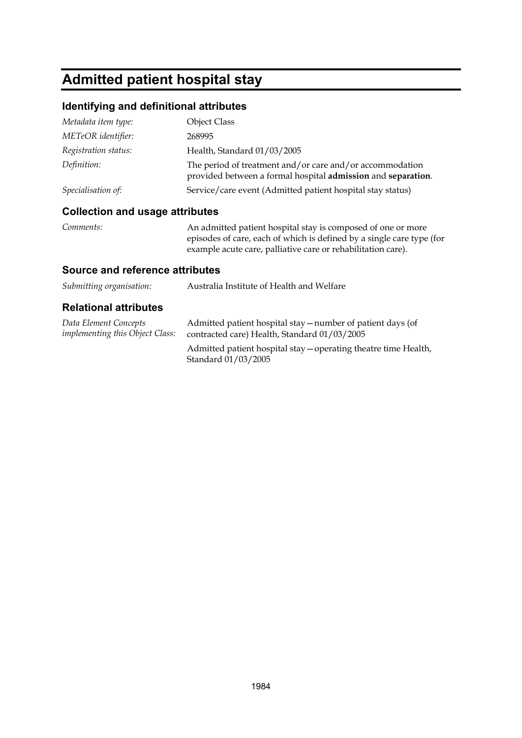# Admitted patient hospital stay

## Identifying and definitional attributes

| | |
|---|---|
| *Metadata item type:* | Object Class |
| *METeOR identifier:* | 268995 |
| *Registration status:* | Health, Standard 01/03/2005 |
| *Definition:* | The period of treatment and/or care and/or accommodation provided between a formal hospital **admission** and **separation**. |
| *Specialisation of:* | Service/care event (Admitted patient hospital stay status) |

## Collection and usage attributes

| | |
|---|---|
| *Comments:* | An admitted patient hospital stay is composed of one or more episodes of care, each of which is defined by a single care type (for example acute care, palliative care or rehabilitation care). |

## Source and reference attributes

| | |
|---|---|
| *Submitting organisation:* | Australia Institute of Health and Welfare |

## Relational attributes

| | |
|---|---|
| *Data Element Concepts implementing this Object Class:* | Admitted patient hospital stay—number of patient days (of contracted care) Health, Standard 01/03/2005 |
| | Admitted patient hospital stay—operating theatre time Health, Standard 01/03/2005 |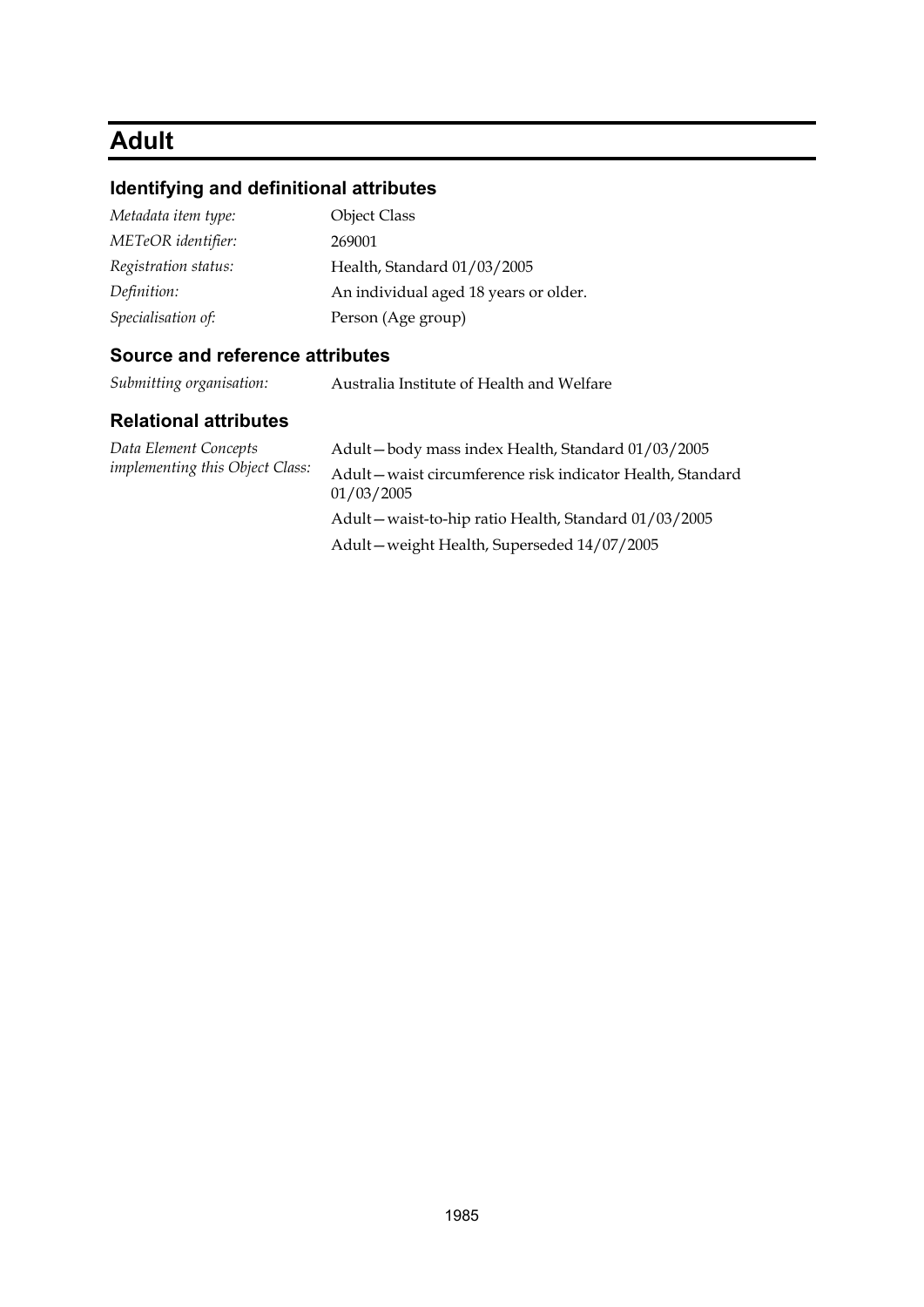# Adult

## Identifying and definitional attributes

| | |
|---|---|
| *Metadata item type:* | Object Class |
| *METeOR identifier:* | 269001 |
| *Registration status:* | Health, Standard 01/03/2005 |
| *Definition:* | An individual aged 18 years or older. |
| *Specialisation of:* | Person (Age group) |

## Source and reference attributes

| | |
|---|---|
| *Submitting organisation:* | Australia Institute of Health and Welfare |

## Relational attributes

| | |
|---|---|
| *Data Element Concepts implementing this Object Class:* | Adult—body mass index Health, Standard 01/03/2005 |
| | Adult—waist circumference risk indicator Health, Standard 01/03/2005 |
| | Adult—waist-to-hip ratio Health, Standard 01/03/2005 |
| | Adult—weight Health, Superseded 14/07/2005 |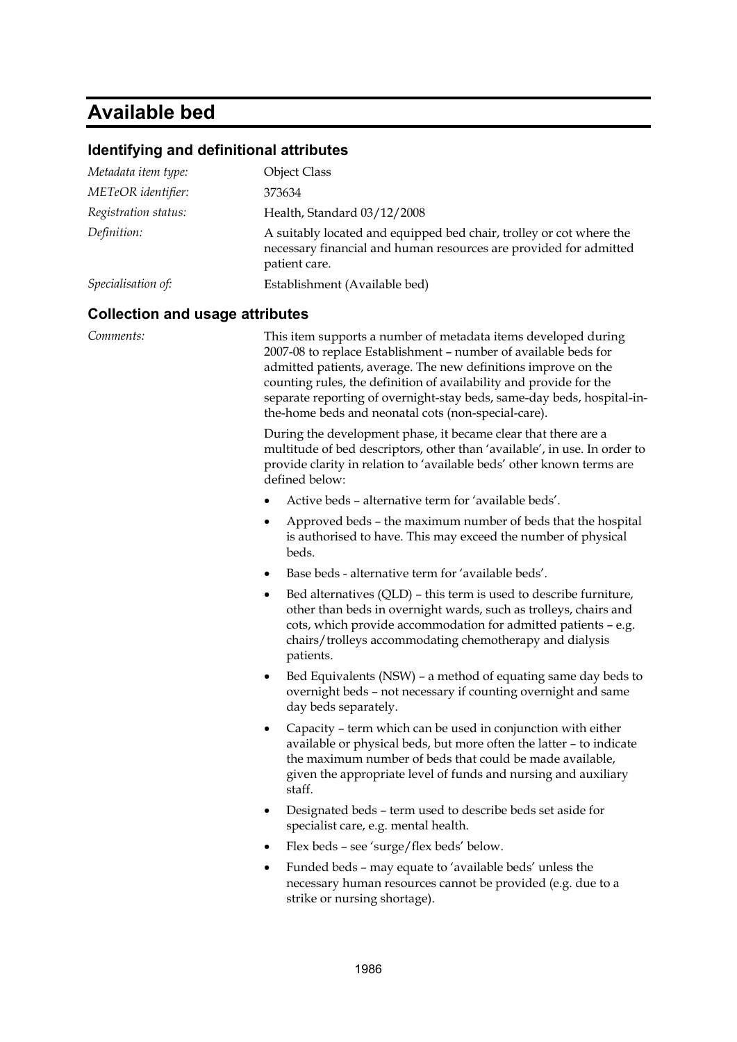# Available bed

## Identifying and definitional attributes

| | |
|---|---|
| *Metadata item type:* | Object Class |
| *METeOR identifier:* | 373634 |
| *Registration status:* | Health, Standard 03/12/2008 |
| *Definition:* | A suitably located and equipped bed chair, trolley or cot where the necessary financial and human resources are provided for admitted patient care. |
| *Specialisation of:* | Establishment (Available bed) |

## Collection and usage attributes

*Comments:*

This item supports a number of metadata items developed during 2007-08 to replace Establishment – number of available beds for admitted patients, average. The new definitions improve on the counting rules, the definition of availability and provide for the separate reporting of overnight-stay beds, same-day beds, hospital-in-the-home beds and neonatal cots (non-special-care).

During the development phase, it became clear that there are a multitude of bed descriptors, other than 'available', in use. In order to provide clarity in relation to 'available beds' other known terms are defined below:

- Active beds – alternative term for 'available beds'.
- Approved beds – the maximum number of beds that the hospital is authorised to have. This may exceed the number of physical beds.
- Base beds - alternative term for 'available beds'.
- Bed alternatives (QLD) – this term is used to describe furniture, other than beds in overnight wards, such as trolleys, chairs and cots, which provide accommodation for admitted patients – e.g. chairs/trolleys accommodating chemotherapy and dialysis patients.
- Bed Equivalents (NSW) – a method of equating same day beds to overnight beds – not necessary if counting overnight and same day beds separately.
- Capacity – term which can be used in conjunction with either available or physical beds, but more often the latter – to indicate the maximum number of beds that could be made available, given the appropriate level of funds and nursing and auxiliary staff.
- Designated beds – term used to describe beds set aside for specialist care, e.g. mental health.
- Flex beds – see 'surge/flex beds' below.
- Funded beds – may equate to 'available beds' unless the necessary human resources cannot be provided (e.g. due to a strike or nursing shortage).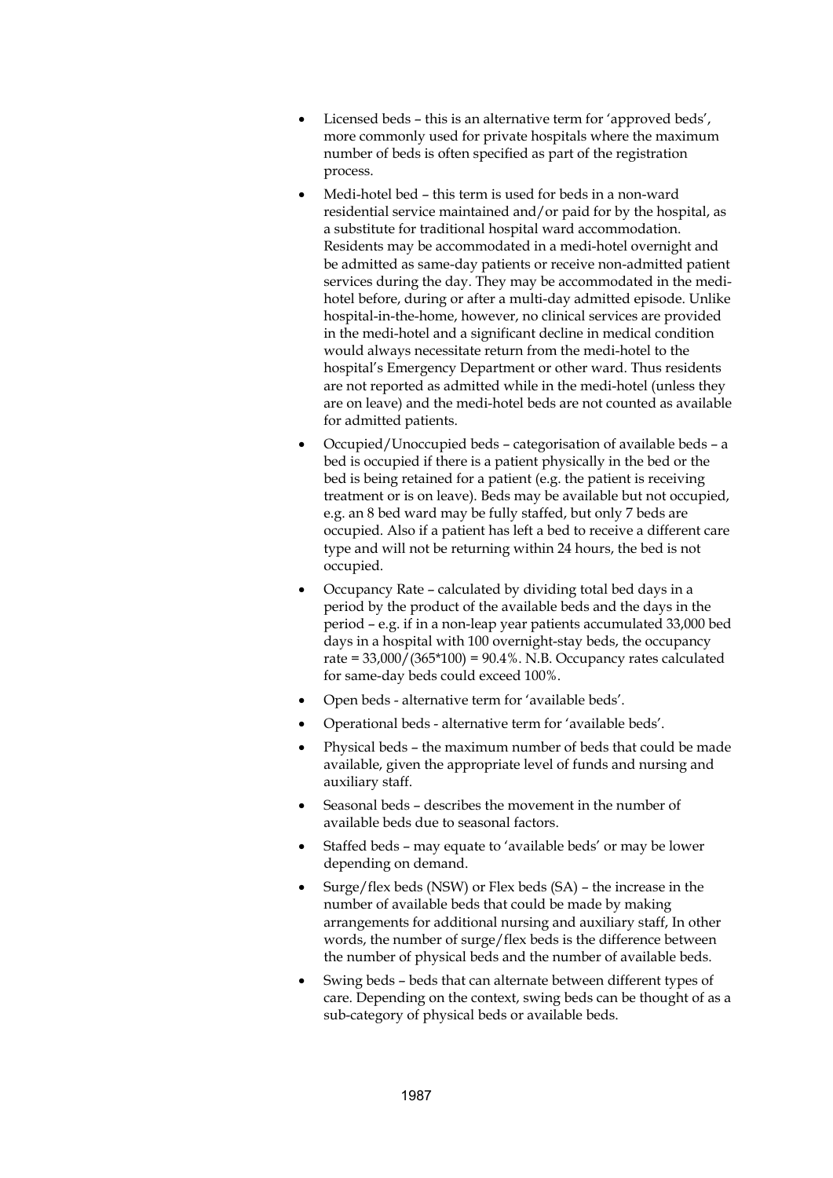- Licensed beds – this is an alternative term for 'approved beds', more commonly used for private hospitals where the maximum number of beds is often specified as part of the registration process.
- Medi-hotel bed – this term is used for beds in a non-ward residential service maintained and/or paid for by the hospital, as a substitute for traditional hospital ward accommodation. Residents may be accommodated in a medi-hotel overnight and be admitted as same-day patients or receive non-admitted patient services during the day. They may be accommodated in the medi-hotel before, during or after a multi-day admitted episode. Unlike hospital-in-the-home, however, no clinical services are provided in the medi-hotel and a significant decline in medical condition would always necessitate return from the medi-hotel to the hospital's Emergency Department or other ward. Thus residents are not reported as admitted while in the medi-hotel (unless they are on leave) and the medi-hotel beds are not counted as available for admitted patients.
- Occupied/Unoccupied beds – categorisation of available beds – a bed is occupied if there is a patient physically in the bed or the bed is being retained for a patient (e.g. the patient is receiving treatment or is on leave). Beds may be available but not occupied, e.g. an 8 bed ward may be fully staffed, but only 7 beds are occupied. Also if a patient has left a bed to receive a different care type and will not be returning within 24 hours, the bed is not occupied.
- Occupancy Rate – calculated by dividing total bed days in a period by the product of the available beds and the days in the period – e.g. if in a non-leap year patients accumulated 33,000 bed days in a hospital with 100 overnight-stay beds, the occupancy rate = 33,000/(365*100) = 90.4%. N.B. Occupancy rates calculated for same-day beds could exceed 100%.
- Open beds - alternative term for 'available beds'.
- Operational beds - alternative term for 'available beds'.
- Physical beds – the maximum number of beds that could be made available, given the appropriate level of funds and nursing and auxiliary staff.
- Seasonal beds – describes the movement in the number of available beds due to seasonal factors.
- Staffed beds – may equate to 'available beds' or may be lower depending on demand.
- Surge/flex beds (NSW) or Flex beds (SA) – the increase in the number of available beds that could be made by making arrangements for additional nursing and auxiliary staff, In other words, the number of surge/flex beds is the difference between the number of physical beds and the number of available beds.
- Swing beds – beds that can alternate between different types of care. Depending on the context, swing beds can be thought of as a sub-category of physical beds or available beds.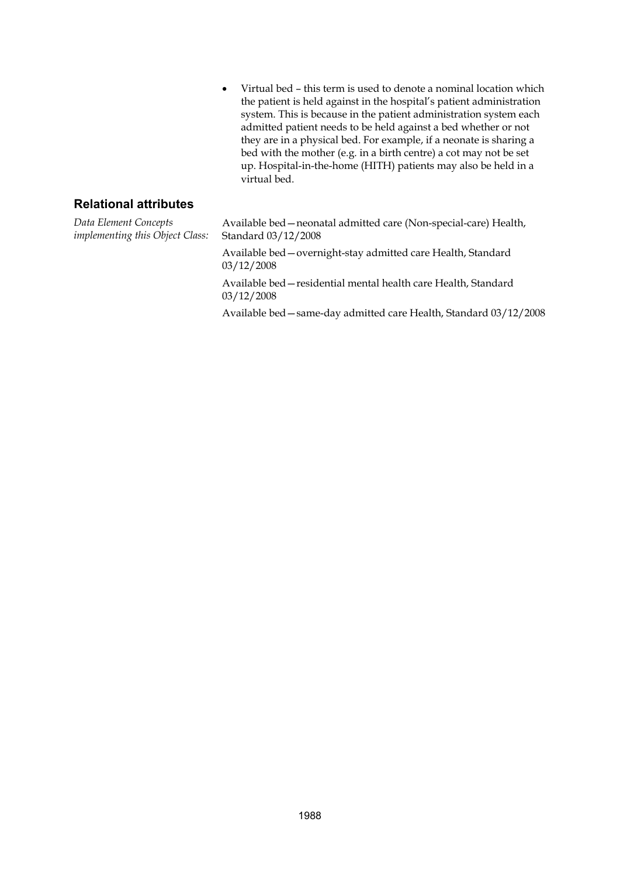- Virtual bed – this term is used to denote a nominal location which the patient is held against in the hospital's patient administration system. This is because in the patient administration system each admitted patient needs to be held against a bed whether or not they are in a physical bed. For example, if a neonate is sharing a bed with the mother (e.g. in a birth centre) a cot may not be set up. Hospital-in-the-home (HITH) patients may also be held in a virtual bed.

## Relational attributes

*Data Element Concepts implementing this Object Class:*

Available bed—neonatal admitted care (Non-special-care) Health, Standard 03/12/2008

Available bed—overnight-stay admitted care Health, Standard 03/12/2008

Available bed—residential mental health care Health, Standard 03/12/2008

Available bed—same-day admitted care Health, Standard 03/12/2008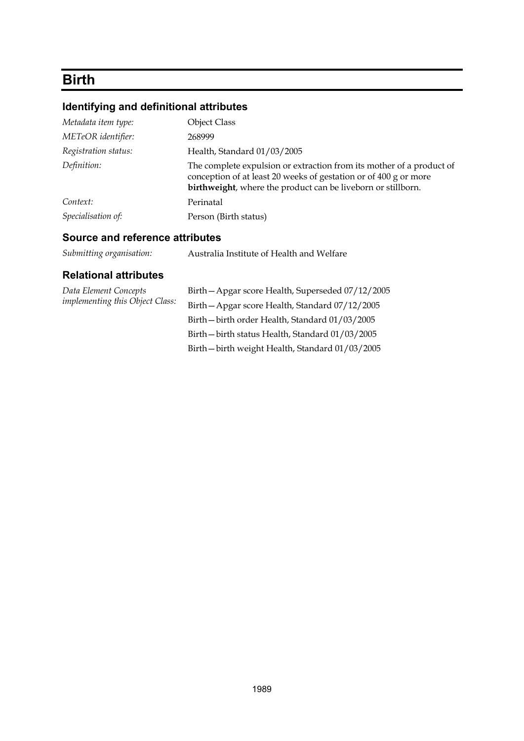# Birth

## Identifying and definitional attributes

| | |
|---|---|
| *Metadata item type:* | Object Class |
| *METeOR identifier:* | 268999 |
| *Registration status:* | Health, Standard 01/03/2005 |
| *Definition:* | The complete expulsion or extraction from its mother of a product of conception of at least 20 weeks of gestation or of 400 g or more **birthweight**, where the product can be liveborn or stillborn. |
| *Context:* | Perinatal |
| *Specialisation of:* | Person (Birth status) |

## Source and reference attributes

| | |
|---|---|
| *Submitting organisation:* | Australia Institute of Health and Welfare |

## Relational attributes

| | |
|---|---|
| *Data Element Concepts implementing this Object Class:* | Birth—Apgar score Health, Superseded 07/12/2005 |
| | Birth—Apgar score Health, Standard 07/12/2005 |
| | Birth—birth order Health, Standard 01/03/2005 |
| | Birth—birth status Health, Standard 01/03/2005 |
| | Birth—birth weight Health, Standard 01/03/2005 |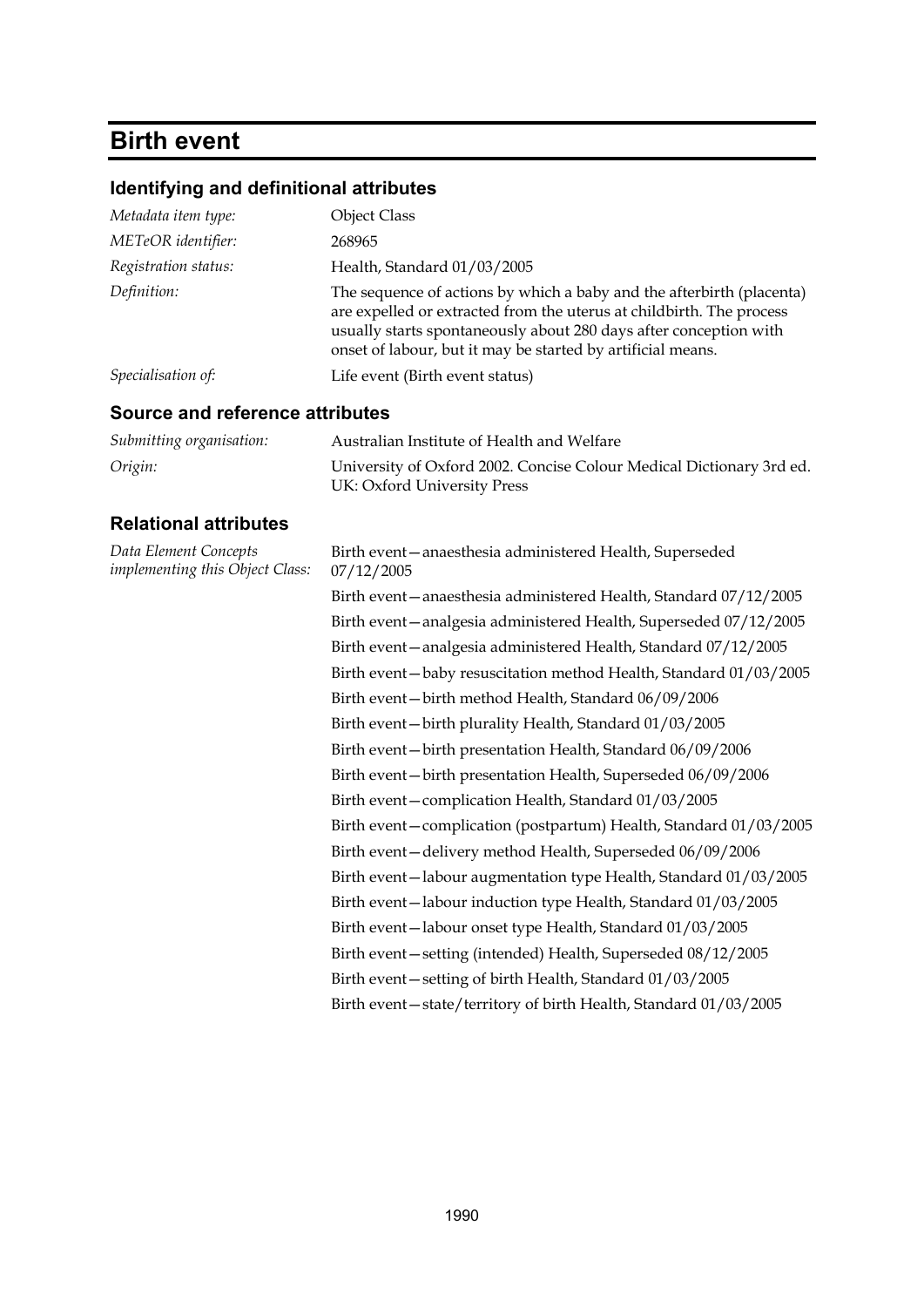# Birth event

## Identifying and definitional attributes

| | |
|---|---|
| *Metadata item type:* | Object Class |
| *METeOR identifier:* | 268965 |
| *Registration status:* | Health, Standard 01/03/2005 |
| *Definition:* | The sequence of actions by which a baby and the afterbirth (placenta) are expelled or extracted from the uterus at childbirth. The process usually starts spontaneously about 280 days after conception with onset of labour, but it may be started by artificial means. |
| *Specialisation of:* | Life event (Birth event status) |

## Source and reference attributes

| | |
|---|---|
| *Submitting organisation:* | Australian Institute of Health and Welfare |
| *Origin:* | University of Oxford 2002. Concise Colour Medical Dictionary 3rd ed. UK: Oxford University Press |

## Relational attributes

*Data Element Concepts implementing this Object Class:*

Birth event—anaesthesia administered Health, Superseded 07/12/2005

Birth event—anaesthesia administered Health, Standard 07/12/2005

Birth event—analgesia administered Health, Superseded 07/12/2005

Birth event—analgesia administered Health, Standard 07/12/2005

Birth event—baby resuscitation method Health, Standard 01/03/2005

Birth event—birth method Health, Standard 06/09/2006

Birth event—birth plurality Health, Standard 01/03/2005

Birth event—birth presentation Health, Standard 06/09/2006

Birth event—birth presentation Health, Superseded 06/09/2006

Birth event—complication Health, Standard 01/03/2005

Birth event—complication (postpartum) Health, Standard 01/03/2005

Birth event—delivery method Health, Superseded 06/09/2006

Birth event—labour augmentation type Health, Standard 01/03/2005

Birth event—labour induction type Health, Standard 01/03/2005

Birth event—labour onset type Health, Standard 01/03/2005

Birth event—setting (intended) Health, Superseded 08/12/2005

Birth event—setting of birth Health, Standard 01/03/2005

Birth event—state/territory of birth Health, Standard 01/03/2005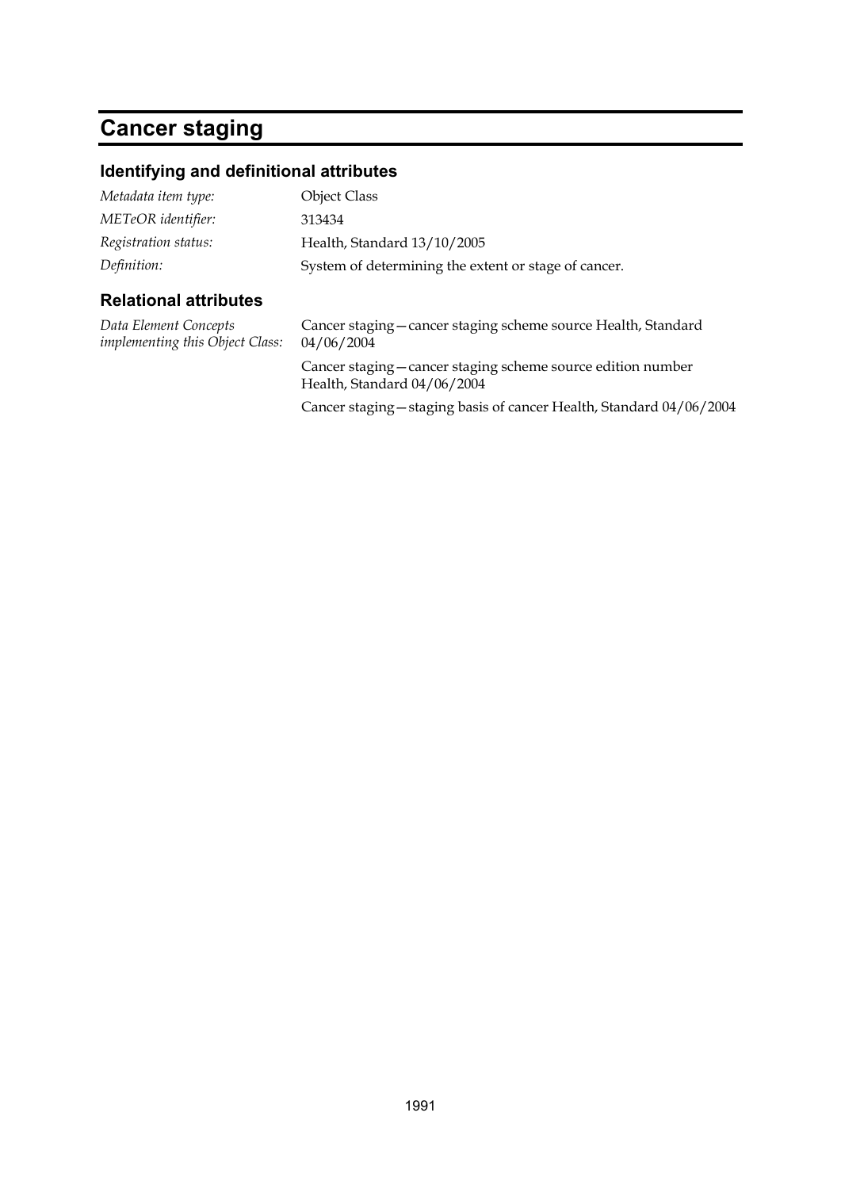# Cancer staging

## Identifying and definitional attributes

| | |
|---|---|
| *Metadata item type:* | Object Class |
| *METeOR identifier:* | 313434 |
| *Registration status:* | Health, Standard 13/10/2005 |
| *Definition:* | System of determining the extent or stage of cancer. |

## Relational attributes

| | |
|---|---|
| *Data Element Concepts implementing this Object Class:* | Cancer staging—cancer staging scheme source Health, Standard 04/06/2004 |
| | Cancer staging—cancer staging scheme source edition number Health, Standard 04/06/2004 |
| | Cancer staging—staging basis of cancer Health, Standard 04/06/2004 |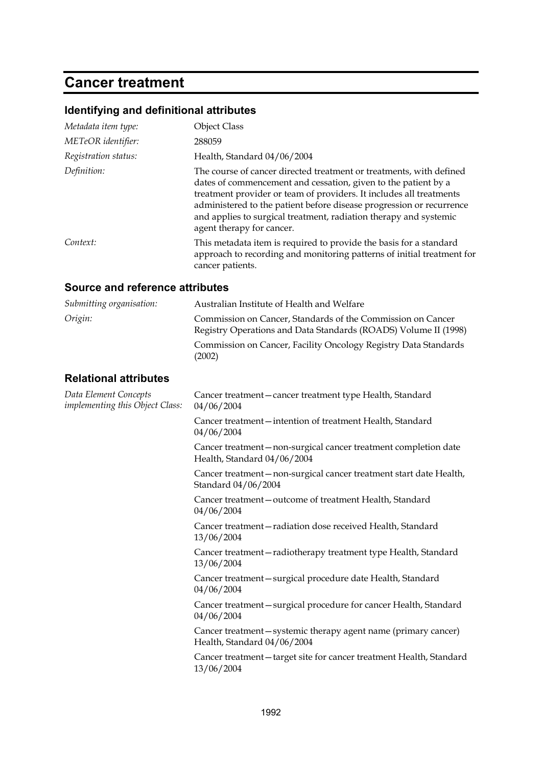# Cancer treatment

## Identifying and definitional attributes

| | |
|---|---|
| *Metadata item type:* | Object Class |
| *METeOR identifier:* | 288059 |
| *Registration status:* | Health, Standard 04/06/2004 |
| *Definition:* | The course of cancer directed treatment or treatments, with defined dates of commencement and cessation, given to the patient by a treatment provider or team of providers. It includes all treatments administered to the patient before disease progression or recurrence and applies to surgical treatment, radiation therapy and systemic agent therapy for cancer. |
| *Context:* | This metadata item is required to provide the basis for a standard approach to recording and monitoring patterns of initial treatment for cancer patients. |

## Source and reference attributes

| | |
|---|---|
| *Submitting organisation:* | Australian Institute of Health and Welfare |
| *Origin:* | Commission on Cancer, Standards of the Commission on Cancer Registry Operations and Data Standards (ROADS) Volume II (1998) |
| | Commission on Cancer, Facility Oncology Registry Data Standards (2002) |

## Relational attributes

| | |
|---|---|
| *Data Element Concepts implementing this Object Class:* | Cancer treatment—cancer treatment type Health, Standard 04/06/2004 |
| | Cancer treatment—intention of treatment Health, Standard 04/06/2004 |
| | Cancer treatment—non-surgical cancer treatment completion date Health, Standard 04/06/2004 |
| | Cancer treatment—non-surgical cancer treatment start date Health, Standard 04/06/2004 |
| | Cancer treatment—outcome of treatment Health, Standard 04/06/2004 |
| | Cancer treatment—radiation dose received Health, Standard 13/06/2004 |
| | Cancer treatment—radiotherapy treatment type Health, Standard 13/06/2004 |
| | Cancer treatment—surgical procedure date Health, Standard 04/06/2004 |
| | Cancer treatment—surgical procedure for cancer Health, Standard 04/06/2004 |
| | Cancer treatment—systemic therapy agent name (primary cancer) Health, Standard 04/06/2004 |
| | Cancer treatment—target site for cancer treatment Health, Standard 13/06/2004 |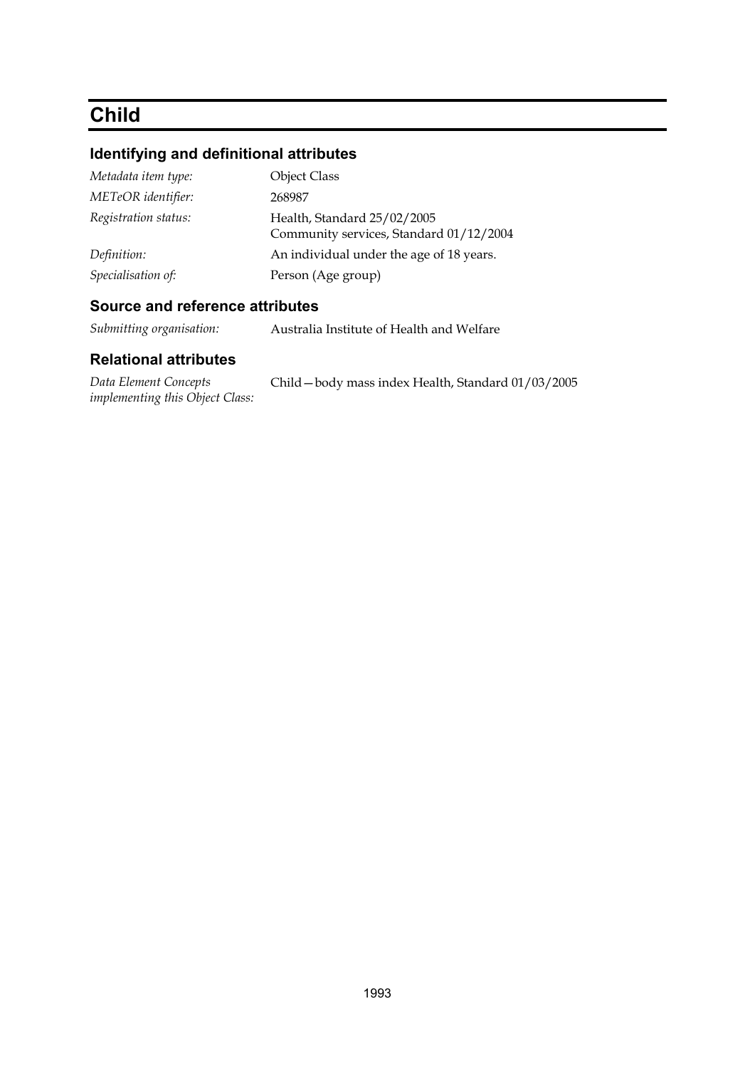# Child

## Identifying and definitional attributes

| | |
|---|---|
| *Metadata item type:* | Object Class |
| *METeOR identifier:* | 268987 |
| *Registration status:* | Health, Standard 25/02/2005<br>Community services, Standard 01/12/2004 |
| *Definition:* | An individual under the age of 18 years. |
| *Specialisation of:* | Person (Age group) |

## Source and reference attributes

| | |
|---|---|
| *Submitting organisation:* | Australia Institute of Health and Welfare |

## Relational attributes

| | |
|---|---|
| *Data Element Concepts implementing this Object Class:* | Child—body mass index Health, Standard 01/03/2005 |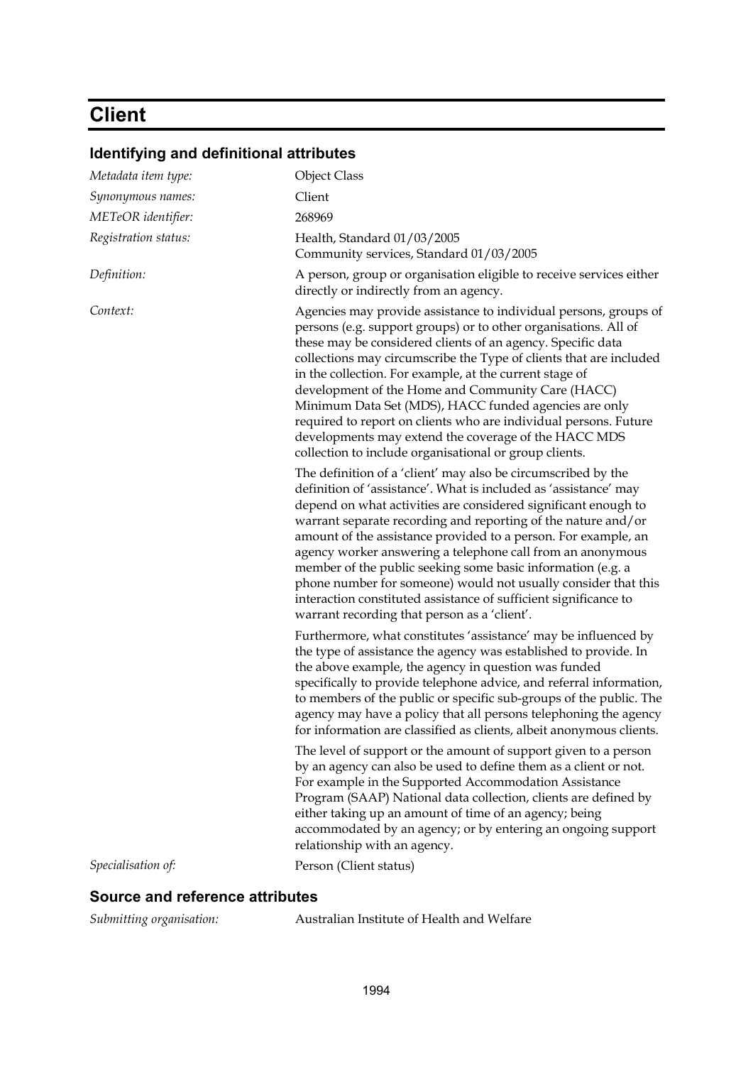# Client

## Identifying and definitional attributes

| | |
|---|---|
| *Metadata item type:* | Object Class |
| *Synonymous names:* | Client |
| *METeOR identifier:* | 268969 |
| *Registration status:* | Health, Standard 01/03/2005<br>Community services, Standard 01/03/2005 |
| *Definition:* | A person, group or organisation eligible to receive services either directly or indirectly from an agency. |
| *Context:* | Agencies may provide assistance to individual persons, groups of persons (e.g. support groups) or to other organisations. All of these may be considered clients of an agency. Specific data collections may circumscribe the Type of clients that are included in the collection. For example, at the current stage of development of the Home and Community Care (HACC) Minimum Data Set (MDS), HACC funded agencies are only required to report on clients who are individual persons. Future developments may extend the coverage of the HACC MDS collection to include organisational or group clients.<br><br>The definition of a 'client' may also be circumscribed by the definition of 'assistance'. What is included as 'assistance' may depend on what activities are considered significant enough to warrant separate recording and reporting of the nature and/or amount of the assistance provided to a person. For example, an agency worker answering a telephone call from an anonymous member of the public seeking some basic information (e.g. a phone number for someone) would not usually consider that this interaction constituted assistance of sufficient significance to warrant recording that person as a 'client'.<br><br>Furthermore, what constitutes 'assistance' may be influenced by the type of assistance the agency was established to provide. In the above example, the agency in question was funded specifically to provide telephone advice, and referral information, to members of the public or specific sub-groups of the public. The agency may have a policy that all persons telephoning the agency for information are classified as clients, albeit anonymous clients.<br><br>The level of support or the amount of support given to a person by an agency can also be used to define them as a client or not. For example in the Supported Accommodation Assistance Program (SAAP) National data collection, clients are defined by either taking up an amount of time of an agency; being accommodated by an agency; or by entering an ongoing support relationship with an agency. |
| *Specialisation of:* | Person (Client status) |

## Source and reference attributes

| | |
|---|---|
| *Submitting organisation:* | Australian Institute of Health and Welfare |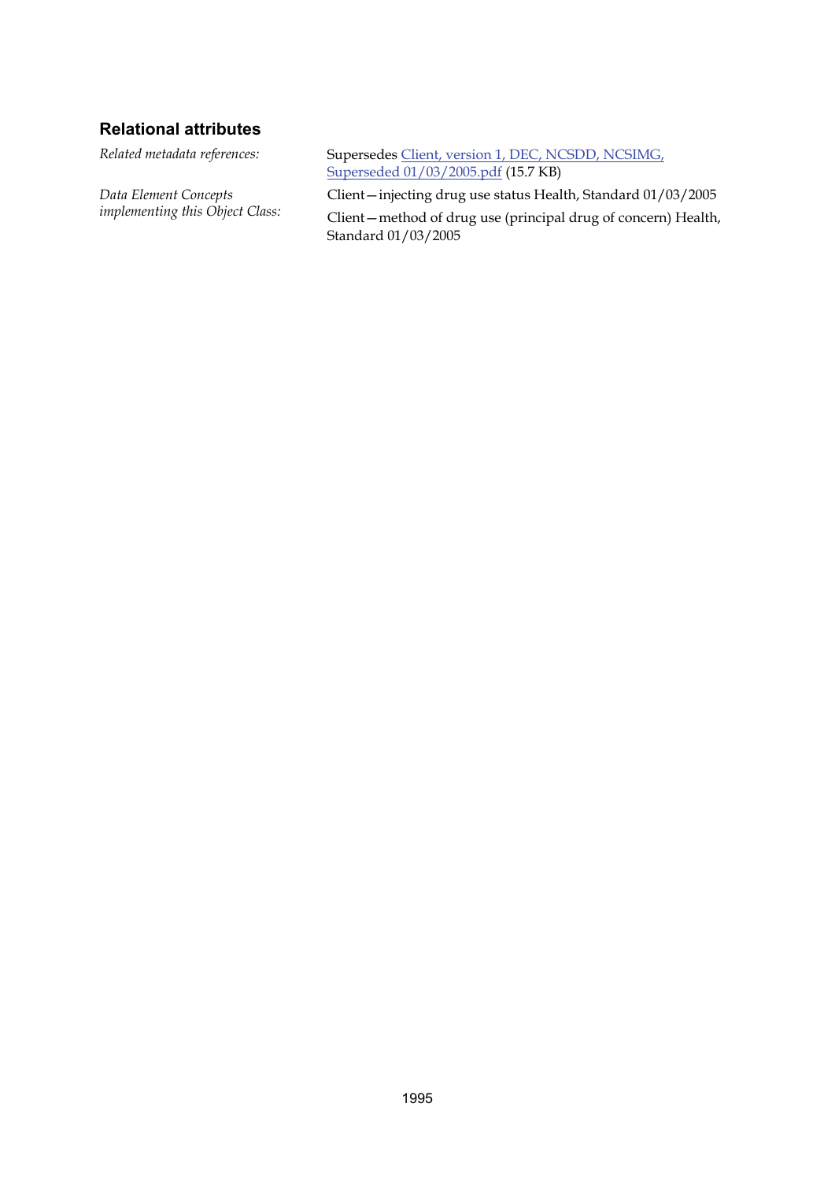## Relational attributes

*Related metadata references:* Supersedes Client, version 1, DEC, NCSDD, NCSIMG, Superseded 01/03/2005.pdf (15.7 KB)

*Data Element Concepts implementing this Object Class:*

Client—injecting drug use status Health, Standard 01/03/2005

Client—method of drug use (principal drug of concern) Health, Standard 01/03/2005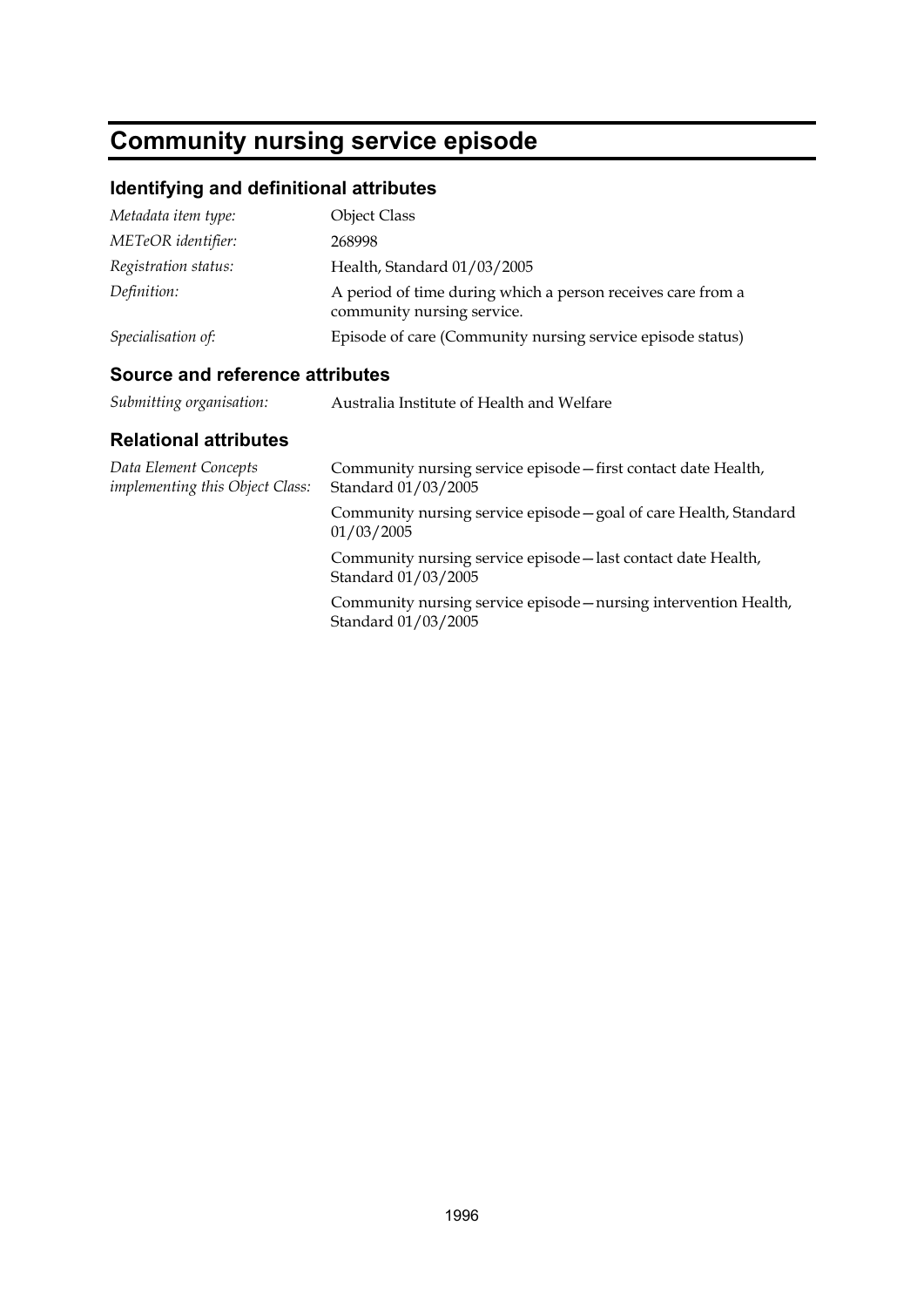# Community nursing service episode

## Identifying and definitional attributes

| | |
|---|---|
| *Metadata item type:* | Object Class |
| *METeOR identifier:* | 268998 |
| *Registration status:* | Health, Standard 01/03/2005 |
| *Definition:* | A period of time during which a person receives care from a community nursing service. |
| *Specialisation of:* | Episode of care (Community nursing service episode status) |

## Source and reference attributes

| | |
|---|---|
| *Submitting organisation:* | Australia Institute of Health and Welfare |

## Relational attributes

| | |
|---|---|
| *Data Element Concepts implementing this Object Class:* | Community nursing service episode—first contact date Health, Standard 01/03/2005 |
| | Community nursing service episode—goal of care Health, Standard 01/03/2005 |
| | Community nursing service episode—last contact date Health, Standard 01/03/2005 |
| | Community nursing service episode—nursing intervention Health, Standard 01/03/2005 |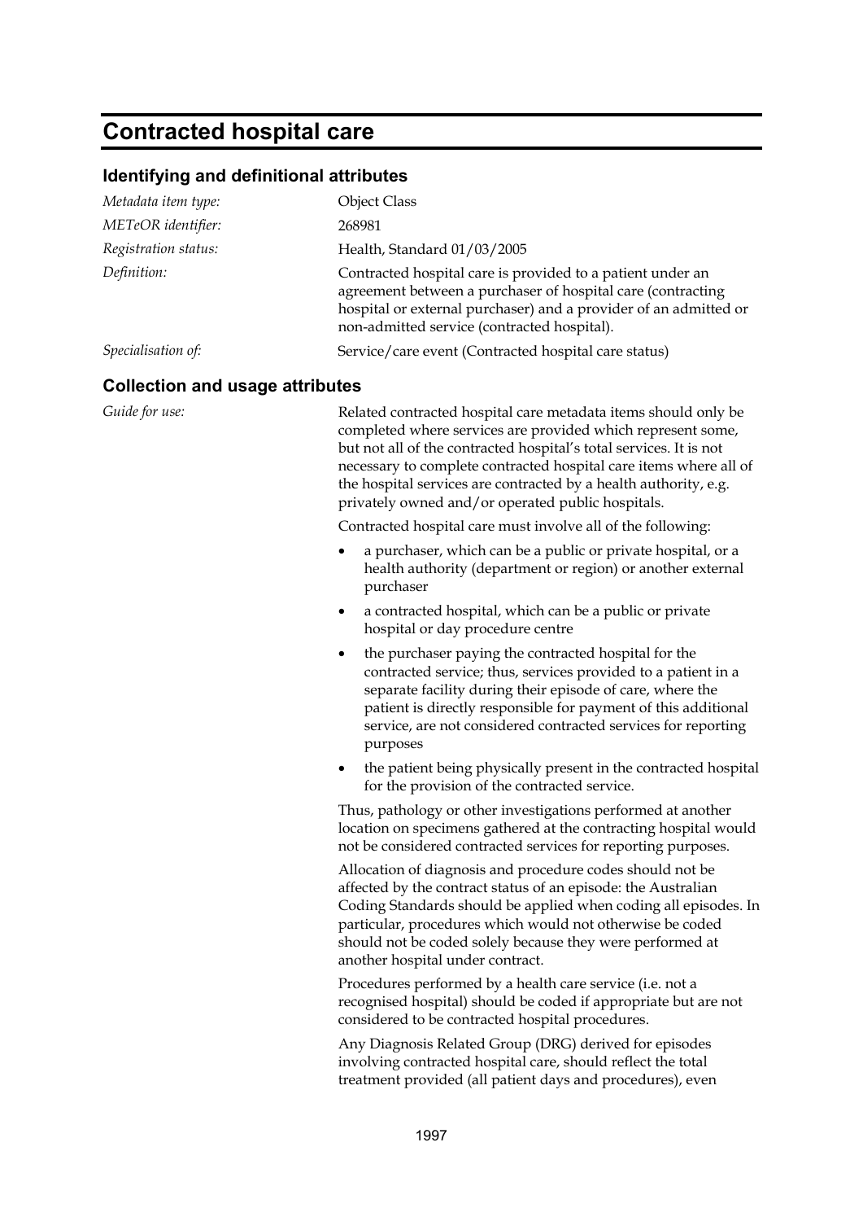# Contracted hospital care

## Identifying and definitional attributes

*Metadata item type:* Object Class

*METeOR identifier:* 268981

*Registration status:* Health, Standard 01/03/2005

*Definition:* Contracted hospital care is provided to a patient under an agreement between a purchaser of hospital care (contracting hospital or external purchaser) and a provider of an admitted or non-admitted service (contracted hospital).

*Specialisation of:* Service/care event (Contracted hospital care status)

## Collection and usage attributes

*Guide for use:*

Related contracted hospital care metadata items should only be completed where services are provided which represent some, but not all of the contracted hospital's total services. It is not necessary to complete contracted hospital care items where all of the hospital services are contracted by a health authority, e.g. privately owned and/or operated public hospitals.

Contracted hospital care must involve all of the following:

- a purchaser, which can be a public or private hospital, or a health authority (department or region) or another external purchaser
- a contracted hospital, which can be a public or private hospital or day procedure centre
- the purchaser paying the contracted hospital for the contracted service; thus, services provided to a patient in a separate facility during their episode of care, where the patient is directly responsible for payment of this additional service, are not considered contracted services for reporting purposes
- the patient being physically present in the contracted hospital for the provision of the contracted service.

Thus, pathology or other investigations performed at another location on specimens gathered at the contracting hospital would not be considered contracted services for reporting purposes.

Allocation of diagnosis and procedure codes should not be affected by the contract status of an episode: the Australian Coding Standards should be applied when coding all episodes. In particular, procedures which would not otherwise be coded should not be coded solely because they were performed at another hospital under contract.

Procedures performed by a health care service (i.e. not a recognised hospital) should be coded if appropriate but are not considered to be contracted hospital procedures.

Any Diagnosis Related Group (DRG) derived for episodes involving contracted hospital care, should reflect the total treatment provided (all patient days and procedures), even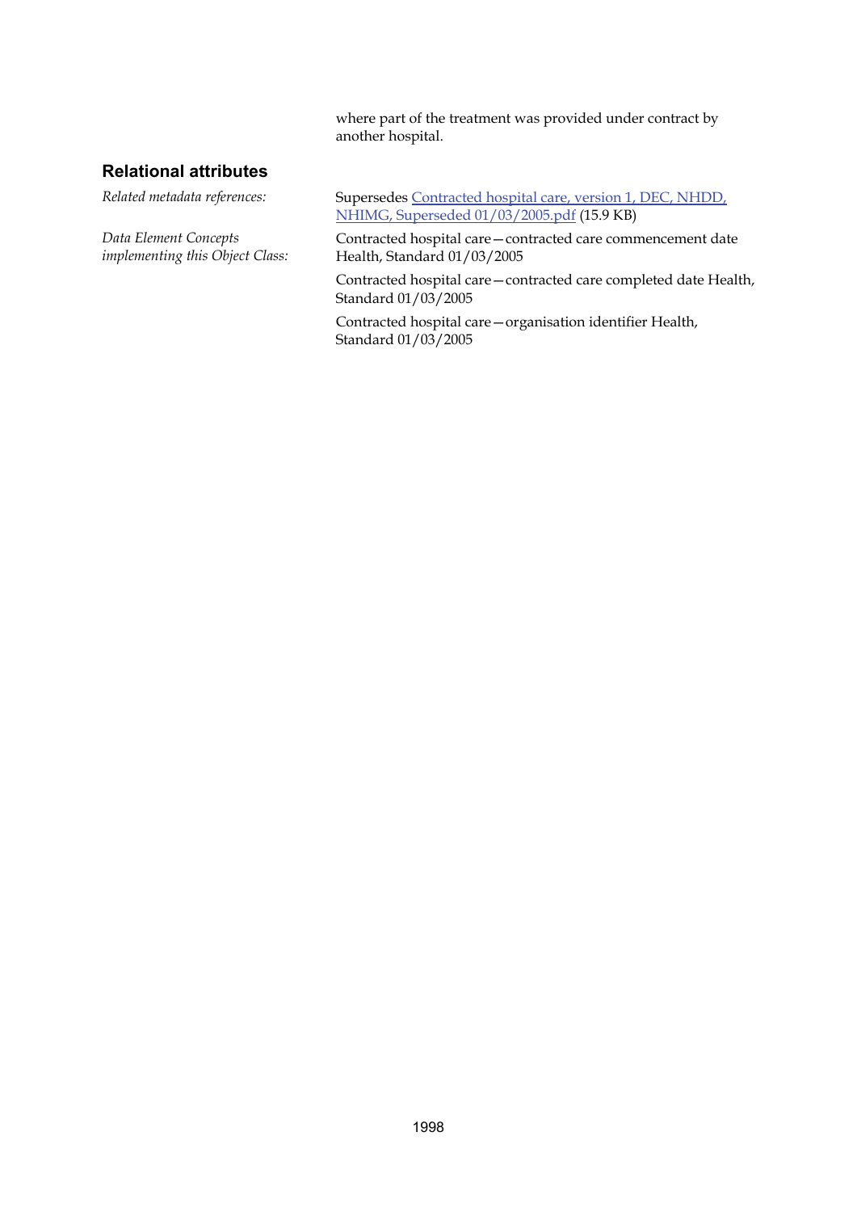where part of the treatment was provided under contract by another hospital.

## Relational attributes

*Related metadata references:* Supersedes [Contracted hospital care, version 1, DEC, NHDD, NHIMG, Superseded 01/03/2005.pdf]() (15.9 KB)

*Data Element Concepts implementing this Object Class:*

Contracted hospital care—contracted care commencement date Health, Standard 01/03/2005

Contracted hospital care—contracted care completed date Health, Standard 01/03/2005

Contracted hospital care—organisation identifier Health, Standard 01/03/2005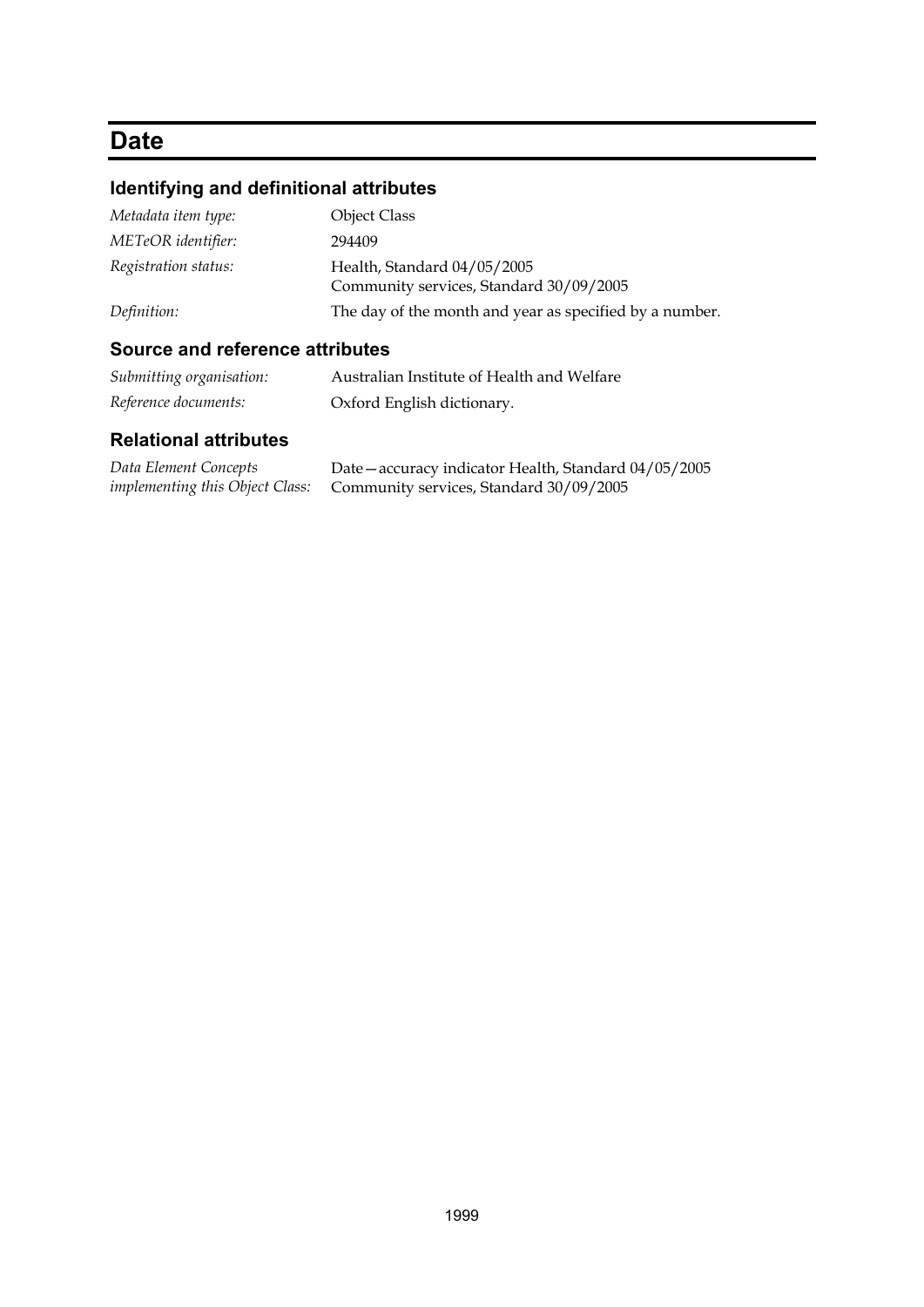# Date

## Identifying and definitional attributes

| | |
|---|---|
| *Metadata item type:* | Object Class |
| *METeOR identifier:* | 294409 |
| *Registration status:* | Health, Standard 04/05/2005<br>Community services, Standard 30/09/2005 |
| *Definition:* | The day of the month and year as specified by a number. |

## Source and reference attributes

| | |
|---|---|
| *Submitting organisation:* | Australian Institute of Health and Welfare |
| *Reference documents:* | Oxford English dictionary. |

## Relational attributes

| | |
|---|---|
| *Data Element Concepts implementing this Object Class:* | Date—accuracy indicator Health, Standard 04/05/2005<br>Community services, Standard 30/09/2005 |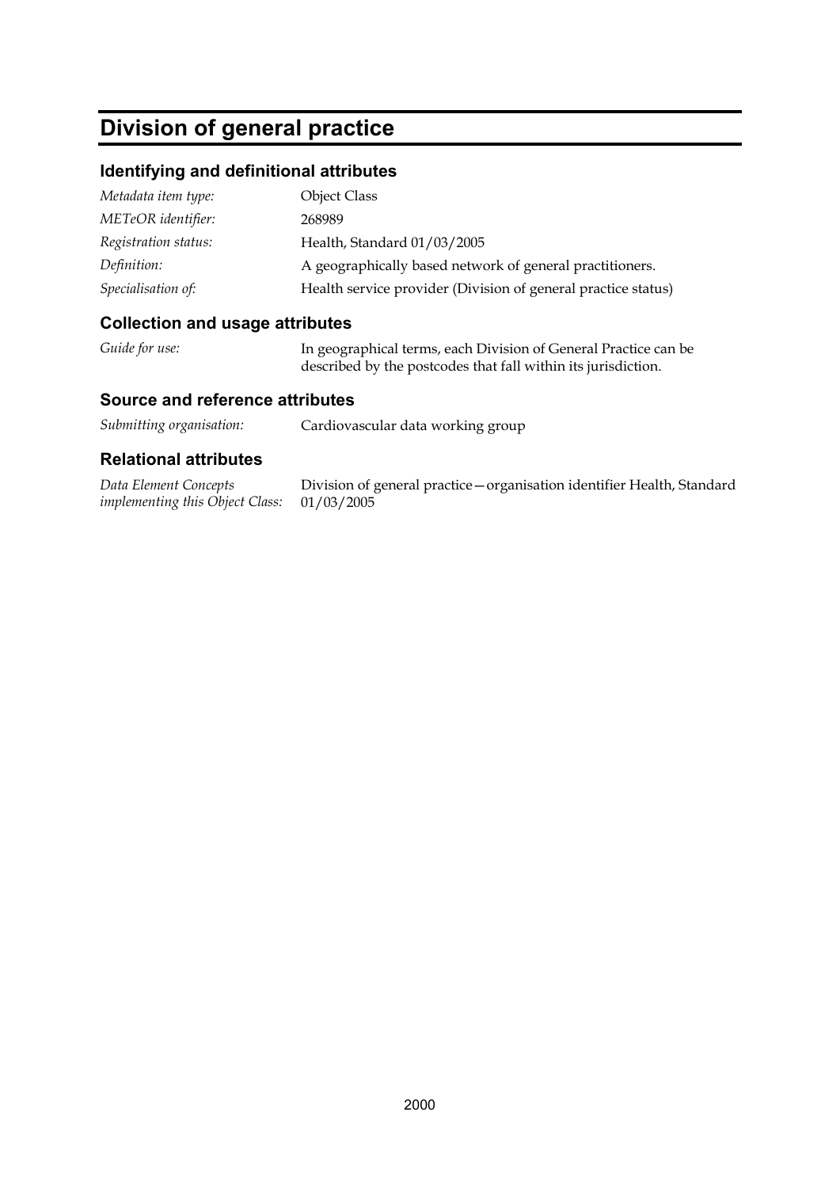# Division of general practice

## Identifying and definitional attributes

| | |
|---|---|
| *Metadata item type:* | Object Class |
| *METeOR identifier:* | 268989 |
| *Registration status:* | Health, Standard 01/03/2005 |
| *Definition:* | A geographically based network of general practitioners. |
| *Specialisation of:* | Health service provider (Division of general practice status) |

## Collection and usage attributes

| | |
|---|---|
| *Guide for use:* | In geographical terms, each Division of General Practice can be described by the postcodes that fall within its jurisdiction. |

## Source and reference attributes

| | |
|---|---|
| *Submitting organisation:* | Cardiovascular data working group |

## Relational attributes

| | |
|---|---|
| *Data Element Concepts implementing this Object Class:* | Division of general practice—organisation identifier Health, Standard 01/03/2005 |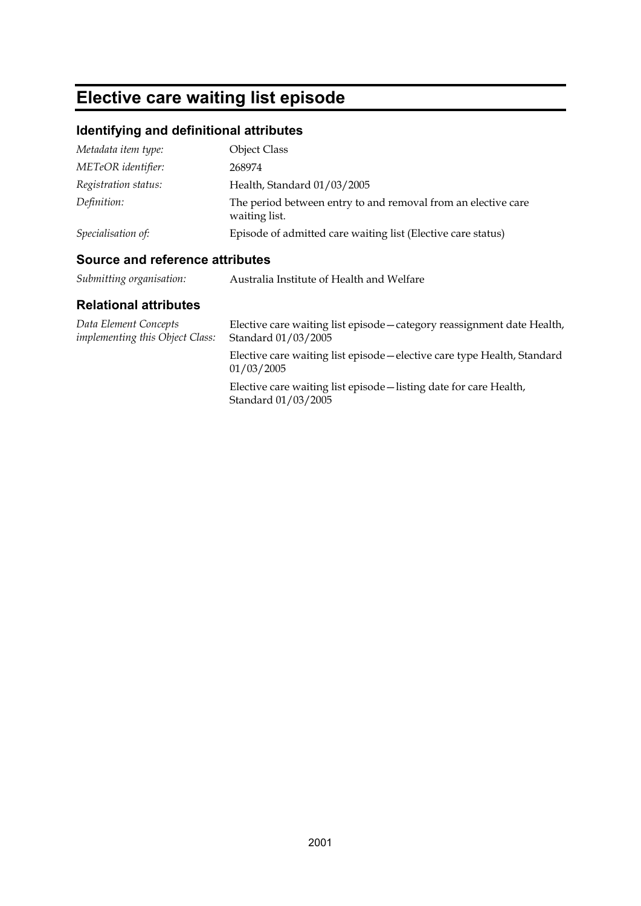# Elective care waiting list episode

## Identifying and definitional attributes

| | |
|---|---|
| *Metadata item type:* | Object Class |
| *METeOR identifier:* | 268974 |
| *Registration status:* | Health, Standard 01/03/2005 |
| *Definition:* | The period between entry to and removal from an elective care waiting list. |
| *Specialisation of:* | Episode of admitted care waiting list (Elective care status) |

## Source and reference attributes

| | |
|---|---|
| *Submitting organisation:* | Australia Institute of Health and Welfare |

## Relational attributes

| | |
|---|---|
| *Data Element Concepts implementing this Object Class:* | Elective care waiting list episode—category reassignment date Health, Standard 01/03/2005 |
| | Elective care waiting list episode—elective care type Health, Standard 01/03/2005 |
| | Elective care waiting list episode—listing date for care Health, Standard 01/03/2005 |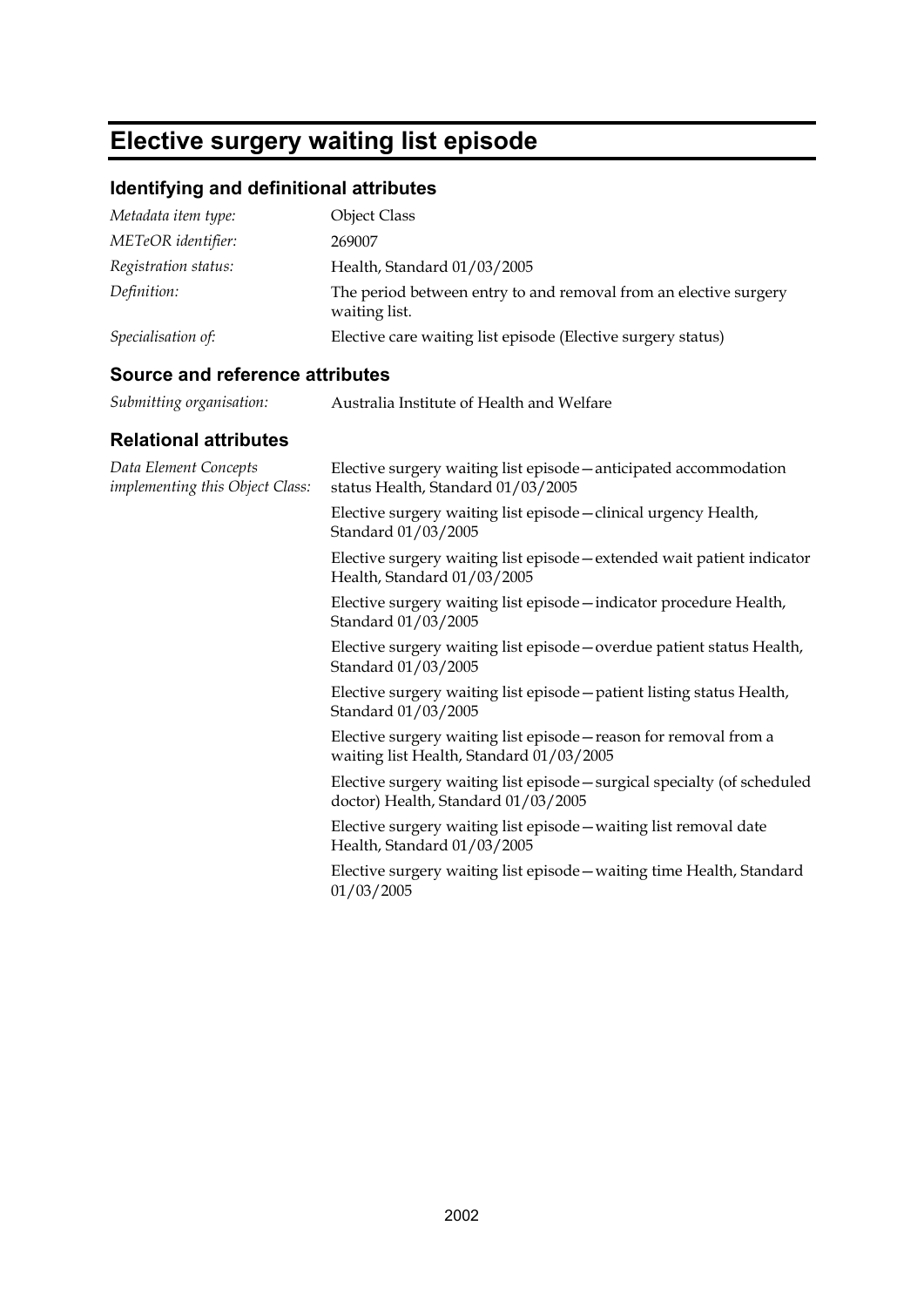# Elective surgery waiting list episode

## Identifying and definitional attributes

| | |
|---|---|
| *Metadata item type:* | Object Class |
| *METeOR identifier:* | 269007 |
| *Registration status:* | Health, Standard 01/03/2005 |
| *Definition:* | The period between entry to and removal from an elective surgery waiting list. |
| *Specialisation of:* | Elective care waiting list episode (Elective surgery status) |

## Source and reference attributes

| | |
|---|---|
| *Submitting organisation:* | Australia Institute of Health and Welfare |

## Relational attributes

*Data Element Concepts implementing this Object Class:*

Elective surgery waiting list episode—anticipated accommodation status Health, Standard 01/03/2005

Elective surgery waiting list episode—clinical urgency Health, Standard 01/03/2005

Elective surgery waiting list episode—extended wait patient indicator Health, Standard 01/03/2005

Elective surgery waiting list episode—indicator procedure Health, Standard 01/03/2005

Elective surgery waiting list episode—overdue patient status Health, Standard 01/03/2005

Elective surgery waiting list episode—patient listing status Health, Standard 01/03/2005

Elective surgery waiting list episode—reason for removal from a waiting list Health, Standard 01/03/2005

Elective surgery waiting list episode—surgical specialty (of scheduled doctor) Health, Standard 01/03/2005

Elective surgery waiting list episode—waiting list removal date Health, Standard 01/03/2005

Elective surgery waiting list episode—waiting time Health, Standard 01/03/2005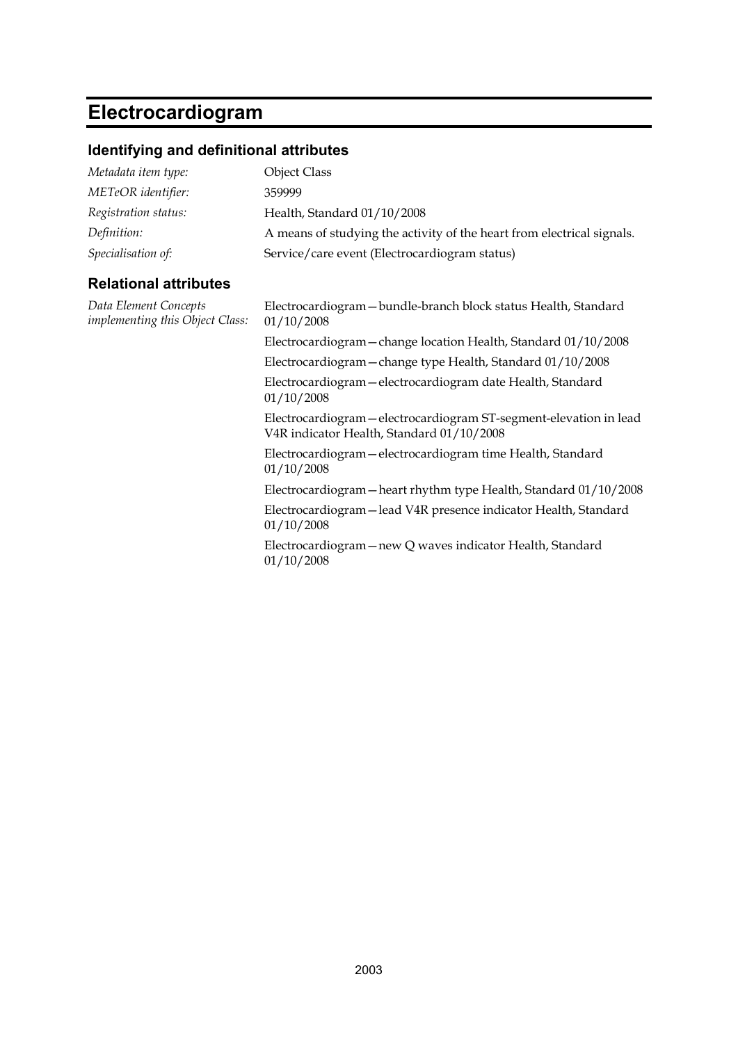# Electrocardiogram

## Identifying and definitional attributes

| | |
|---|---|
| *Metadata item type:* | Object Class |
| *METeOR identifier:* | 359999 |
| *Registration status:* | Health, Standard 01/10/2008 |
| *Definition:* | A means of studying the activity of the heart from electrical signals. |
| *Specialisation of:* | Service/care event (Electrocardiogram status) |

## Relational attributes

*Data Element Concepts implementing this Object Class:*

Electrocardiogram—bundle-branch block status Health, Standard 01/10/2008

Electrocardiogram—change location Health, Standard 01/10/2008

Electrocardiogram—change type Health, Standard 01/10/2008

Electrocardiogram—electrocardiogram date Health, Standard 01/10/2008

Electrocardiogram—electrocardiogram ST-segment-elevation in lead V4R indicator Health, Standard 01/10/2008

Electrocardiogram—electrocardiogram time Health, Standard 01/10/2008

Electrocardiogram—heart rhythm type Health, Standard 01/10/2008

Electrocardiogram—lead V4R presence indicator Health, Standard 01/10/2008

Electrocardiogram—new Q waves indicator Health, Standard 01/10/2008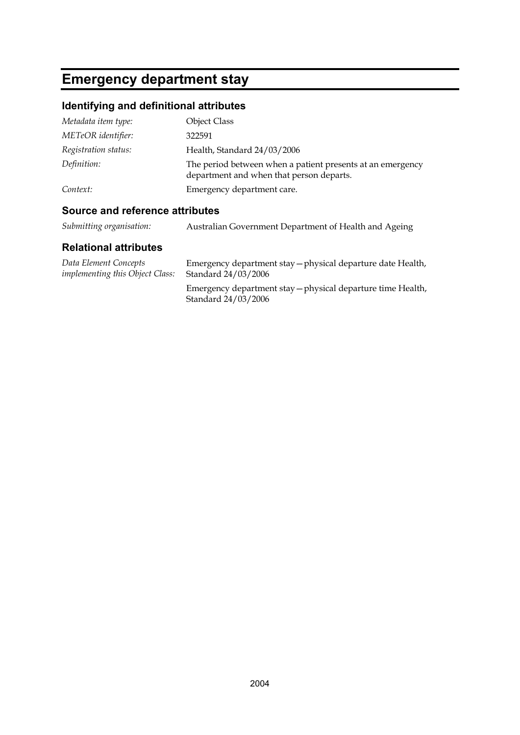# Emergency department stay

## Identifying and definitional attributes

| | |
|---|---|
| *Metadata item type:* | Object Class |
| *METeOR identifier:* | 322591 |
| *Registration status:* | Health, Standard 24/03/2006 |
| *Definition:* | The period between when a patient presents at an emergency department and when that person departs. |
| *Context:* | Emergency department care. |

## Source and reference attributes

| | |
|---|---|
| *Submitting organisation:* | Australian Government Department of Health and Ageing |

## Relational attributes

| | |
|---|---|
| *Data Element Concepts implementing this Object Class:* | Emergency department stay—physical departure date Health, Standard 24/03/2006 |
| | Emergency department stay—physical departure time Health, Standard 24/03/2006 |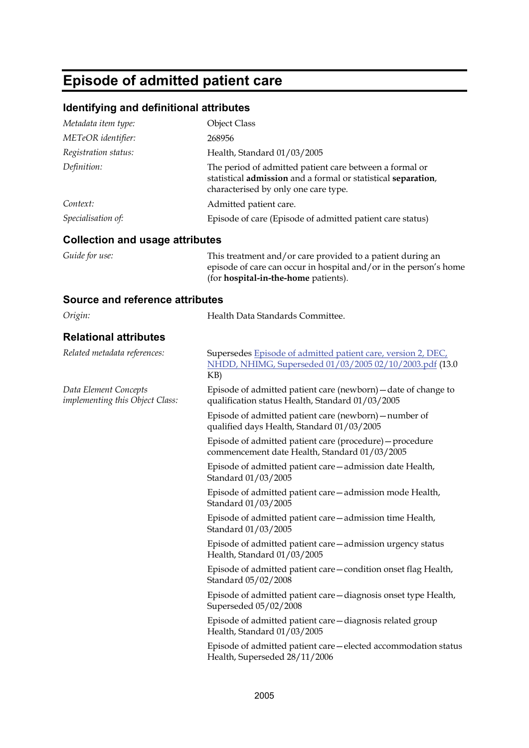# Episode of admitted patient care

## Identifying and definitional attributes

| | |
|---|---|
| *Metadata item type:* | Object Class |
| *METeOR identifier:* | 268956 |
| *Registration status:* | Health, Standard 01/03/2005 |
| *Definition:* | The period of admitted patient care between a formal or statistical **admission** and a formal or statistical **separation**, characterised by only one care type. |
| *Context:* | Admitted patient care. |
| *Specialisation of:* | Episode of care (Episode of admitted patient care status) |

## Collection and usage attributes

| | |
|---|---|
| *Guide for use:* | This treatment and/or care provided to a patient during an episode of care can occur in hospital and/or in the person's home (for **hospital-in-the-home** patients). |

## Source and reference attributes

| | |
|---|---|
| *Origin:* | Health Data Standards Committee. |

## Relational attributes

| | |
|---|---|
| *Related metadata references:* | Supersedes Episode of admitted patient care, version 2, DEC, NHDD, NHIMG, Superseded 01/03/2005 02/10/2003.pdf (13.0 KB) |
| *Data Element Concepts implementing this Object Class:* | Episode of admitted patient care (newborn)—date of change to qualification status Health, Standard 01/03/2005 |
| | Episode of admitted patient care (newborn)—number of qualified days Health, Standard 01/03/2005 |
| | Episode of admitted patient care (procedure)—procedure commencement date Health, Standard 01/03/2005 |
| | Episode of admitted patient care—admission date Health, Standard 01/03/2005 |
| | Episode of admitted patient care—admission mode Health, Standard 01/03/2005 |
| | Episode of admitted patient care—admission time Health, Standard 01/03/2005 |
| | Episode of admitted patient care—admission urgency status Health, Standard 01/03/2005 |
| | Episode of admitted patient care—condition onset flag Health, Standard 05/02/2008 |
| | Episode of admitted patient care—diagnosis onset type Health, Superseded 05/02/2008 |
| | Episode of admitted patient care—diagnosis related group Health, Standard 01/03/2005 |
| | Episode of admitted patient care—elected accommodation status Health, Superseded 28/11/2006 |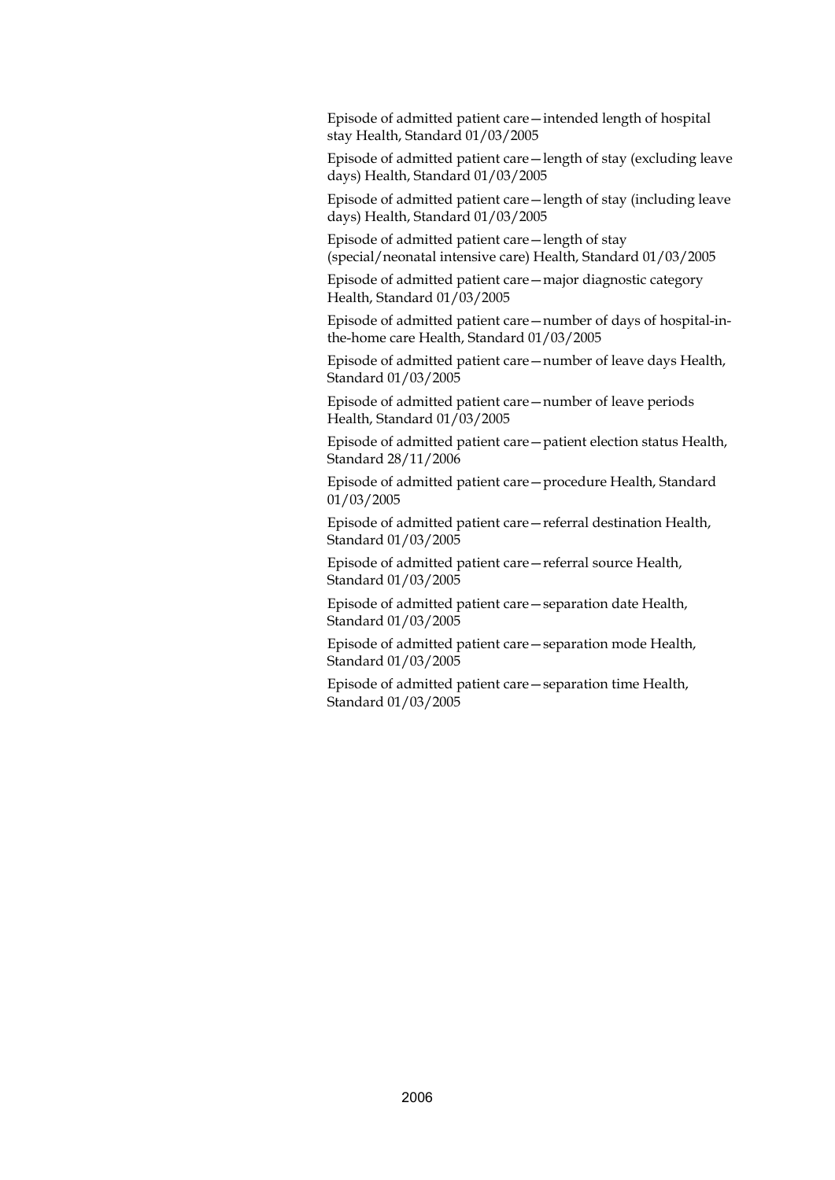Episode of admitted patient care—intended length of hospital stay Health, Standard 01/03/2005

Episode of admitted patient care—length of stay (excluding leave days) Health, Standard 01/03/2005

Episode of admitted patient care—length of stay (including leave days) Health, Standard 01/03/2005

Episode of admitted patient care—length of stay (special/neonatal intensive care) Health, Standard 01/03/2005

Episode of admitted patient care—major diagnostic category Health, Standard 01/03/2005

Episode of admitted patient care—number of days of hospital-in-the-home care Health, Standard 01/03/2005

Episode of admitted patient care—number of leave days Health, Standard 01/03/2005

Episode of admitted patient care—number of leave periods Health, Standard 01/03/2005

Episode of admitted patient care—patient election status Health, Standard 28/11/2006

Episode of admitted patient care—procedure Health, Standard 01/03/2005

Episode of admitted patient care—referral destination Health, Standard 01/03/2005

Episode of admitted patient care—referral source Health, Standard 01/03/2005

Episode of admitted patient care—separation date Health, Standard 01/03/2005

Episode of admitted patient care—separation mode Health, Standard 01/03/2005

Episode of admitted patient care—separation time Health, Standard 01/03/2005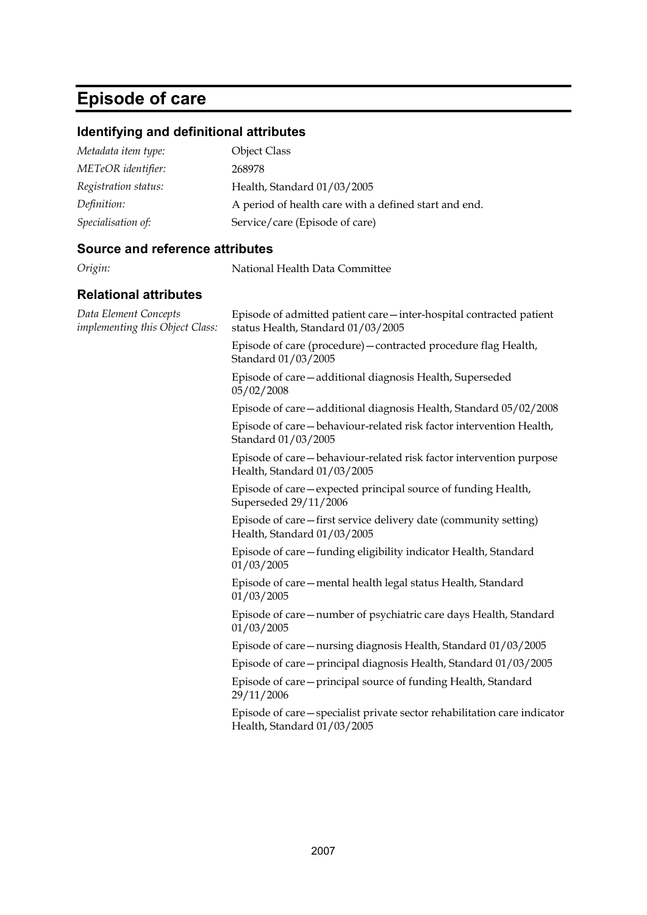# Episode of care

## Identifying and definitional attributes

*Metadata item type:* Object Class

*METeOR identifier:* 268978

*Registration status:* Health, Standard 01/03/2005

*Definition:* A period of health care with a defined start and end.

*Specialisation of:* Service/care (Episode of care)

## Source and reference attributes

*Origin:* National Health Data Committee

## Relational attributes

*Data Element Concepts implementing this Object Class:*

Episode of admitted patient care—inter-hospital contracted patient status Health, Standard 01/03/2005

Episode of care (procedure)—contracted procedure flag Health, Standard 01/03/2005

Episode of care—additional diagnosis Health, Superseded 05/02/2008

Episode of care—additional diagnosis Health, Standard 05/02/2008

Episode of care—behaviour-related risk factor intervention Health, Standard 01/03/2005

Episode of care—behaviour-related risk factor intervention purpose Health, Standard 01/03/2005

Episode of care—expected principal source of funding Health, Superseded 29/11/2006

Episode of care—first service delivery date (community setting) Health, Standard 01/03/2005

Episode of care—funding eligibility indicator Health, Standard 01/03/2005

Episode of care—mental health legal status Health, Standard 01/03/2005

Episode of care—number of psychiatric care days Health, Standard 01/03/2005

Episode of care—nursing diagnosis Health, Standard 01/03/2005

Episode of care—principal diagnosis Health, Standard 01/03/2005

Episode of care—principal source of funding Health, Standard 29/11/2006

Episode of care—specialist private sector rehabilitation care indicator Health, Standard 01/03/2005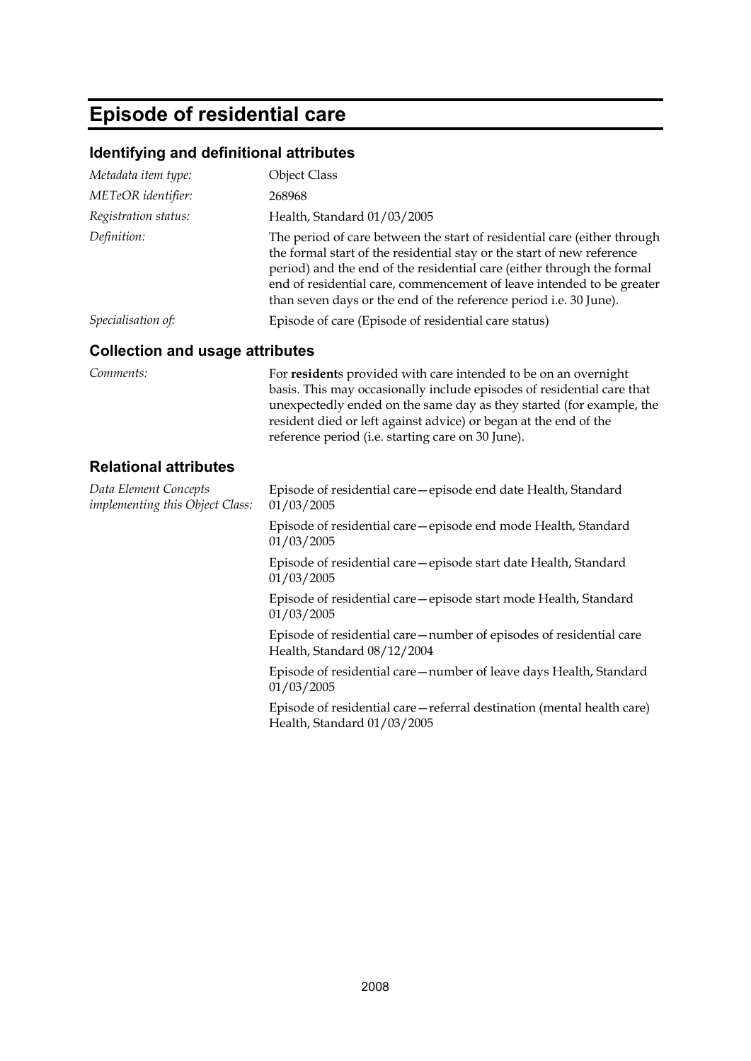# Episode of residential care

## Identifying and definitional attributes

| | |
|---|---|
| *Metadata item type:* | Object Class |
| *METeOR identifier:* | 268968 |
| *Registration status:* | Health, Standard 01/03/2005 |
| *Definition:* | The period of care between the start of residential care (either through the formal start of the residential stay or the start of new reference period) and the end of the residential care (either through the formal end of residential care, commencement of leave intended to be greater than seven days or the end of the reference period i.e. 30 June). |
| *Specialisation of:* | Episode of care (Episode of residential care status) |

## Collection and usage attributes

| | |
|---|---|
| *Comments:* | For **resident**s provided with care intended to be on an overnight basis. This may occasionally include episodes of residential care that unexpectedly ended on the same day as they started (for example, the resident died or left against advice) or began at the end of the reference period (i.e. starting care on 30 June). |

## Relational attributes

*Data Element Concepts implementing this Object Class:*

Episode of residential care—episode end date Health, Standard 01/03/2005

Episode of residential care—episode end mode Health, Standard 01/03/2005

Episode of residential care—episode start date Health, Standard 01/03/2005

Episode of residential care—episode start mode Health, Standard 01/03/2005

Episode of residential care—number of episodes of residential care Health, Standard 08/12/2004

Episode of residential care—number of leave days Health, Standard 01/03/2005

Episode of residential care—referral destination (mental health care) Health, Standard 01/03/2005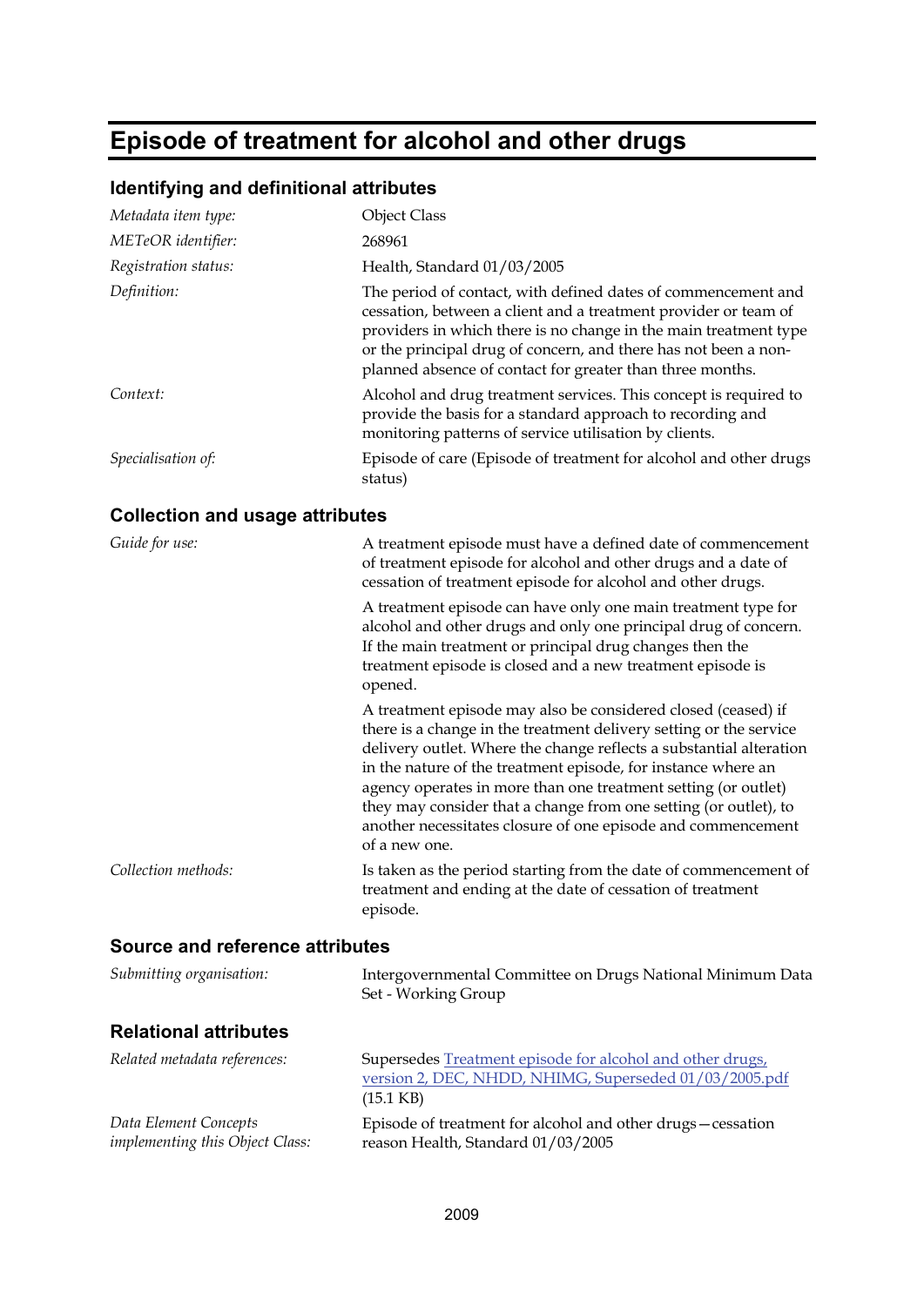# Episode of treatment for alcohol and other drugs

## Identifying and definitional attributes

| | |
|---|---|
| *Metadata item type:* | Object Class |
| *METeOR identifier:* | 268961 |
| *Registration status:* | Health, Standard 01/03/2005 |
| *Definition:* | The period of contact, with defined dates of commencement and cessation, between a client and a treatment provider or team of providers in which there is no change in the main treatment type or the principal drug of concern, and there has not been a non-planned absence of contact for greater than three months. |
| *Context:* | Alcohol and drug treatment services. This concept is required to provide the basis for a standard approach to recording and monitoring patterns of service utilisation by clients. |
| *Specialisation of:* | Episode of care (Episode of treatment for alcohol and other drugs status) |

## Collection and usage attributes

| | |
|---|---|
| *Guide for use:* | A treatment episode must have a defined date of commencement of treatment episode for alcohol and other drugs and a date of cessation of treatment episode for alcohol and other drugs.<br><br>A treatment episode can have only one main treatment type for alcohol and other drugs and only one principal drug of concern. If the main treatment or principal drug changes then the treatment episode is closed and a new treatment episode is opened.<br><br>A treatment episode may also be considered closed (ceased) if there is a change in the treatment delivery setting or the service delivery outlet. Where the change reflects a substantial alteration in the nature of the treatment episode, for instance where an agency operates in more than one treatment setting (or outlet) they may consider that a change from one setting (or outlet), to another necessitates closure of one episode and commencement of a new one. |
| *Collection methods:* | Is taken as the period starting from the date of commencement of treatment and ending at the date of cessation of treatment episode. |

## Source and reference attributes

| | |
|---|---|
| *Submitting organisation:* | Intergovernmental Committee on Drugs National Minimum Data Set - Working Group |

## Relational attributes

| | |
|---|---|
| *Related metadata references:* | Supersedes Treatment episode for alcohol and other drugs, version 2, DEC, NHDD, NHIMG, Superseded 01/03/2005.pdf (15.1 KB) |
| *Data Element Concepts implementing this Object Class:* | Episode of treatment for alcohol and other drugs—cessation reason Health, Standard 01/03/2005 |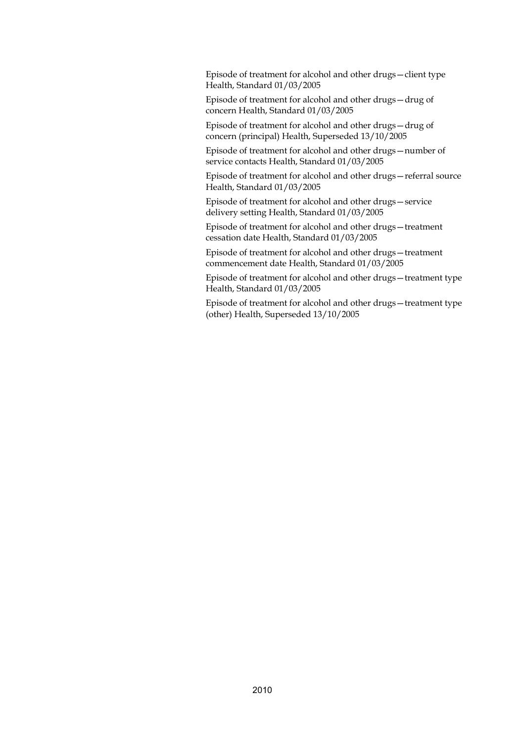Episode of treatment for alcohol and other drugs—client type Health, Standard 01/03/2005

Episode of treatment for alcohol and other drugs—drug of concern Health, Standard 01/03/2005

Episode of treatment for alcohol and other drugs—drug of concern (principal) Health, Superseded 13/10/2005

Episode of treatment for alcohol and other drugs—number of service contacts Health, Standard 01/03/2005

Episode of treatment for alcohol and other drugs—referral source Health, Standard 01/03/2005

Episode of treatment for alcohol and other drugs—service delivery setting Health, Standard 01/03/2005

Episode of treatment for alcohol and other drugs—treatment cessation date Health, Standard 01/03/2005

Episode of treatment for alcohol and other drugs—treatment commencement date Health, Standard 01/03/2005

Episode of treatment for alcohol and other drugs—treatment type Health, Standard 01/03/2005

Episode of treatment for alcohol and other drugs—treatment type (other) Health, Superseded 13/10/2005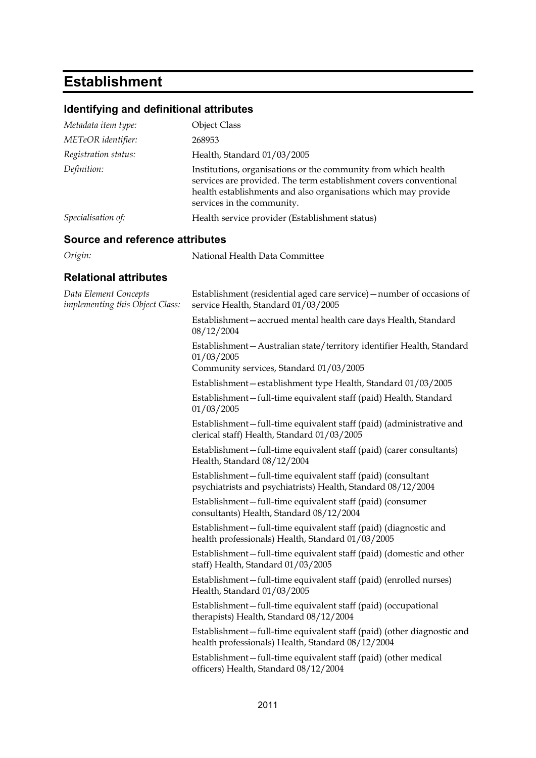# Establishment

## Identifying and definitional attributes

| | |
|---|---|
| *Metadata item type:* | Object Class |
| *METeOR identifier:* | 268953 |
| *Registration status:* | Health, Standard 01/03/2005 |
| *Definition:* | Institutions, organisations or the community from which health services are provided. The term establishment covers conventional health establishments and also organisations which may provide services in the community. |
| *Specialisation of:* | Health service provider (Establishment status) |

## Source and reference attributes

| | |
|---|---|
| *Origin:* | National Health Data Committee |

## Relational attributes

*Data Element Concepts implementing this Object Class:*

Establishment (residential aged care service)—number of occasions of service Health, Standard 01/03/2005

Establishment—accrued mental health care days Health, Standard 08/12/2004

Establishment—Australian state/territory identifier Health, Standard 01/03/2005
Community services, Standard 01/03/2005

Establishment—establishment type Health, Standard 01/03/2005

Establishment—full-time equivalent staff (paid) Health, Standard 01/03/2005

Establishment—full-time equivalent staff (paid) (administrative and clerical staff) Health, Standard 01/03/2005

Establishment—full-time equivalent staff (paid) (carer consultants) Health, Standard 08/12/2004

Establishment—full-time equivalent staff (paid) (consultant psychiatrists and psychiatrists) Health, Standard 08/12/2004

Establishment—full-time equivalent staff (paid) (consumer consultants) Health, Standard 08/12/2004

Establishment—full-time equivalent staff (paid) (diagnostic and health professionals) Health, Standard 01/03/2005

Establishment—full-time equivalent staff (paid) (domestic and other staff) Health, Standard 01/03/2005

Establishment—full-time equivalent staff (paid) (enrolled nurses) Health, Standard 01/03/2005

Establishment—full-time equivalent staff (paid) (occupational therapists) Health, Standard 08/12/2004

Establishment—full-time equivalent staff (paid) (other diagnostic and health professionals) Health, Standard 08/12/2004

Establishment—full-time equivalent staff (paid) (other medical officers) Health, Standard 08/12/2004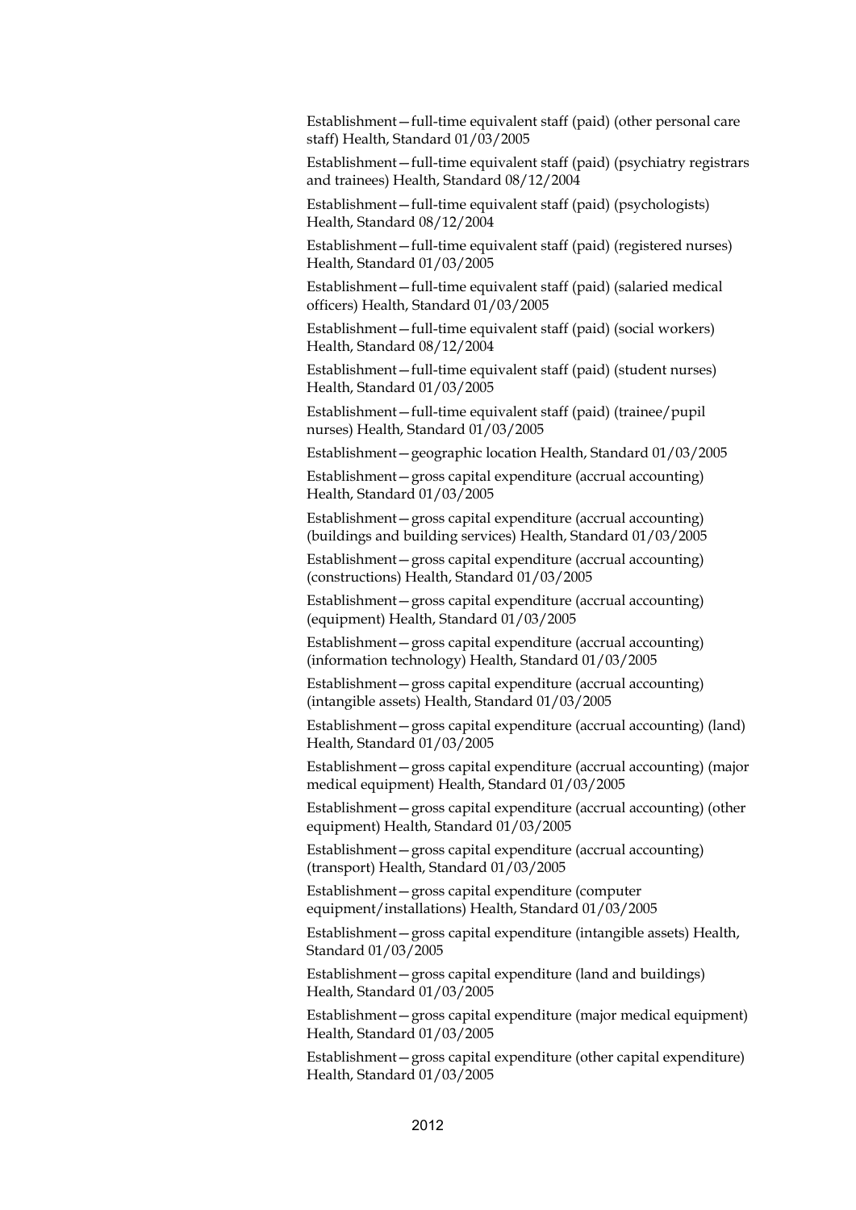Establishment—full-time equivalent staff (paid) (other personal care staff) Health, Standard 01/03/2005

Establishment—full-time equivalent staff (paid) (psychiatry registrars and trainees) Health, Standard 08/12/2004

Establishment—full-time equivalent staff (paid) (psychologists) Health, Standard 08/12/2004

Establishment—full-time equivalent staff (paid) (registered nurses) Health, Standard 01/03/2005

Establishment—full-time equivalent staff (paid) (salaried medical officers) Health, Standard 01/03/2005

Establishment—full-time equivalent staff (paid) (social workers) Health, Standard 08/12/2004

Establishment—full-time equivalent staff (paid) (student nurses) Health, Standard 01/03/2005

Establishment—full-time equivalent staff (paid) (trainee/pupil nurses) Health, Standard 01/03/2005

Establishment—geographic location Health, Standard 01/03/2005

Establishment—gross capital expenditure (accrual accounting) Health, Standard 01/03/2005

Establishment—gross capital expenditure (accrual accounting) (buildings and building services) Health, Standard 01/03/2005

Establishment—gross capital expenditure (accrual accounting) (constructions) Health, Standard 01/03/2005

Establishment—gross capital expenditure (accrual accounting) (equipment) Health, Standard 01/03/2005

Establishment—gross capital expenditure (accrual accounting) (information technology) Health, Standard 01/03/2005

Establishment—gross capital expenditure (accrual accounting) (intangible assets) Health, Standard 01/03/2005

Establishment—gross capital expenditure (accrual accounting) (land) Health, Standard 01/03/2005

Establishment—gross capital expenditure (accrual accounting) (major medical equipment) Health, Standard 01/03/2005

Establishment—gross capital expenditure (accrual accounting) (other equipment) Health, Standard 01/03/2005

Establishment—gross capital expenditure (accrual accounting) (transport) Health, Standard 01/03/2005

Establishment—gross capital expenditure (computer equipment/installations) Health, Standard 01/03/2005

Establishment—gross capital expenditure (intangible assets) Health, Standard 01/03/2005

Establishment—gross capital expenditure (land and buildings) Health, Standard 01/03/2005

Establishment—gross capital expenditure (major medical equipment) Health, Standard 01/03/2005

Establishment—gross capital expenditure (other capital expenditure) Health, Standard 01/03/2005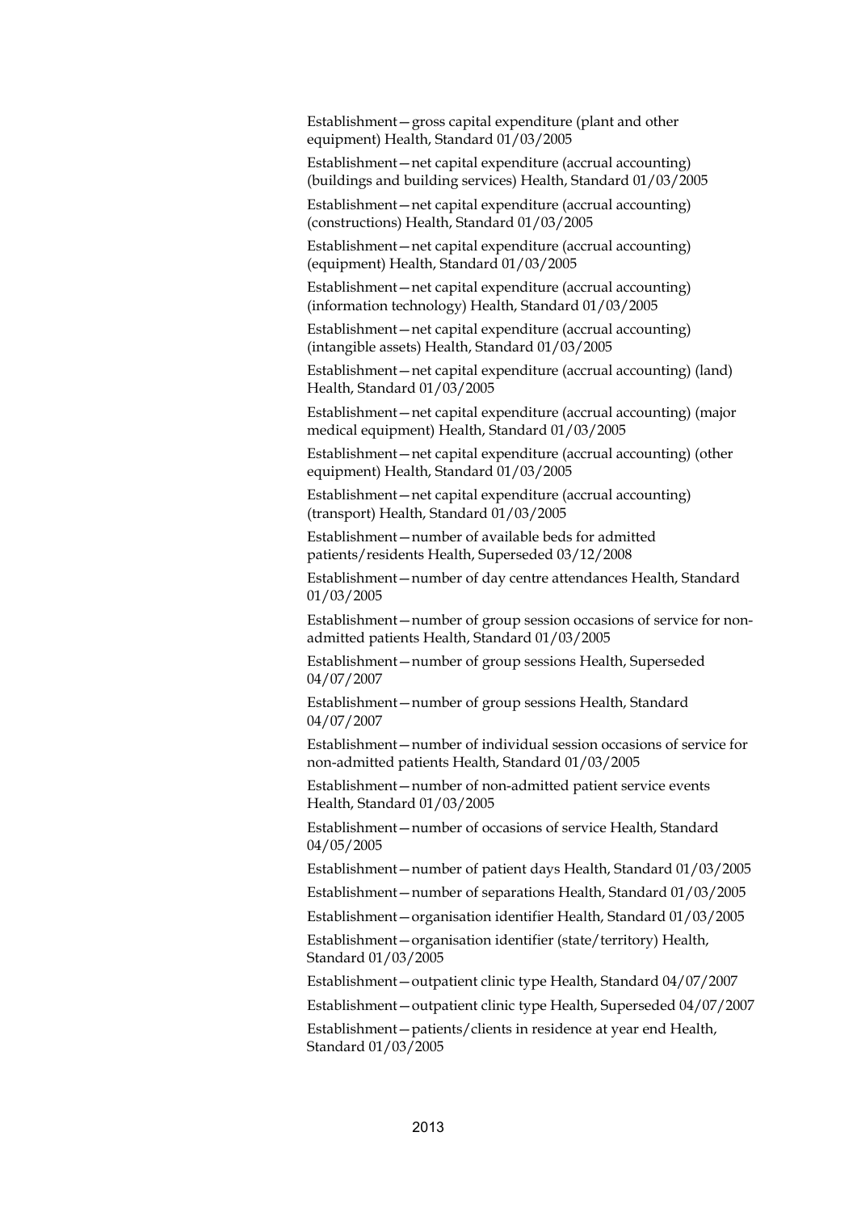Establishment—gross capital expenditure (plant and other equipment) Health, Standard 01/03/2005

Establishment—net capital expenditure (accrual accounting) (buildings and building services) Health, Standard 01/03/2005

Establishment—net capital expenditure (accrual accounting) (constructions) Health, Standard 01/03/2005

Establishment—net capital expenditure (accrual accounting) (equipment) Health, Standard 01/03/2005

Establishment—net capital expenditure (accrual accounting) (information technology) Health, Standard 01/03/2005

Establishment—net capital expenditure (accrual accounting) (intangible assets) Health, Standard 01/03/2005

Establishment—net capital expenditure (accrual accounting) (land) Health, Standard 01/03/2005

Establishment—net capital expenditure (accrual accounting) (major medical equipment) Health, Standard 01/03/2005

Establishment—net capital expenditure (accrual accounting) (other equipment) Health, Standard 01/03/2005

Establishment—net capital expenditure (accrual accounting) (transport) Health, Standard 01/03/2005

Establishment—number of available beds for admitted patients/residents Health, Superseded 03/12/2008

Establishment—number of day centre attendances Health, Standard 01/03/2005

Establishment—number of group session occasions of service for non-admitted patients Health, Standard 01/03/2005

Establishment—number of group sessions Health, Superseded 04/07/2007

Establishment—number of group sessions Health, Standard 04/07/2007

Establishment—number of individual session occasions of service for non-admitted patients Health, Standard 01/03/2005

Establishment—number of non-admitted patient service events Health, Standard 01/03/2005

Establishment—number of occasions of service Health, Standard 04/05/2005

Establishment—number of patient days Health, Standard 01/03/2005

Establishment—number of separations Health, Standard 01/03/2005

Establishment—organisation identifier Health, Standard 01/03/2005

Establishment—organisation identifier (state/territory) Health, Standard 01/03/2005

Establishment—outpatient clinic type Health, Standard 04/07/2007

Establishment—outpatient clinic type Health, Superseded 04/07/2007

Establishment—patients/clients in residence at year end Health, Standard 01/03/2005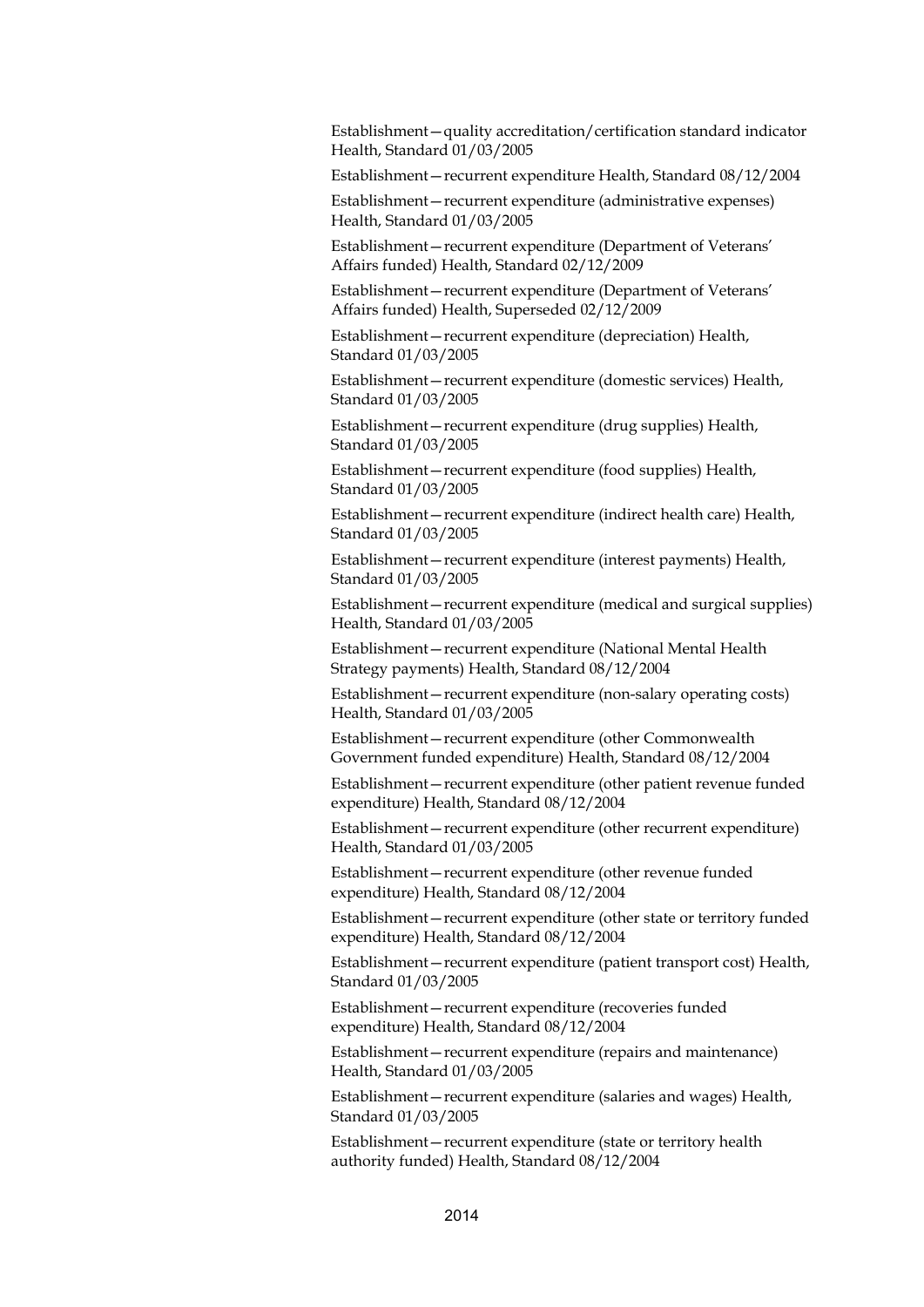Establishment—quality accreditation/certification standard indicator Health, Standard 01/03/2005

Establishment—recurrent expenditure Health, Standard 08/12/2004

Establishment—recurrent expenditure (administrative expenses) Health, Standard 01/03/2005

Establishment—recurrent expenditure (Department of Veterans' Affairs funded) Health, Standard 02/12/2009

Establishment—recurrent expenditure (Department of Veterans' Affairs funded) Health, Superseded 02/12/2009

Establishment—recurrent expenditure (depreciation) Health, Standard 01/03/2005

Establishment—recurrent expenditure (domestic services) Health, Standard 01/03/2005

Establishment—recurrent expenditure (drug supplies) Health, Standard 01/03/2005

Establishment—recurrent expenditure (food supplies) Health, Standard 01/03/2005

Establishment—recurrent expenditure (indirect health care) Health, Standard 01/03/2005

Establishment—recurrent expenditure (interest payments) Health, Standard 01/03/2005

Establishment—recurrent expenditure (medical and surgical supplies) Health, Standard 01/03/2005

Establishment—recurrent expenditure (National Mental Health Strategy payments) Health, Standard 08/12/2004

Establishment—recurrent expenditure (non-salary operating costs) Health, Standard 01/03/2005

Establishment—recurrent expenditure (other Commonwealth Government funded expenditure) Health, Standard 08/12/2004

Establishment—recurrent expenditure (other patient revenue funded expenditure) Health, Standard 08/12/2004

Establishment—recurrent expenditure (other recurrent expenditure) Health, Standard 01/03/2005

Establishment—recurrent expenditure (other revenue funded expenditure) Health, Standard 08/12/2004

Establishment—recurrent expenditure (other state or territory funded expenditure) Health, Standard 08/12/2004

Establishment—recurrent expenditure (patient transport cost) Health, Standard 01/03/2005

Establishment—recurrent expenditure (recoveries funded expenditure) Health, Standard 08/12/2004

Establishment—recurrent expenditure (repairs and maintenance) Health, Standard 01/03/2005

Establishment—recurrent expenditure (salaries and wages) Health, Standard 01/03/2005

Establishment—recurrent expenditure (state or territory health authority funded) Health, Standard 08/12/2004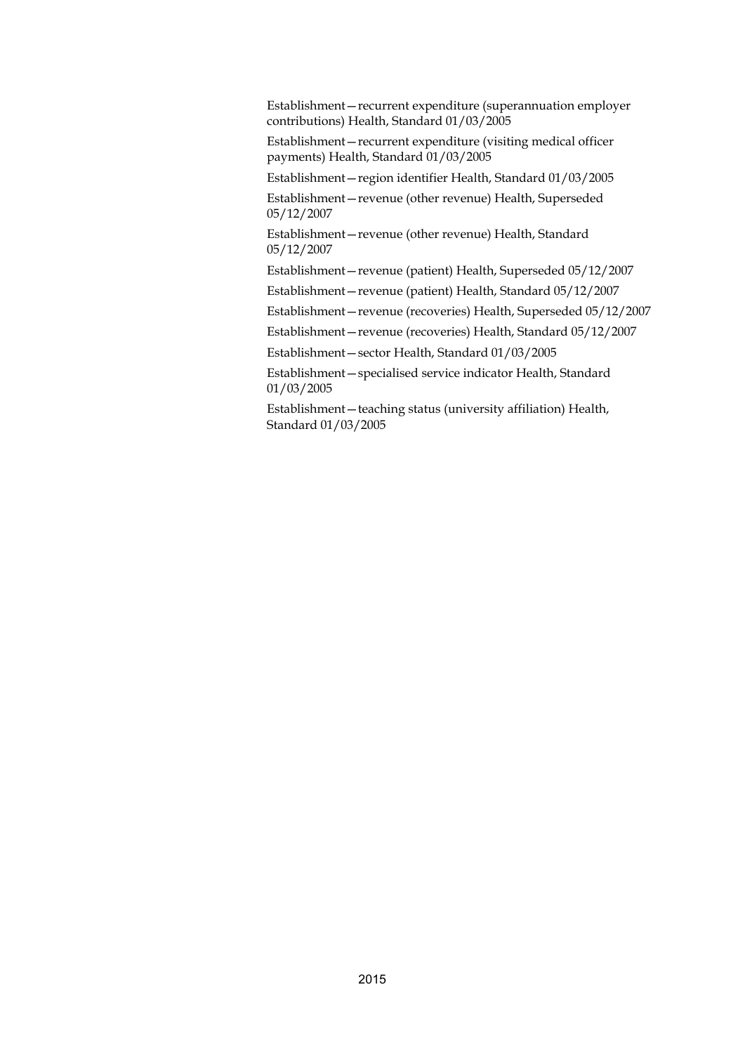Establishment—recurrent expenditure (superannuation employer contributions) Health, Standard 01/03/2005

Establishment—recurrent expenditure (visiting medical officer payments) Health, Standard 01/03/2005

Establishment—region identifier Health, Standard 01/03/2005

Establishment—revenue (other revenue) Health, Superseded 05/12/2007

Establishment—revenue (other revenue) Health, Standard 05/12/2007

Establishment—revenue (patient) Health, Superseded 05/12/2007

Establishment—revenue (patient) Health, Standard 05/12/2007

Establishment—revenue (recoveries) Health, Superseded 05/12/2007

Establishment—revenue (recoveries) Health, Standard 05/12/2007

Establishment—sector Health, Standard 01/03/2005

Establishment—specialised service indicator Health, Standard 01/03/2005

Establishment—teaching status (university affiliation) Health, Standard 01/03/2005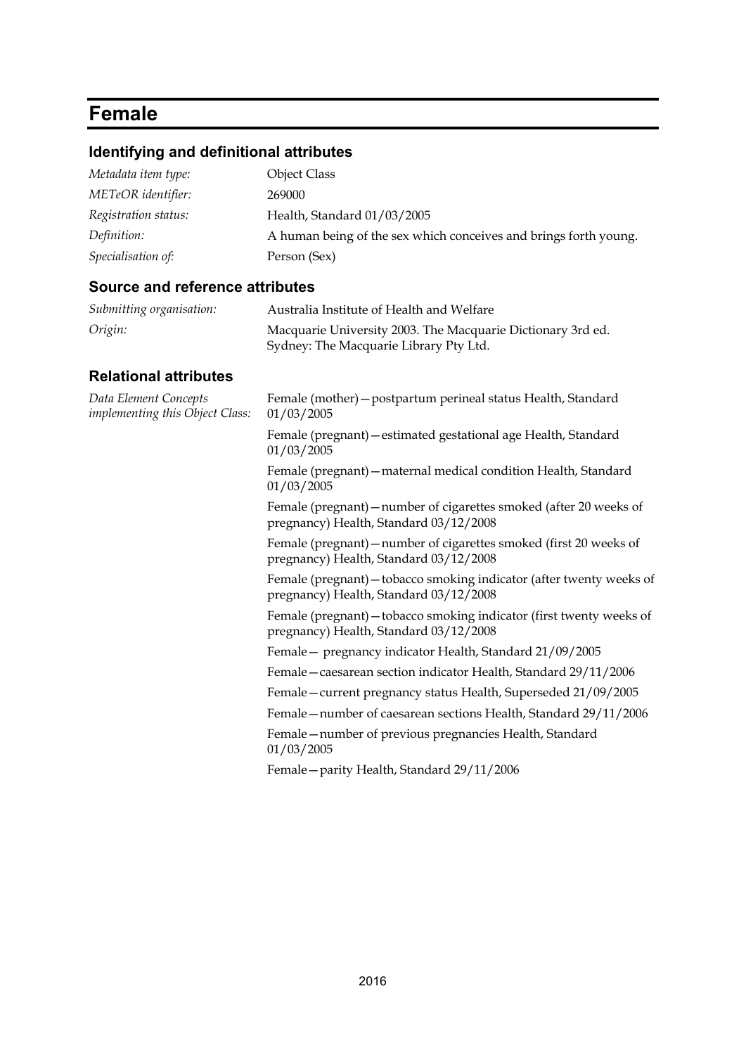# Female

## Identifying and definitional attributes

| | |
|---|---|
| *Metadata item type:* | Object Class |
| *METeOR identifier:* | 269000 |
| *Registration status:* | Health, Standard 01/03/2005 |
| *Definition:* | A human being of the sex which conceives and brings forth young. |
| *Specialisation of:* | Person (Sex) |

## Source and reference attributes

| | |
|---|---|
| *Submitting organisation:* | Australia Institute of Health and Welfare |
| *Origin:* | Macquarie University 2003. The Macquarie Dictionary 3rd ed. Sydney: The Macquarie Library Pty Ltd. |

## Relational attributes

*Data Element Concepts implementing this Object Class:*

Female (mother)—postpartum perineal status Health, Standard 01/03/2005

Female (pregnant)—estimated gestational age Health, Standard 01/03/2005

Female (pregnant)—maternal medical condition Health, Standard 01/03/2005

Female (pregnant)—number of cigarettes smoked (after 20 weeks of pregnancy) Health, Standard 03/12/2008

Female (pregnant)—number of cigarettes smoked (first 20 weeks of pregnancy) Health, Standard 03/12/2008

Female (pregnant)—tobacco smoking indicator (after twenty weeks of pregnancy) Health, Standard 03/12/2008

Female (pregnant)—tobacco smoking indicator (first twenty weeks of pregnancy) Health, Standard 03/12/2008

Female— pregnancy indicator Health, Standard 21/09/2005

Female—caesarean section indicator Health, Standard 29/11/2006

Female—current pregnancy status Health, Superseded 21/09/2005

Female—number of caesarean sections Health, Standard 29/11/2006

Female—number of previous pregnancies Health, Standard 01/03/2005

Female—parity Health, Standard 29/11/2006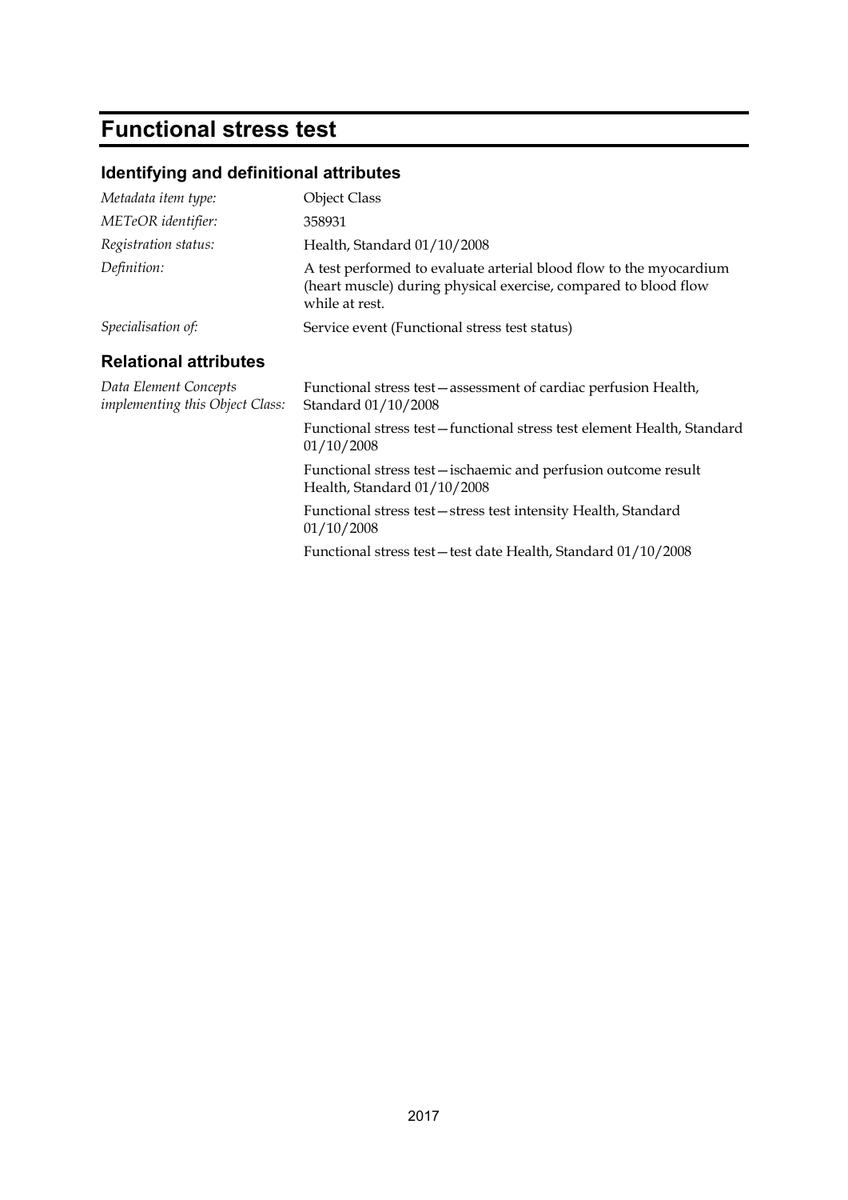# Functional stress test

## Identifying and definitional attributes

| | |
|---|---|
| *Metadata item type:* | Object Class |
| *METeOR identifier:* | 358931 |
| *Registration status:* | Health, Standard 01/10/2008 |
| *Definition:* | A test performed to evaluate arterial blood flow to the myocardium (heart muscle) during physical exercise, compared to blood flow while at rest. |
| *Specialisation of:* | Service event (Functional stress test status) |

## Relational attributes

*Data Element Concepts implementing this Object Class:*

Functional stress test—assessment of cardiac perfusion Health, Standard 01/10/2008

Functional stress test—functional stress test element Health, Standard 01/10/2008

Functional stress test—ischaemic and perfusion outcome result Health, Standard 01/10/2008

Functional stress test—stress test intensity Health, Standard 01/10/2008

Functional stress test—test date Health, Standard 01/10/2008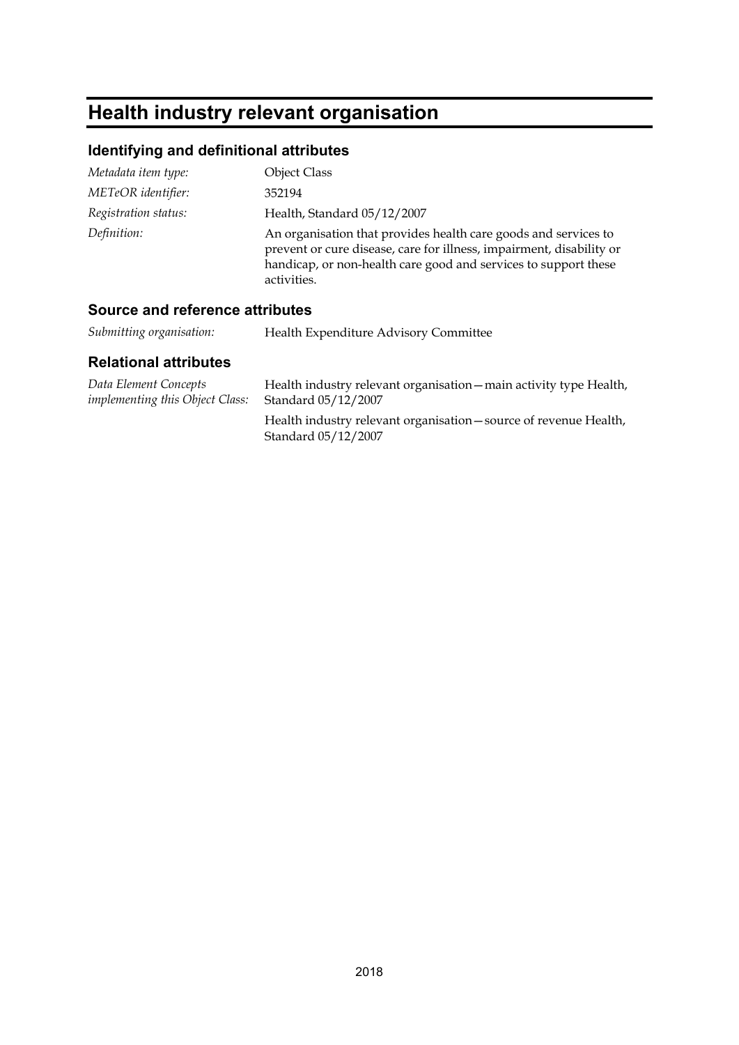# Health industry relevant organisation

## Identifying and definitional attributes

| | |
|---|---|
| *Metadata item type:* | Object Class |
| *METeOR identifier:* | 352194 |
| *Registration status:* | Health, Standard 05/12/2007 |
| *Definition:* | An organisation that provides health care goods and services to prevent or cure disease, care for illness, impairment, disability or handicap, or non-health care good and services to support these activities. |

## Source and reference attributes

| | |
|---|---|
| *Submitting organisation:* | Health Expenditure Advisory Committee |

## Relational attributes

| | |
|---|---|
| *Data Element Concepts implementing this Object Class:* | Health industry relevant organisation—main activity type Health, Standard 05/12/2007 |
| | Health industry relevant organisation—source of revenue Health, Standard 05/12/2007 |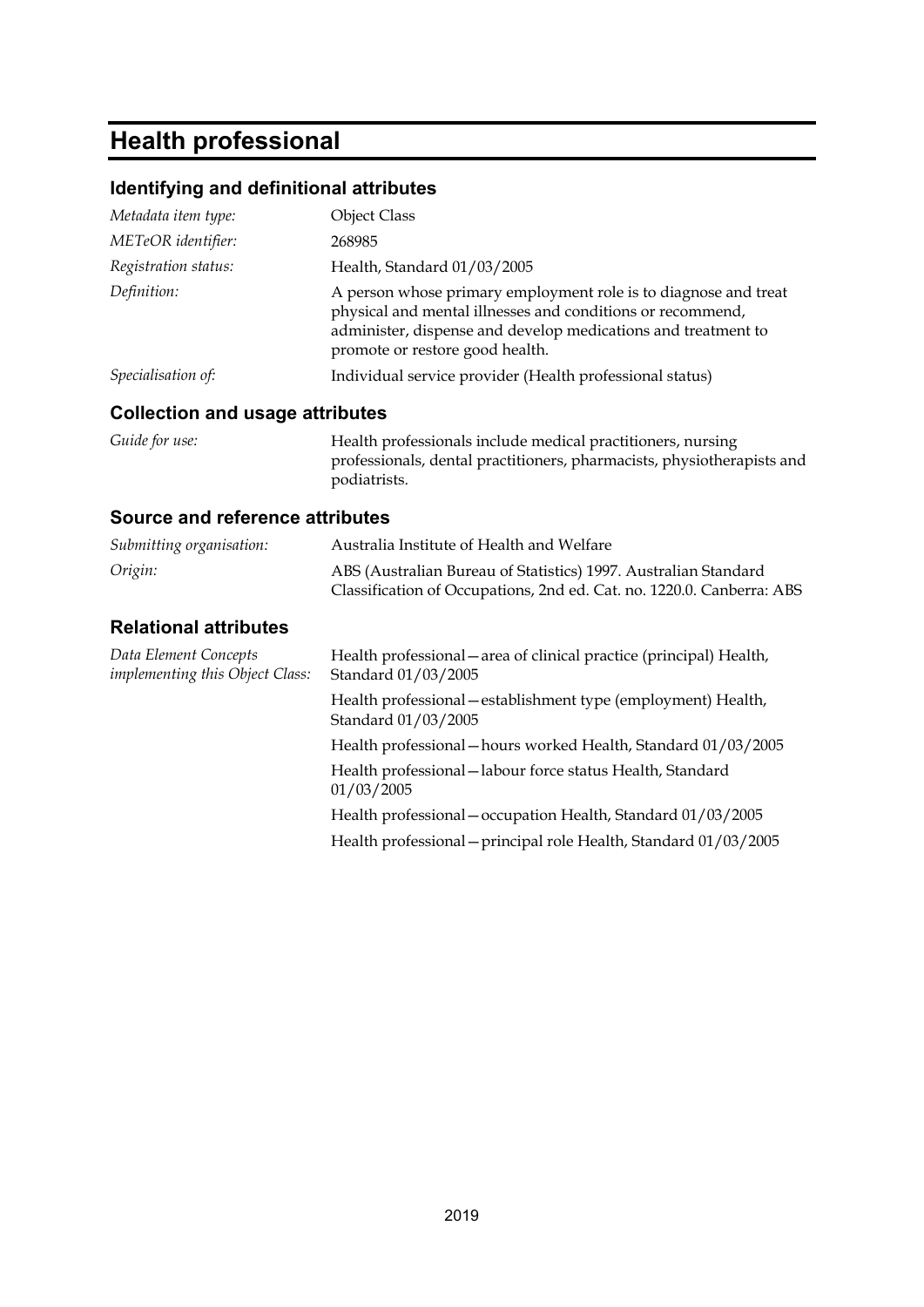# Health professional

## Identifying and definitional attributes

| | |
|---|---|
| *Metadata item type:* | Object Class |
| *METeOR identifier:* | 268985 |
| *Registration status:* | Health, Standard 01/03/2005 |
| *Definition:* | A person whose primary employment role is to diagnose and treat physical and mental illnesses and conditions or recommend, administer, dispense and develop medications and treatment to promote or restore good health. |
| *Specialisation of:* | Individual service provider (Health professional status) |

## Collection and usage attributes

| | |
|---|---|
| *Guide for use:* | Health professionals include medical practitioners, nursing professionals, dental practitioners, pharmacists, physiotherapists and podiatrists. |

## Source and reference attributes

| | |
|---|---|
| *Submitting organisation:* | Australia Institute of Health and Welfare |
| *Origin:* | ABS (Australian Bureau of Statistics) 1997. Australian Standard Classification of Occupations, 2nd ed. Cat. no. 1220.0. Canberra: ABS |

## Relational attributes

*Data Element Concepts implementing this Object Class:*

Health professional—area of clinical practice (principal) Health, Standard 01/03/2005

Health professional—establishment type (employment) Health, Standard 01/03/2005

Health professional—hours worked Health, Standard 01/03/2005

Health professional—labour force status Health, Standard 01/03/2005

Health professional—occupation Health, Standard 01/03/2005

Health professional—principal role Health, Standard 01/03/2005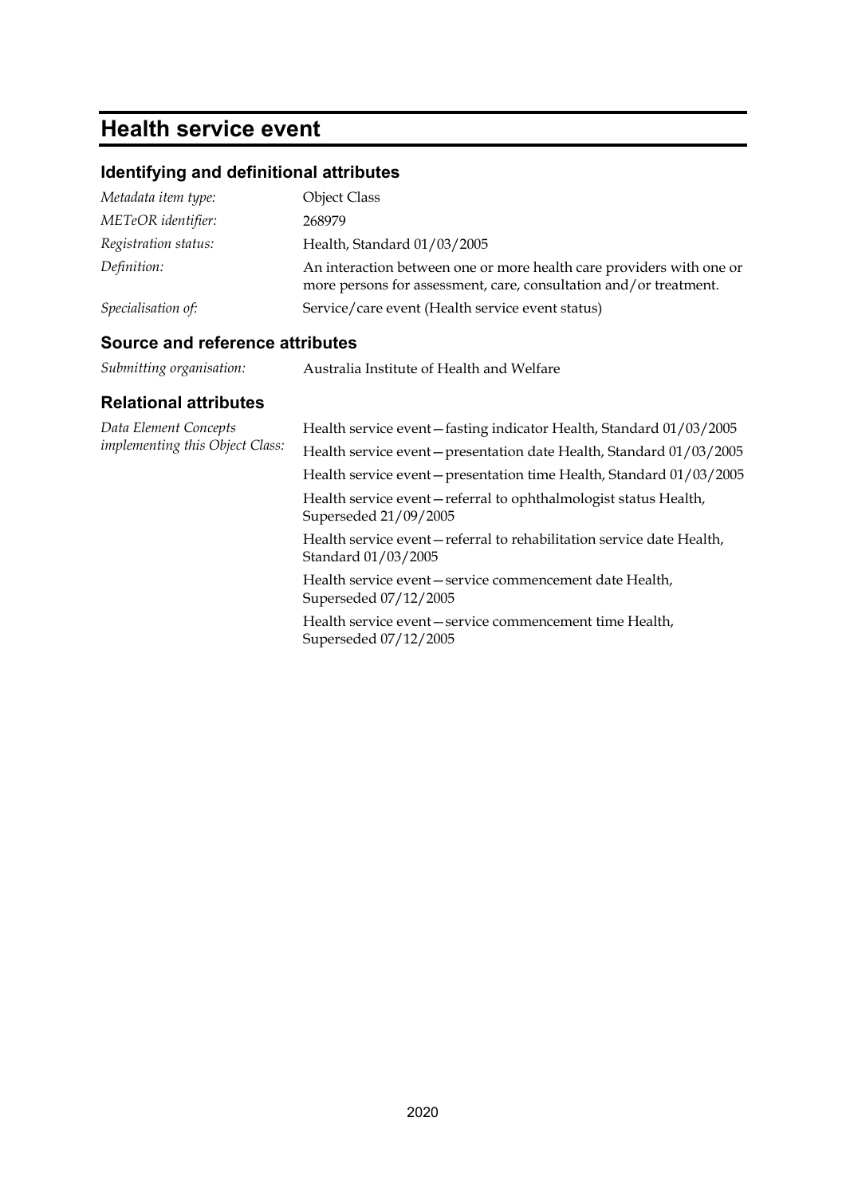# Health service event

## Identifying and definitional attributes

| | |
|---|---|
| *Metadata item type:* | Object Class |
| *METeOR identifier:* | 268979 |
| *Registration status:* | Health, Standard 01/03/2005 |
| *Definition:* | An interaction between one or more health care providers with one or more persons for assessment, care, consultation and/or treatment. |
| *Specialisation of:* | Service/care event (Health service event status) |

## Source and reference attributes

| | |
|---|---|
| *Submitting organisation:* | Australia Institute of Health and Welfare |

## Relational attributes

*Data Element Concepts implementing this Object Class:*

Health service event—fasting indicator Health, Standard 01/03/2005

Health service event—presentation date Health, Standard 01/03/2005

Health service event—presentation time Health, Standard 01/03/2005

Health service event—referral to ophthalmologist status Health, Superseded 21/09/2005

Health service event—referral to rehabilitation service date Health, Standard 01/03/2005

Health service event—service commencement date Health, Superseded 07/12/2005

Health service event—service commencement time Health, Superseded 07/12/2005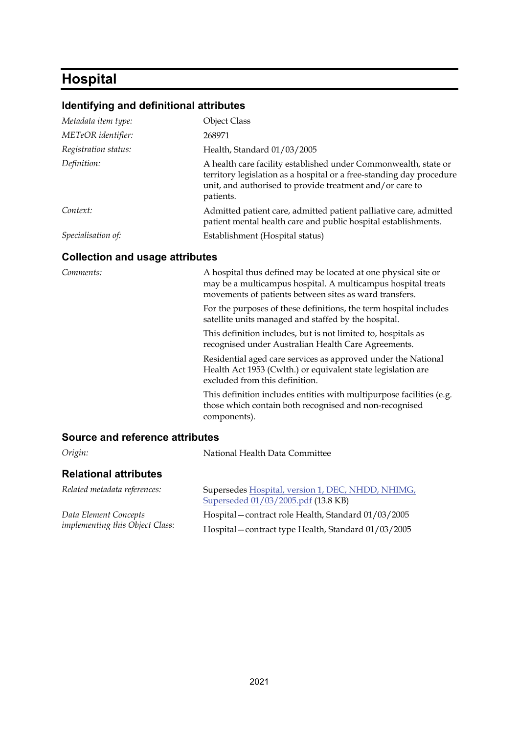# Hospital

## Identifying and definitional attributes

| | |
|---|---|
| *Metadata item type:* | Object Class |
| *METeOR identifier:* | 268971 |
| *Registration status:* | Health, Standard 01/03/2005 |
| *Definition:* | A health care facility established under Commonwealth, state or territory legislation as a hospital or a free-standing day procedure unit, and authorised to provide treatment and/or care to patients. |
| *Context:* | Admitted patient care, admitted patient palliative care, admitted patient mental health care and public hospital establishments. |
| *Specialisation of:* | Establishment (Hospital status) |

## Collection and usage attributes

*Comments:*

A hospital thus defined may be located at one physical site or may be a multicampus hospital. A multicampus hospital treats movements of patients between sites as ward transfers.

For the purposes of these definitions, the term hospital includes satellite units managed and staffed by the hospital.

This definition includes, but is not limited to, hospitals as recognised under Australian Health Care Agreements.

Residential aged care services as approved under the National Health Act 1953 (Cwlth.) or equivalent state legislation are excluded from this definition.

This definition includes entities with multipurpose facilities (e.g. those which contain both recognised and non-recognised components).

## Source and reference attributes

| | |
|---|---|
| *Origin:* | National Health Data Committee |

## Relational attributes

| | |
|---|---|
| *Related metadata references:* | Supersedes Hospital, version 1, DEC, NHDD, NHIMG, Superseded 01/03/2005.pdf (13.8 KB) |
| *Data Element Concepts implementing this Object Class:* | Hospital—contract role Health, Standard 01/03/2005 |
| | Hospital—contract type Health, Standard 01/03/2005 |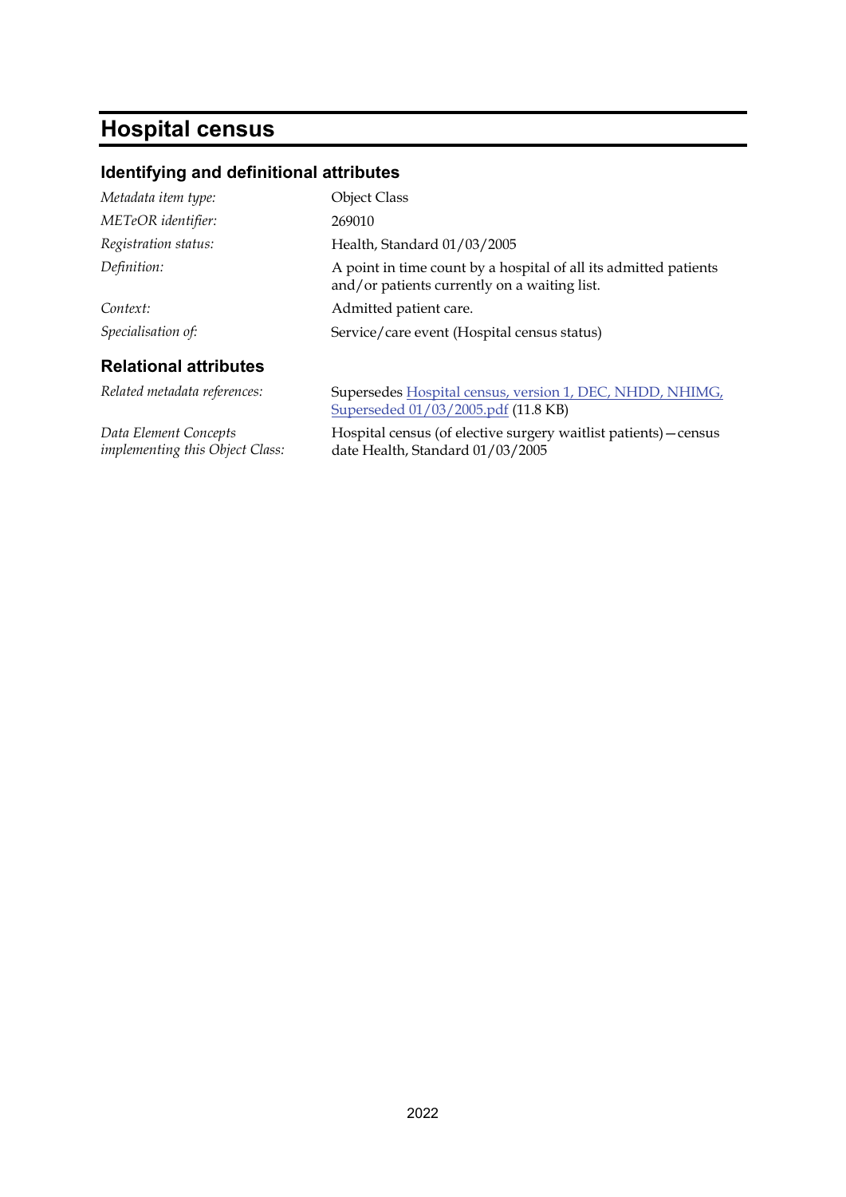# Hospital census

## Identifying and definitional attributes

| | |
|---|---|
| *Metadata item type:* | Object Class |
| *METeOR identifier:* | 269010 |
| *Registration status:* | Health, Standard 01/03/2005 |
| *Definition:* | A point in time count by a hospital of all its admitted patients and/or patients currently on a waiting list. |
| *Context:* | Admitted patient care. |
| *Specialisation of:* | Service/care event (Hospital census status) |

## Relational attributes

| | |
|---|---|
| *Related metadata references:* | Supersedes Hospital census, version 1, DEC, NHDD, NHIMG, Superseded 01/03/2005.pdf (11.8 KB) |
| *Data Element Concepts implementing this Object Class:* | Hospital census (of elective surgery waitlist patients)—census date Health, Standard 01/03/2005 |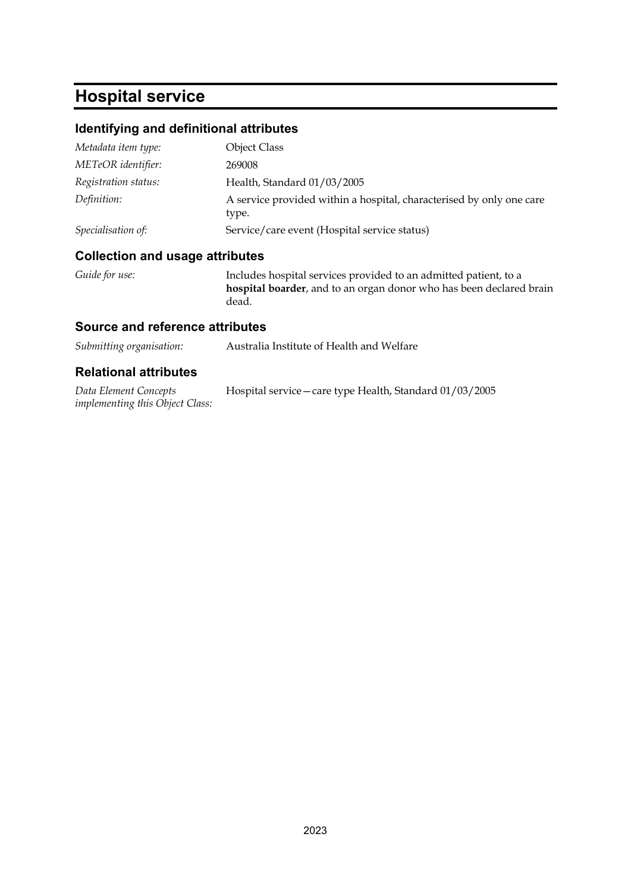# Hospital service

## Identifying and definitional attributes

| | |
|---|---|
| *Metadata item type:* | Object Class |
| *METeOR identifier:* | 269008 |
| *Registration status:* | Health, Standard 01/03/2005 |
| *Definition:* | A service provided within a hospital, characterised by only one care type. |
| *Specialisation of:* | Service/care event (Hospital service status) |

## Collection and usage attributes

| | |
|---|---|
| *Guide for use:* | Includes hospital services provided to an admitted patient, to a **hospital boarder**, and to an organ donor who has been declared brain dead. |

## Source and reference attributes

| | |
|---|---|
| *Submitting organisation:* | Australia Institute of Health and Welfare |

## Relational attributes

| | |
|---|---|
| *Data Element Concepts implementing this Object Class:* | Hospital service—care type Health, Standard 01/03/2005 |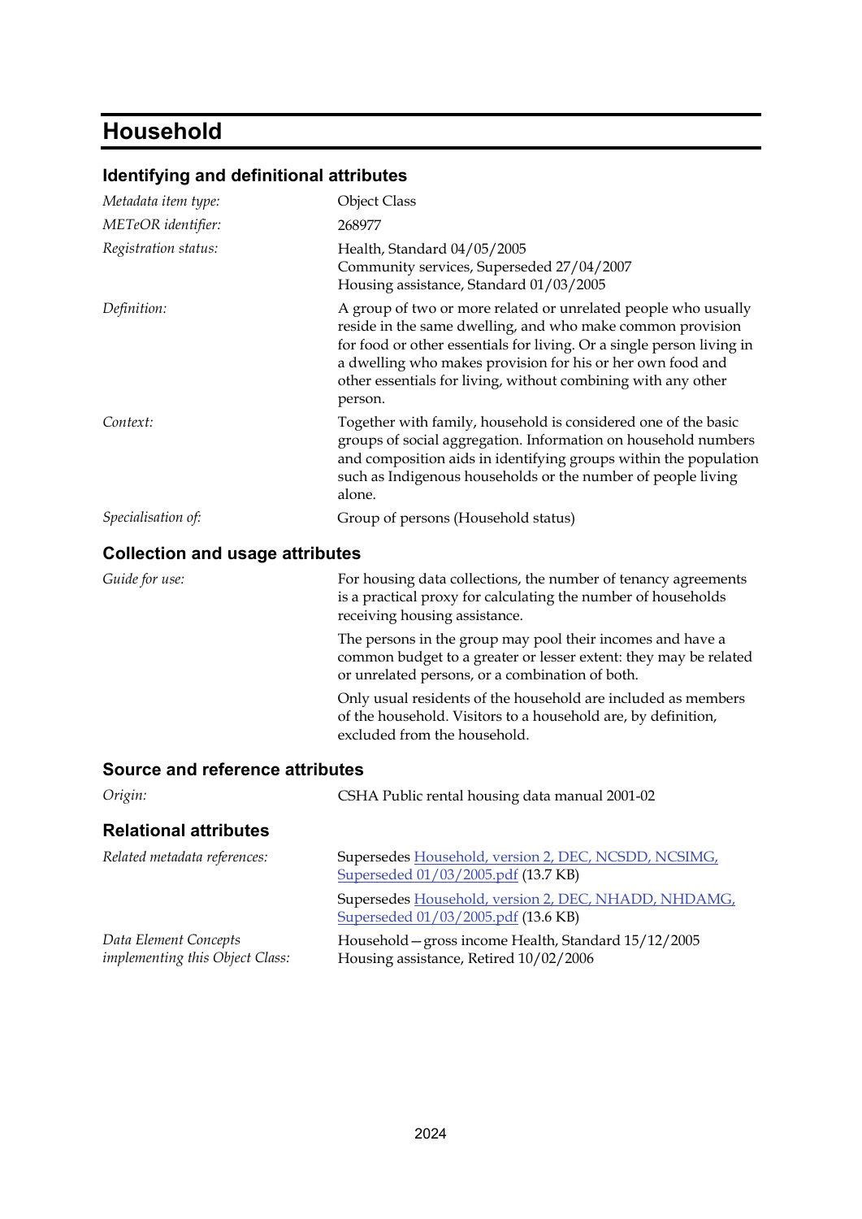# Household

## Identifying and definitional attributes

| | |
|---|---|
| *Metadata item type:* | Object Class |
| *METeOR identifier:* | 268977 |
| *Registration status:* | Health, Standard 04/05/2005<br>Community services, Superseded 27/04/2007<br>Housing assistance, Standard 01/03/2005 |
| *Definition:* | A group of two or more related or unrelated people who usually reside in the same dwelling, and who make common provision for food or other essentials for living. Or a single person living in a dwelling who makes provision for his or her own food and other essentials for living, without combining with any other person. |
| *Context:* | Together with family, household is considered one of the basic groups of social aggregation. Information on household numbers and composition aids in identifying groups within the population such as Indigenous households or the number of people living alone. |
| *Specialisation of:* | Group of persons (Household status) |

## Collection and usage attributes

| | |
|---|---|
| *Guide for use:* | For housing data collections, the number of tenancy agreements is a practical proxy for calculating the number of households receiving housing assistance.<br><br>The persons in the group may pool their incomes and have a common budget to a greater or lesser extent: they may be related or unrelated persons, or a combination of both.<br><br>Only usual residents of the household are included as members of the household. Visitors to a household are, by definition, excluded from the household. |

## Source and reference attributes

| | |
|---|---|
| *Origin:* | CSHA Public rental housing data manual 2001-02 |

## Relational attributes

| | |
|---|---|
| *Related metadata references:* | Supersedes Household, version 2, DEC, NCSDD, NCSIMG, Superseded 01/03/2005.pdf (13.7 KB)<br><br>Supersedes Household, version 2, DEC, NHADD, NHDAMG, Superseded 01/03/2005.pdf (13.6 KB) |
| *Data Element Concepts implementing this Object Class:* | Household—gross income Health, Standard 15/12/2005<br>Housing assistance, Retired 10/02/2006 |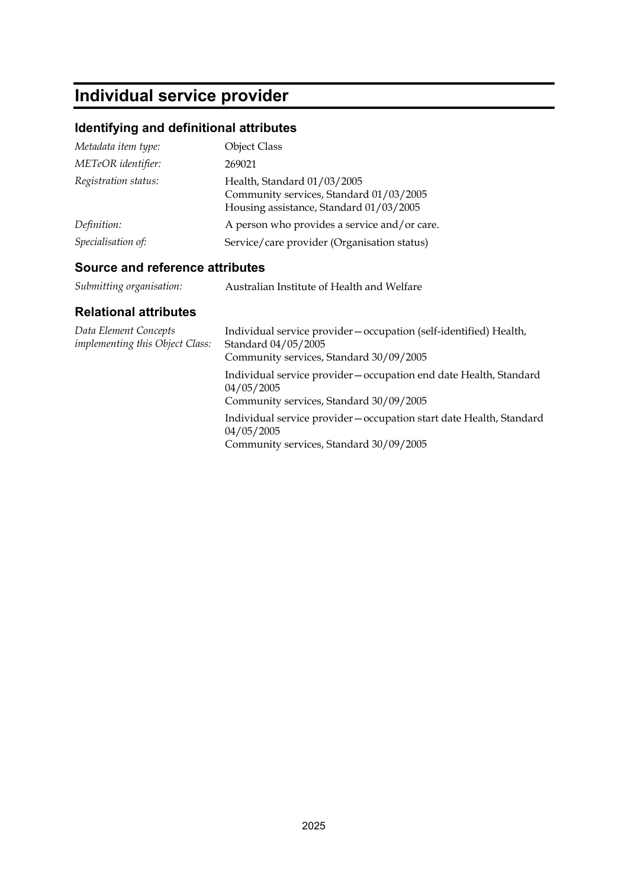# Individual service provider

## Identifying and definitional attributes

| | |
|---|---|
| *Metadata item type:* | Object Class |
| *METeOR identifier:* | 269021 |
| *Registration status:* | Health, Standard 01/03/2005<br>Community services, Standard 01/03/2005<br>Housing assistance, Standard 01/03/2005 |
| *Definition:* | A person who provides a service and/or care. |
| *Specialisation of:* | Service/care provider (Organisation status) |

## Source and reference attributes

| | |
|---|---|
| *Submitting organisation:* | Australian Institute of Health and Welfare |

## Relational attributes

| | |
|---|---|
| *Data Element Concepts implementing this Object Class:* | Individual service provider—occupation (self-identified) Health, Standard 04/05/2005<br>Community services, Standard 30/09/2005 |
| | Individual service provider—occupation end date Health, Standard 04/05/2005<br>Community services, Standard 30/09/2005 |
| | Individual service provider—occupation start date Health, Standard 04/05/2005<br>Community services, Standard 30/09/2005 |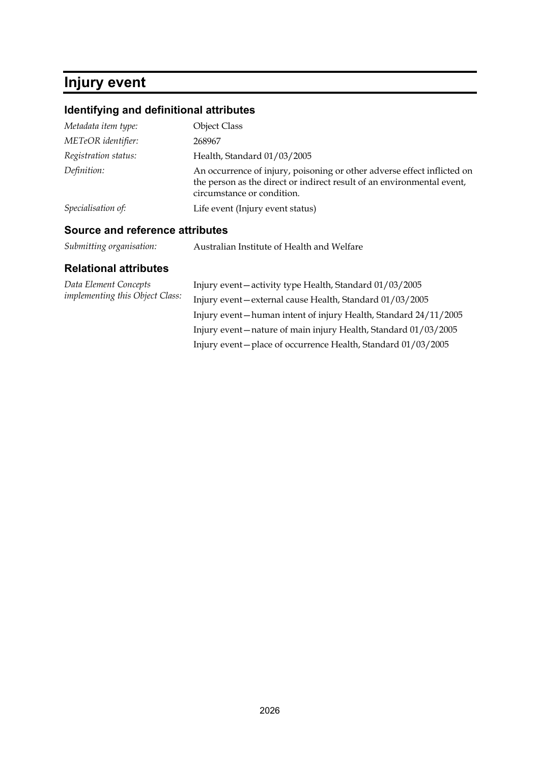# Injury event

## Identifying and definitional attributes

| | |
|---|---|
| *Metadata item type:* | Object Class |
| *METeOR identifier:* | 268967 |
| *Registration status:* | Health, Standard 01/03/2005 |
| *Definition:* | An occurrence of injury, poisoning or other adverse effect inflicted on the person as the direct or indirect result of an environmental event, circumstance or condition. |
| *Specialisation of:* | Life event (Injury event status) |

## Source and reference attributes

| | |
|---|---|
| *Submitting organisation:* | Australian Institute of Health and Welfare |

## Relational attributes

| | |
|---|---|
| *Data Element Concepts implementing this Object Class:* | Injury event—activity type Health, Standard 01/03/2005 |
| | Injury event—external cause Health, Standard 01/03/2005 |
| | Injury event—human intent of injury Health, Standard 24/11/2005 |
| | Injury event—nature of main injury Health, Standard 01/03/2005 |
| | Injury event—place of occurrence Health, Standard 01/03/2005 |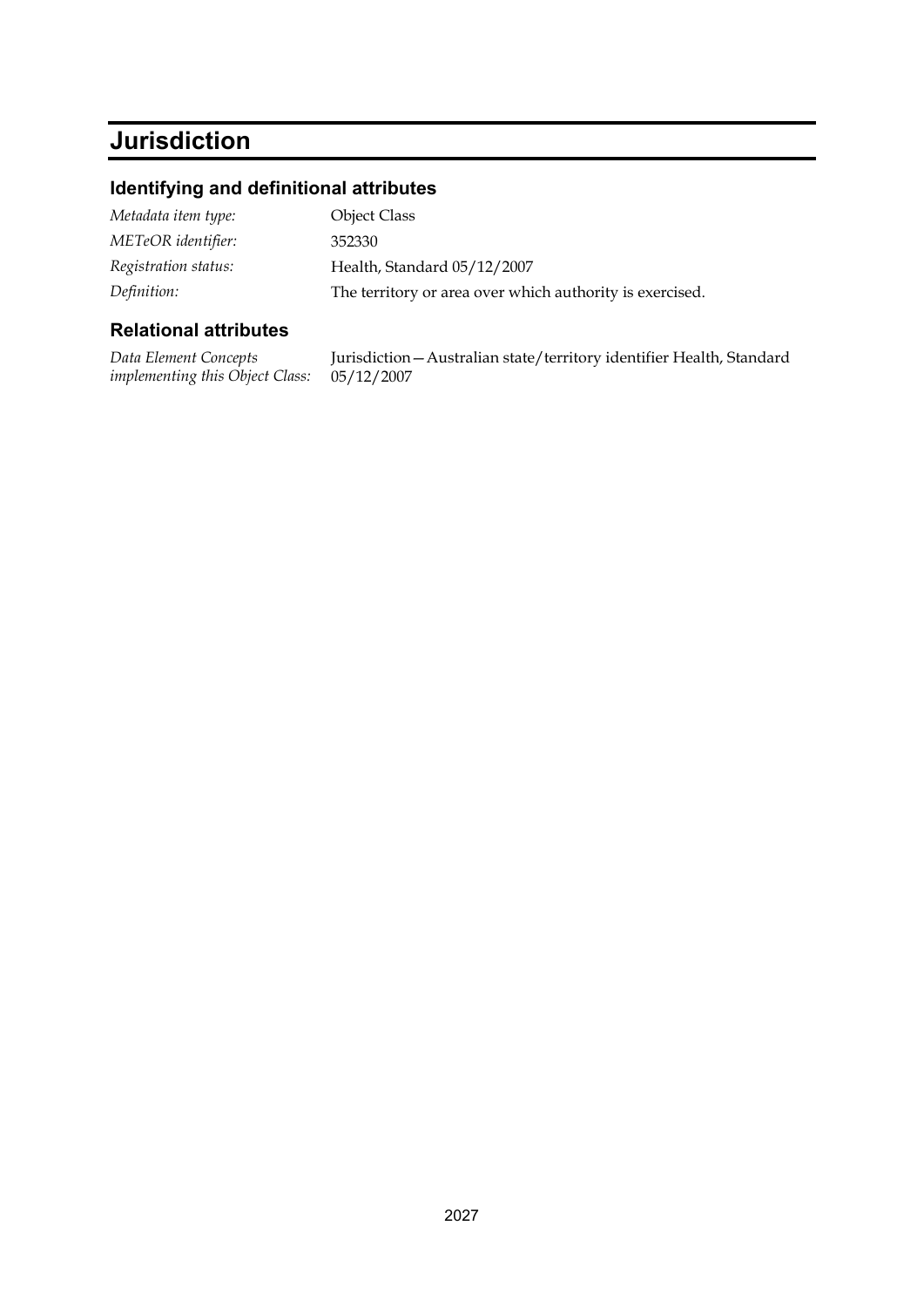# Jurisdiction

## Identifying and definitional attributes

| | |
|---|---|
| *Metadata item type:* | Object Class |
| *METeOR identifier:* | 352330 |
| *Registration status:* | Health, Standard 05/12/2007 |
| *Definition:* | The territory or area over which authority is exercised. |

## Relational attributes

| | |
|---|---|
| *Data Element Concepts implementing this Object Class:* | Jurisdiction—Australian state/territory identifier Health, Standard 05/12/2007 |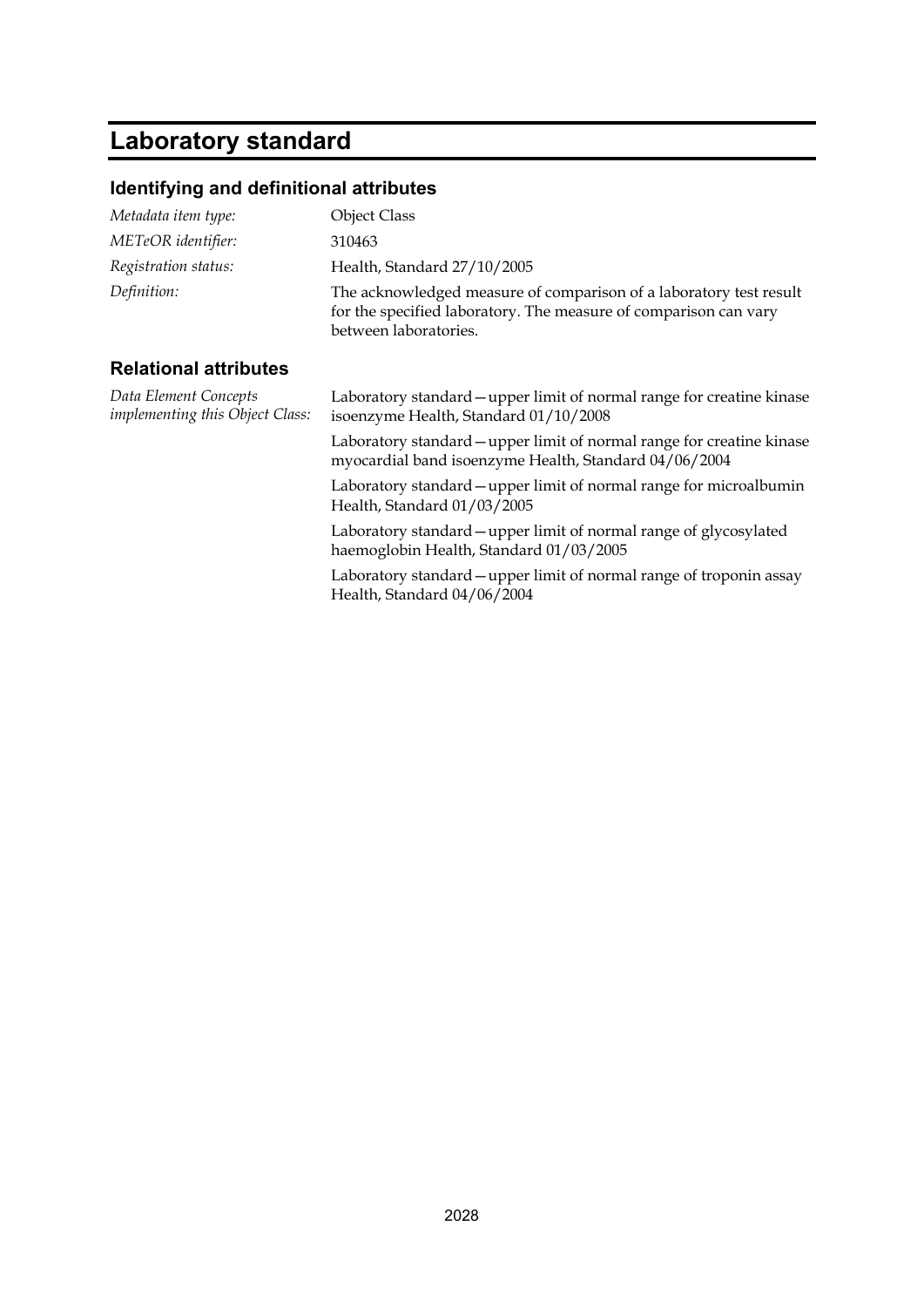# Laboratory standard

## Identifying and definitional attributes

| | |
|---|---|
| *Metadata item type:* | Object Class |
| *METeOR identifier:* | 310463 |
| *Registration status:* | Health, Standard 27/10/2005 |
| *Definition:* | The acknowledged measure of comparison of a laboratory test result for the specified laboratory. The measure of comparison can vary between laboratories. |

## Relational attributes

*Data Element Concepts implementing this Object Class:*

Laboratory standard—upper limit of normal range for creatine kinase isoenzyme Health, Standard 01/10/2008

Laboratory standard—upper limit of normal range for creatine kinase myocardial band isoenzyme Health, Standard 04/06/2004

Laboratory standard—upper limit of normal range for microalbumin Health, Standard 01/03/2005

Laboratory standard—upper limit of normal range of glycosylated haemoglobin Health, Standard 01/03/2005

Laboratory standard—upper limit of normal range of troponin assay Health, Standard 04/06/2004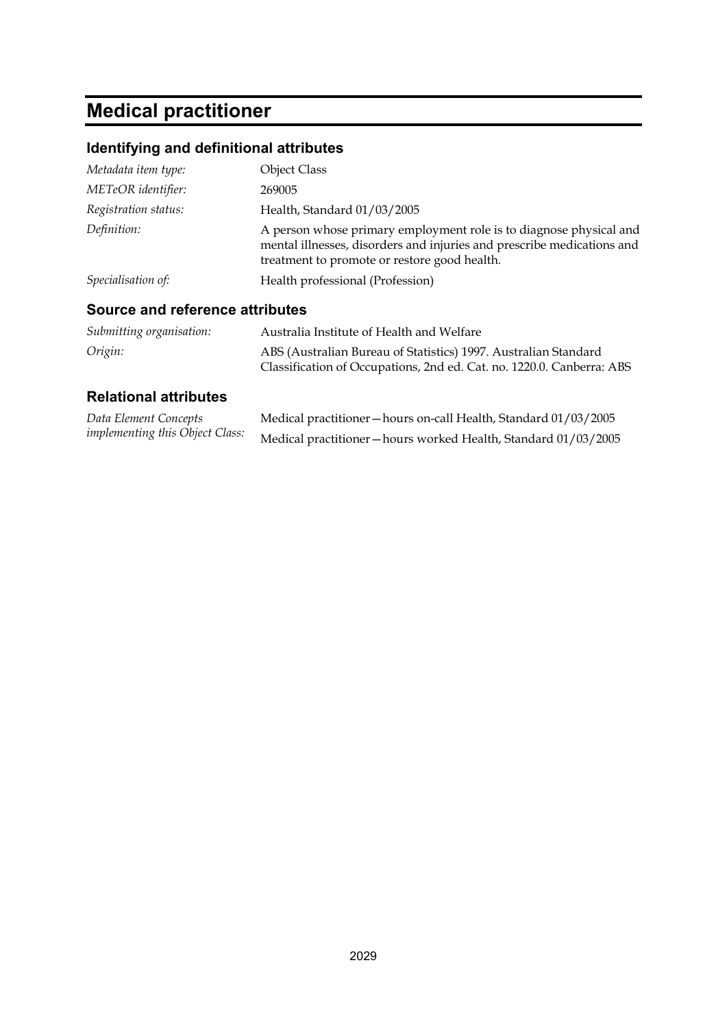# Medical practitioner

## Identifying and definitional attributes

| | |
|---|---|
| *Metadata item type:* | Object Class |
| *METeOR identifier:* | 269005 |
| *Registration status:* | Health, Standard 01/03/2005 |
| *Definition:* | A person whose primary employment role is to diagnose physical and mental illnesses, disorders and injuries and prescribe medications and treatment to promote or restore good health. |
| *Specialisation of:* | Health professional (Profession) |

## Source and reference attributes

| | |
|---|---|
| *Submitting organisation:* | Australia Institute of Health and Welfare |
| *Origin:* | ABS (Australian Bureau of Statistics) 1997. Australian Standard Classification of Occupations, 2nd ed. Cat. no. 1220.0. Canberra: ABS |

## Relational attributes

| | |
|---|---|
| *Data Element Concepts implementing this Object Class:* | Medical practitioner—hours on-call Health, Standard 01/03/2005 |
| | Medical practitioner—hours worked Health, Standard 01/03/2005 |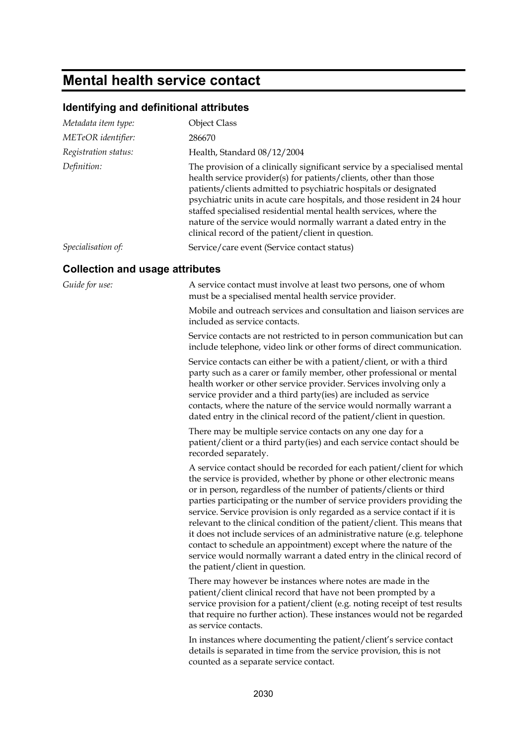# Mental health service contact

## Identifying and definitional attributes

| | |
|---|---|
| *Metadata item type:* | Object Class |
| *METeOR identifier:* | 286670 |
| *Registration status:* | Health, Standard 08/12/2004 |
| *Definition:* | The provision of a clinically significant service by a specialised mental health service provider(s) for patients/clients, other than those patients/clients admitted to psychiatric hospitals or designated psychiatric units in acute care hospitals, and those resident in 24 hour staffed specialised residential mental health services, where the nature of the service would normally warrant a dated entry in the clinical record of the patient/client in question. |
| *Specialisation of:* | Service/care event (Service contact status) |

## Collection and usage attributes

*Guide for use:*

A service contact must involve at least two persons, one of whom must be a specialised mental health service provider.

Mobile and outreach services and consultation and liaison services are included as service contacts.

Service contacts are not restricted to in person communication but can include telephone, video link or other forms of direct communication.

Service contacts can either be with a patient/client, or with a third party such as a carer or family member, other professional or mental health worker or other service provider. Services involving only a service provider and a third party(ies) are included as service contacts, where the nature of the service would normally warrant a dated entry in the clinical record of the patient/client in question.

There may be multiple service contacts on any one day for a patient/client or a third party(ies) and each service contact should be recorded separately.

A service contact should be recorded for each patient/client for which the service is provided, whether by phone or other electronic means or in person, regardless of the number of patients/clients or third parties participating or the number of service providers providing the service. Service provision is only regarded as a service contact if it is relevant to the clinical condition of the patient/client. This means that it does not include services of an administrative nature (e.g. telephone contact to schedule an appointment) except where the nature of the service would normally warrant a dated entry in the clinical record of the patient/client in question.

There may however be instances where notes are made in the patient/client clinical record that have not been prompted by a service provision for a patient/client (e.g. noting receipt of test results that require no further action). These instances would not be regarded as service contacts.

In instances where documenting the patient/client's service contact details is separated in time from the service provision, this is not counted as a separate service contact.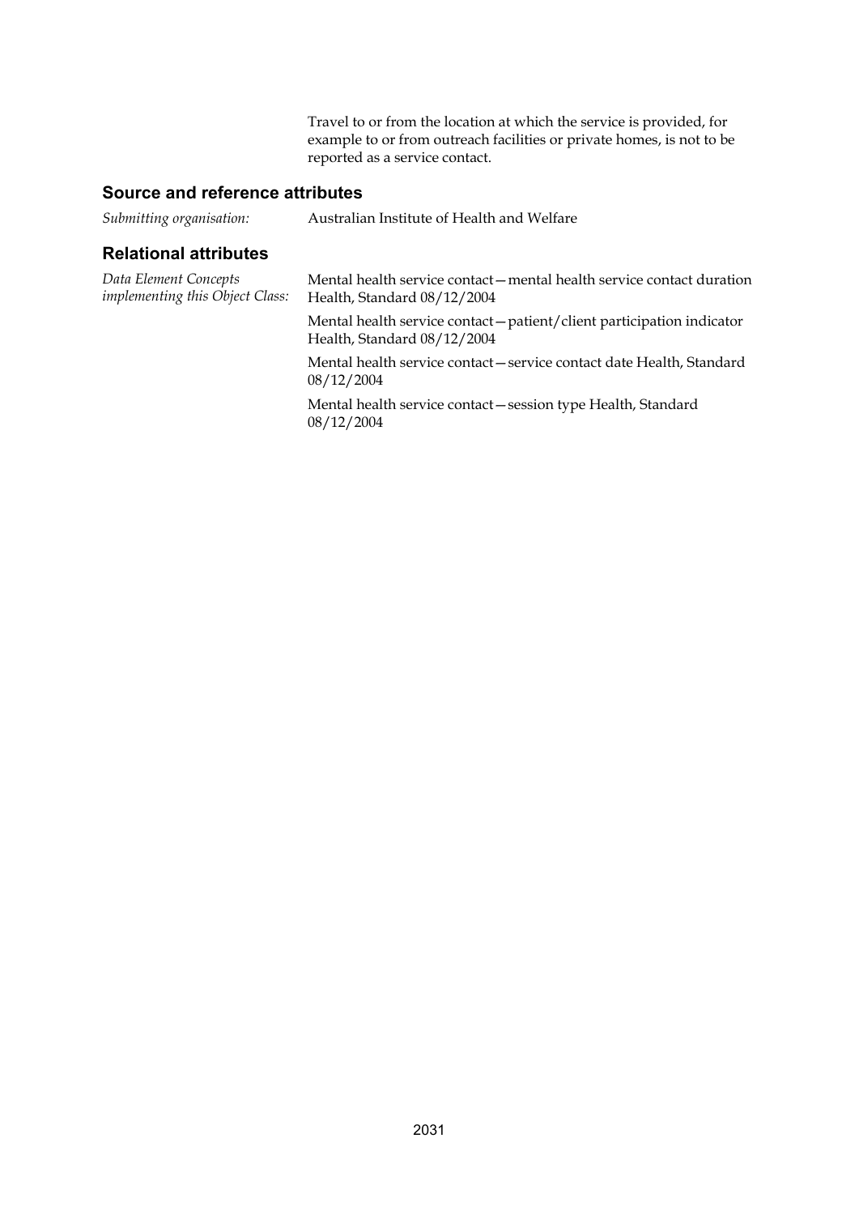Travel to or from the location at which the service is provided, for example to or from outreach facilities or private homes, is not to be reported as a service contact.

## Source and reference attributes

*Submitting organisation:* Australian Institute of Health and Welfare

## Relational attributes

*Data Element Concepts implementing this Object Class:*

Mental health service contact—mental health service contact duration Health, Standard 08/12/2004

Mental health service contact—patient/client participation indicator Health, Standard 08/12/2004

Mental health service contact—service contact date Health, Standard 08/12/2004

Mental health service contact—session type Health, Standard 08/12/2004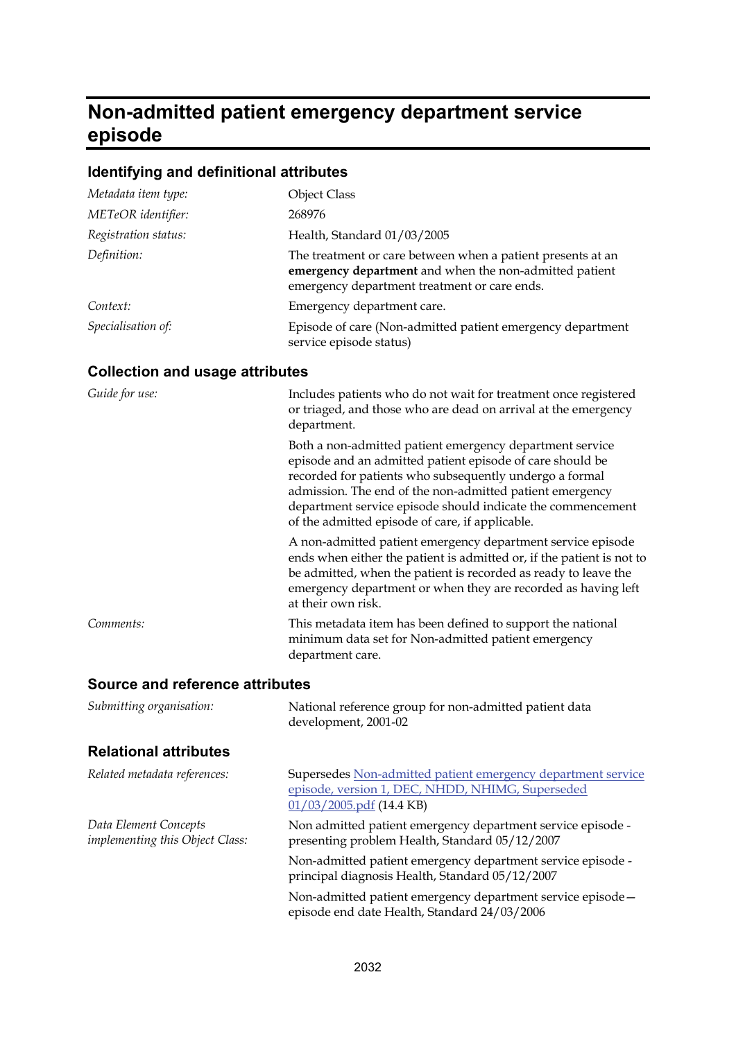# Non-admitted patient emergency department service episode

## Identifying and definitional attributes

| | |
|---|---|
| *Metadata item type:* | Object Class |
| *METeOR identifier:* | 268976 |
| *Registration status:* | Health, Standard 01/03/2005 |
| *Definition:* | The treatment or care between when a patient presents at an **emergency department** and when the non-admitted patient emergency department treatment or care ends. |
| *Context:* | Emergency department care. |
| *Specialisation of:* | Episode of care (Non-admitted patient emergency department service episode status) |

## Collection and usage attributes

| | |
|---|---|
| *Guide for use:* | Includes patients who do not wait for treatment once registered or triaged, and those who are dead on arrival at the emergency department. |
| | Both a non-admitted patient emergency department service episode and an admitted patient episode of care should be recorded for patients who subsequently undergo a formal admission. The end of the non-admitted patient emergency department service episode should indicate the commencement of the admitted episode of care, if applicable. |
| | A non-admitted patient emergency department service episode ends when either the patient is admitted or, if the patient is not to be admitted, when the patient is recorded as ready to leave the emergency department or when they are recorded as having left at their own risk. |
| *Comments:* | This metadata item has been defined to support the national minimum data set for Non-admitted patient emergency department care. |

## Source and reference attributes

| | |
|---|---|
| *Submitting organisation:* | National reference group for non-admitted patient data development, 2001-02 |

## Relational attributes

| | |
|---|---|
| *Related metadata references:* | Supersedes Non-admitted patient emergency department service episode, version 1, DEC, NHDD, NHIMG, Superseded 01/03/2005.pdf (14.4 KB) |
| *Data Element Concepts implementing this Object Class:* | Non admitted patient emergency department service episode - presenting problem Health, Standard 05/12/2007 |
| | Non-admitted patient emergency department service episode - principal diagnosis Health, Standard 05/12/2007 |
| | Non-admitted patient emergency department service episode—episode end date Health, Standard 24/03/2006 |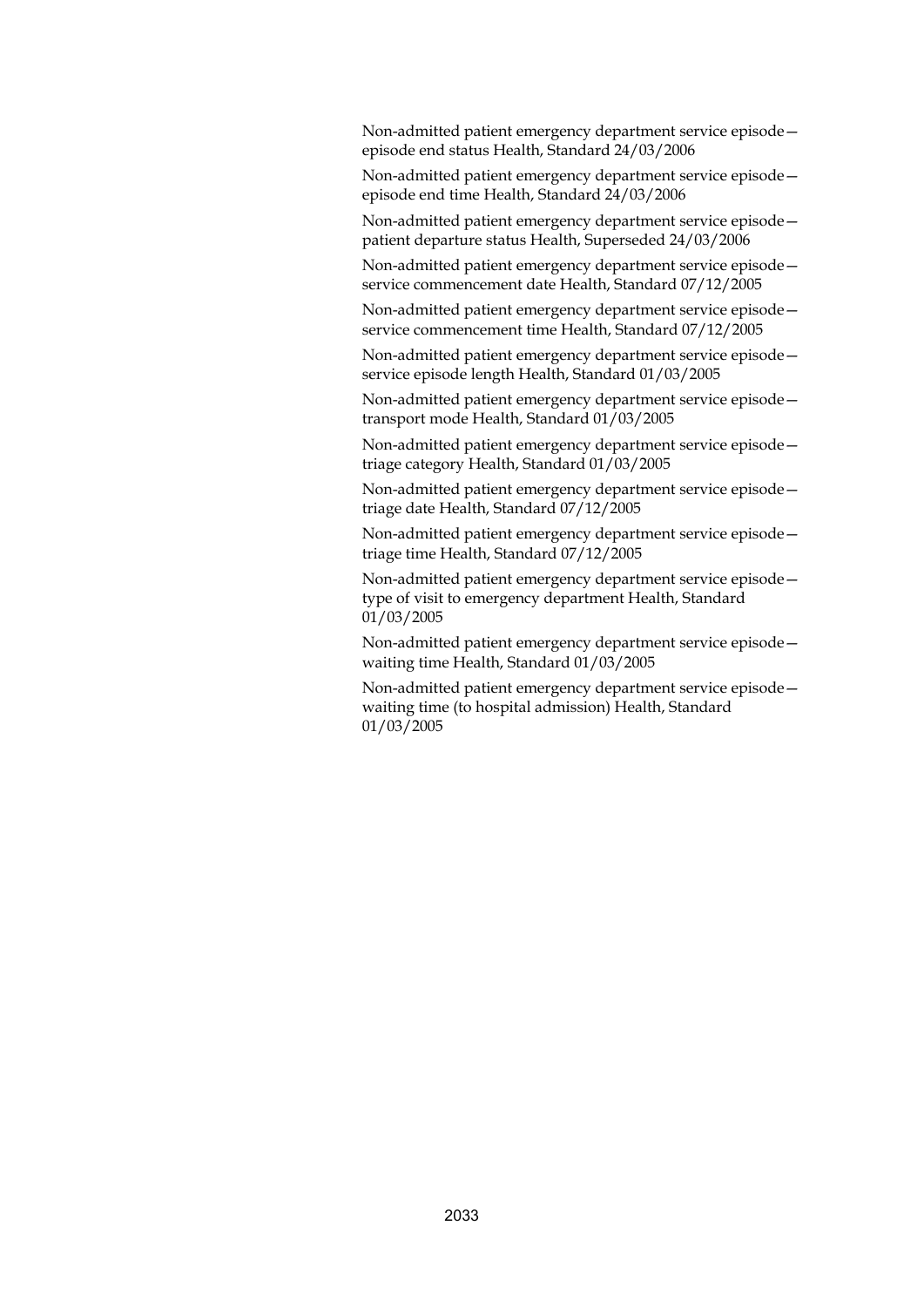Non-admitted patient emergency department service episode—episode end status Health, Standard 24/03/2006

Non-admitted patient emergency department service episode—episode end time Health, Standard 24/03/2006

Non-admitted patient emergency department service episode—patient departure status Health, Superseded 24/03/2006

Non-admitted patient emergency department service episode—service commencement date Health, Standard 07/12/2005

Non-admitted patient emergency department service episode—service commencement time Health, Standard 07/12/2005

Non-admitted patient emergency department service episode—service episode length Health, Standard 01/03/2005

Non-admitted patient emergency department service episode—transport mode Health, Standard 01/03/2005

Non-admitted patient emergency department service episode—triage category Health, Standard 01/03/2005

Non-admitted patient emergency department service episode—triage date Health, Standard 07/12/2005

Non-admitted patient emergency department service episode—triage time Health, Standard 07/12/2005

Non-admitted patient emergency department service episode—type of visit to emergency department Health, Standard 01/03/2005

Non-admitted patient emergency department service episode—waiting time Health, Standard 01/03/2005

Non-admitted patient emergency department service episode—waiting time (to hospital admission) Health, Standard 01/03/2005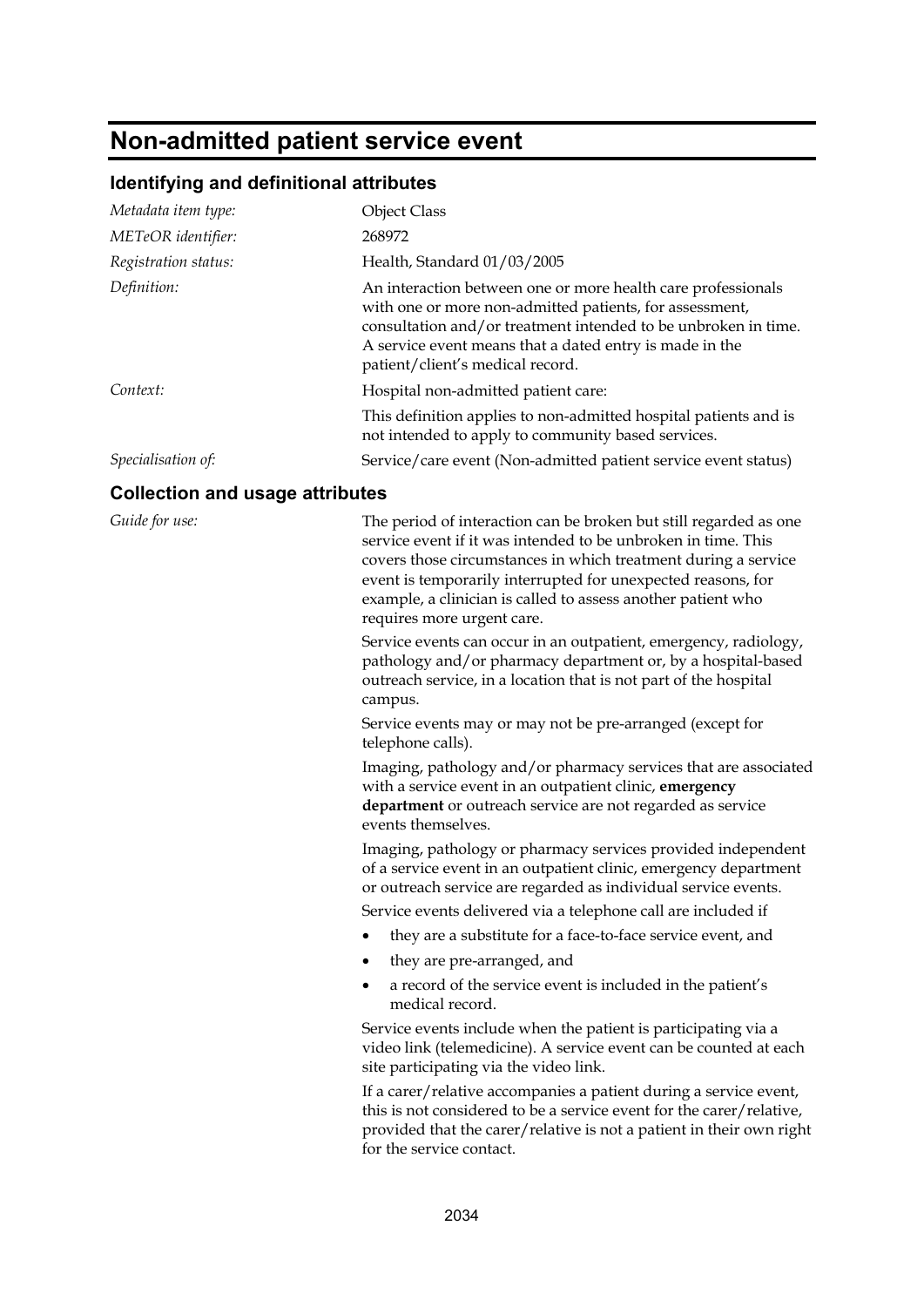# Non-admitted patient service event

## Identifying and definitional attributes

| | |
|---|---|
| *Metadata item type:* | Object Class |
| *METeOR identifier:* | 268972 |
| *Registration status:* | Health, Standard 01/03/2005 |
| *Definition:* | An interaction between one or more health care professionals with one or more non-admitted patients, for assessment, consultation and/or treatment intended to be unbroken in time. A service event means that a dated entry is made in the patient/client's medical record. |
| *Context:* | Hospital non-admitted patient care:<br>This definition applies to non-admitted hospital patients and is not intended to apply to community based services. |
| *Specialisation of:* | Service/care event (Non-admitted patient service event status) |

## Collection and usage attributes

*Guide for use:*

The period of interaction can be broken but still regarded as one service event if it was intended to be unbroken in time. This covers those circumstances in which treatment during a service event is temporarily interrupted for unexpected reasons, for example, a clinician is called to assess another patient who requires more urgent care.

Service events can occur in an outpatient, emergency, radiology, pathology and/or pharmacy department or, by a hospital-based outreach service, in a location that is not part of the hospital campus.

Service events may or may not be pre-arranged (except for telephone calls).

Imaging, pathology and/or pharmacy services that are associated with a service event in an outpatient clinic, **emergency department** or outreach service are not regarded as service events themselves.

Imaging, pathology or pharmacy services provided independent of a service event in an outpatient clinic, emergency department or outreach service are regarded as individual service events.

Service events delivered via a telephone call are included if

- they are a substitute for a face-to-face service event, and
- they are pre-arranged, and
- a record of the service event is included in the patient's medical record.

Service events include when the patient is participating via a video link (telemedicine). A service event can be counted at each site participating via the video link.

If a carer/relative accompanies a patient during a service event, this is not considered to be a service event for the carer/relative, provided that the carer/relative is not a patient in their own right for the service contact.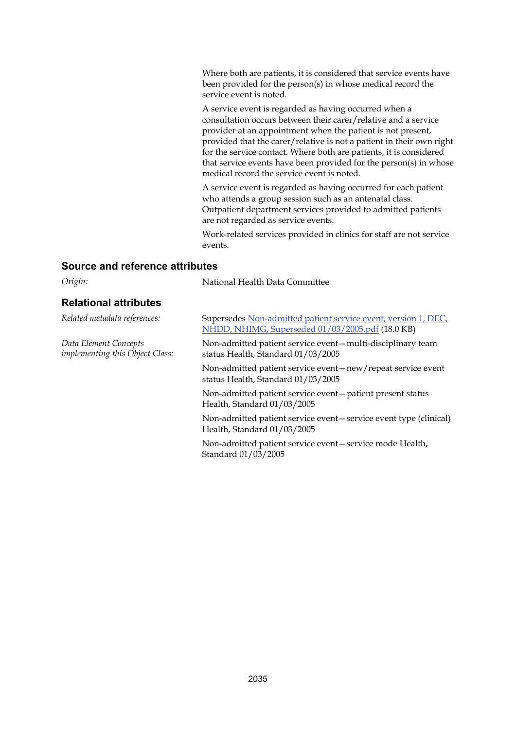Where both are patients, it is considered that service events have been provided for the person(s) in whose medical record the service event is noted.

A service event is regarded as having occurred when a consultation occurs between their carer/relative and a service provider at an appointment when the patient is not present, provided that the carer/relative is not a patient in their own right for the service contact. Where both are patients, it is considered that service events have been provided for the person(s) in whose medical record the service event is noted.

A service event is regarded as having occurred for each patient who attends a group session such as an antenatal class. Outpatient department services provided to admitted patients are not regarded as service events.

Work-related services provided in clinics for staff are not service events.

## Source and reference attributes

*Origin:* National Health Data Committee

## Relational attributes

*Related metadata references:* Supersedes Non-admitted patient service event, version 1, DEC, NHDD, NHIMG, Superseded 01/03/2005.pdf (18.0 KB)

*Data Element Concepts implementing this Object Class:*

Non-admitted patient service event—multi-disciplinary team status Health, Standard 01/03/2005

Non-admitted patient service event—new/repeat service event status Health, Standard 01/03/2005

Non-admitted patient service event—patient present status Health, Standard 01/03/2005

Non-admitted patient service event—service event type (clinical) Health, Standard 01/03/2005

Non-admitted patient service event—service mode Health, Standard 01/03/2005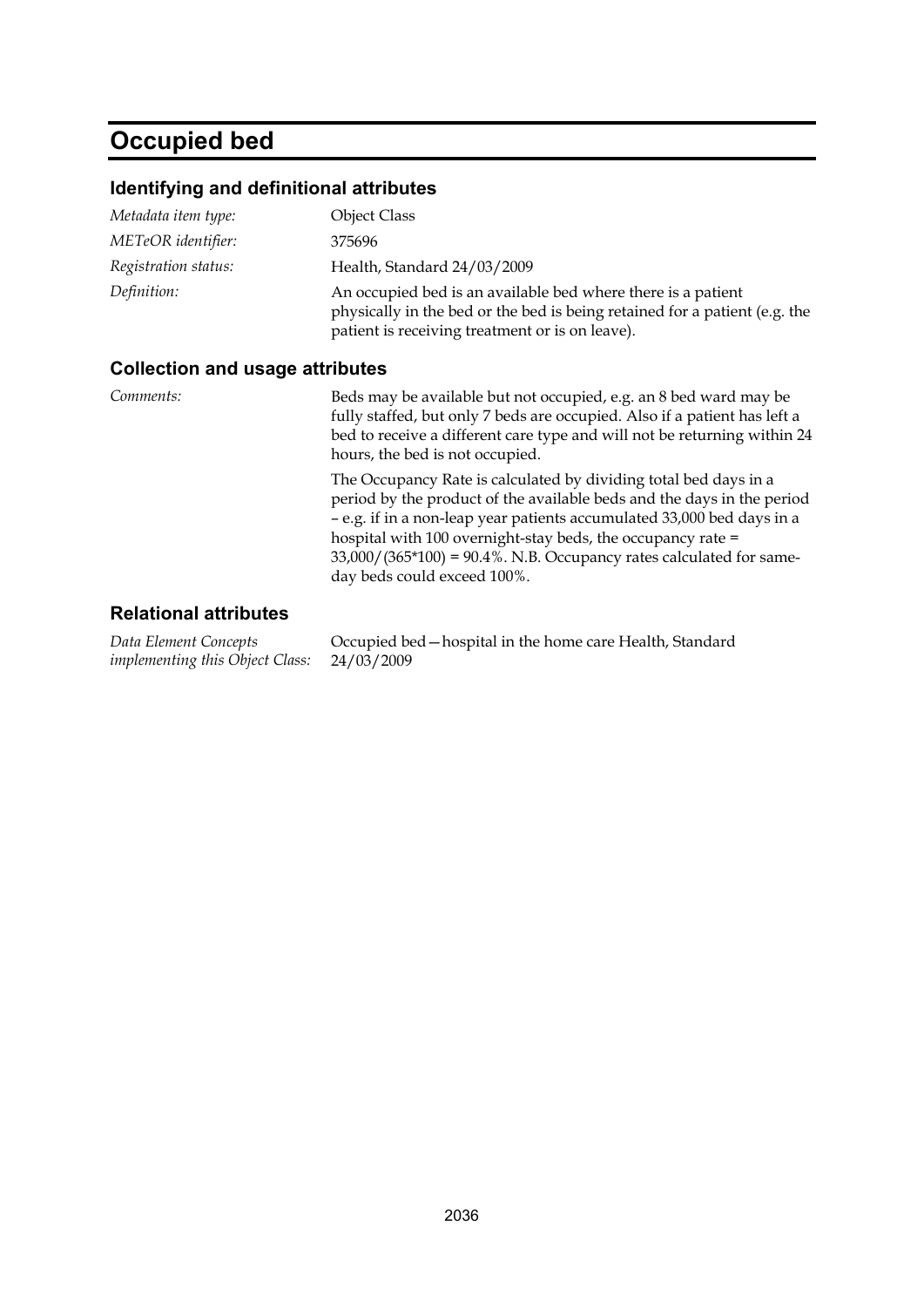# Occupied bed

## Identifying and definitional attributes

| | |
|---|---|
| *Metadata item type:* | Object Class |
| *METeOR identifier:* | 375696 |
| *Registration status:* | Health, Standard 24/03/2009 |
| *Definition:* | An occupied bed is an available bed where there is a patient physically in the bed or the bed is being retained for a patient (e.g. the patient is receiving treatment or is on leave). |

## Collection and usage attributes

*Comments:*

Beds may be available but not occupied, e.g. an 8 bed ward may be fully staffed, but only 7 beds are occupied. Also if a patient has left a bed to receive a different care type and will not be returning within 24 hours, the bed is not occupied.

The Occupancy Rate is calculated by dividing total bed days in a period by the product of the available beds and the days in the period – e.g. if in a non-leap year patients accumulated 33,000 bed days in a hospital with 100 overnight-stay beds, the occupancy rate = 33,000/(365*100) = 90.4%. N.B. Occupancy rates calculated for same-day beds could exceed 100%.

## Relational attributes

| | |
|---|---|
| *Data Element Concepts implementing this Object Class:* | Occupied bed—hospital in the home care Health, Standard 24/03/2009 |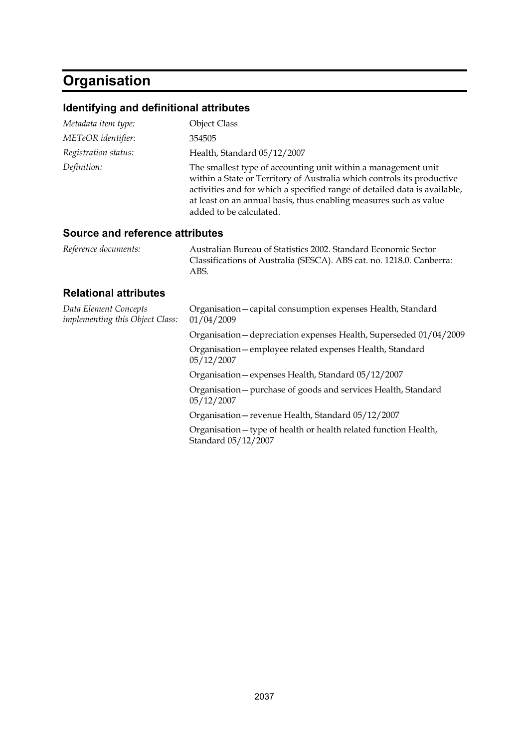# Organisation

## Identifying and definitional attributes

*Metadata item type:* Object Class

*METeOR identifier:* 354505

*Registration status:* Health, Standard 05/12/2007

*Definition:* The smallest type of accounting unit within a management unit within a State or Territory of Australia which controls its productive activities and for which a specified range of detailed data is available, at least on an annual basis, thus enabling measures such as value added to be calculated.

## Source and reference attributes

*Reference documents:* Australian Bureau of Statistics 2002. Standard Economic Sector Classifications of Australia (SESCA). ABS cat. no. 1218.0. Canberra: ABS.

## Relational attributes

*Data Element Concepts implementing this Object Class:*

Organisation—capital consumption expenses Health, Standard 01/04/2009

Organisation—depreciation expenses Health, Superseded 01/04/2009

Organisation—employee related expenses Health, Standard 05/12/2007

Organisation—expenses Health, Standard 05/12/2007

Organisation—purchase of goods and services Health, Standard 05/12/2007

Organisation—revenue Health, Standard 05/12/2007

Organisation—type of health or health related function Health, Standard 05/12/2007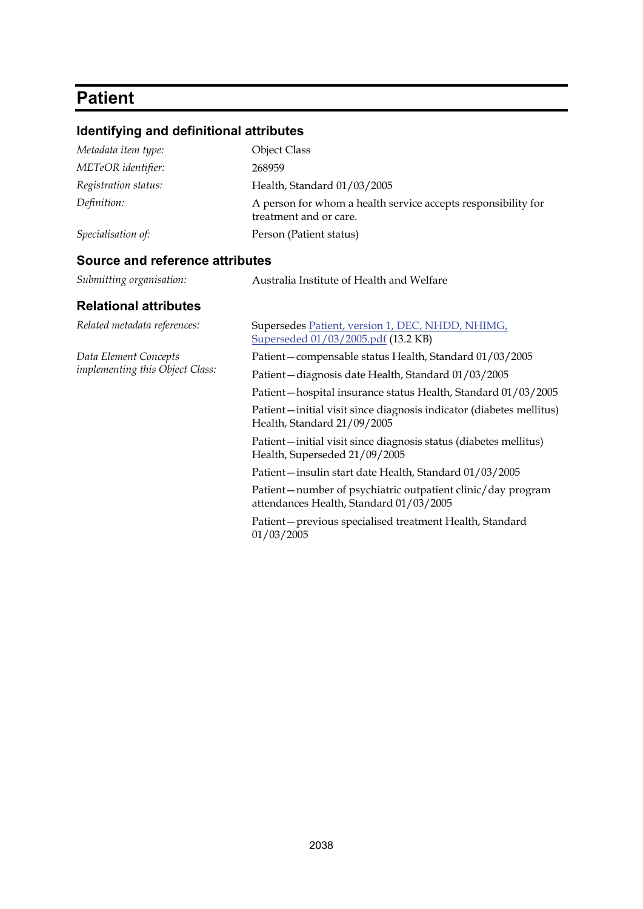# Patient

## Identifying and definitional attributes

| | |
|---|---|
| *Metadata item type:* | Object Class |
| *METeOR identifier:* | 268959 |
| *Registration status:* | Health, Standard 01/03/2005 |
| *Definition:* | A person for whom a health service accepts responsibility for treatment and or care. |
| *Specialisation of:* | Person (Patient status) |

## Source and reference attributes

| | |
|---|---|
| *Submitting organisation:* | Australia Institute of Health and Welfare |

## Relational attributes

| | |
|---|---|
| *Related metadata references:* | Supersedes Patient, version 1, DEC, NHDD, NHIMG, Superseded 01/03/2005.pdf (13.2 KB) |
| *Data Element Concepts implementing this Object Class:* | Patient—compensable status Health, Standard 01/03/2005 |
| | Patient—diagnosis date Health, Standard 01/03/2005 |
| | Patient—hospital insurance status Health, Standard 01/03/2005 |
| | Patient—initial visit since diagnosis indicator (diabetes mellitus) Health, Standard 21/09/2005 |
| | Patient—initial visit since diagnosis status (diabetes mellitus) Health, Superseded 21/09/2005 |
| | Patient—insulin start date Health, Standard 01/03/2005 |
| | Patient—number of psychiatric outpatient clinic/day program attendances Health, Standard 01/03/2005 |
| | Patient—previous specialised treatment Health, Standard 01/03/2005 |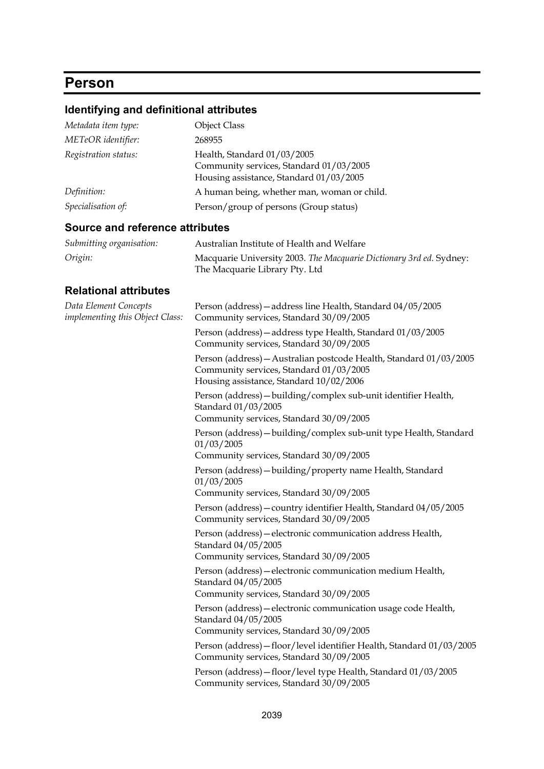# Person

## Identifying and definitional attributes

| | |
|---|---|
| *Metadata item type:* | Object Class |
| *METeOR identifier:* | 268955 |
| *Registration status:* | Health, Standard 01/03/2005<br>Community services, Standard 01/03/2005<br>Housing assistance, Standard 01/03/2005 |
| *Definition:* | A human being, whether man, woman or child. |
| *Specialisation of:* | Person/group of persons (Group status) |

## Source and reference attributes

| | |
|---|---|
| *Submitting organisation:* | Australian Institute of Health and Welfare |
| *Origin:* | Macquarie University 2003. *The Macquarie Dictionary 3rd ed.* Sydney: The Macquarie Library Pty. Ltd |

## Relational attributes

*Data Element Concepts implementing this Object Class:*

Person (address)—address line Health, Standard 04/05/2005
Community services, Standard 30/09/2005

Person (address)—address type Health, Standard 01/03/2005
Community services, Standard 30/09/2005

Person (address)—Australian postcode Health, Standard 01/03/2005
Community services, Standard 01/03/2005
Housing assistance, Standard 10/02/2006

Person (address)—building/complex sub-unit identifier Health, Standard 01/03/2005
Community services, Standard 30/09/2005

Person (address)—building/complex sub-unit type Health, Standard 01/03/2005
Community services, Standard 30/09/2005

Person (address)—building/property name Health, Standard 01/03/2005
Community services, Standard 30/09/2005

Person (address)—country identifier Health, Standard 04/05/2005
Community services, Standard 30/09/2005

Person (address)—electronic communication address Health, Standard 04/05/2005
Community services, Standard 30/09/2005

Person (address)—electronic communication medium Health, Standard 04/05/2005
Community services, Standard 30/09/2005

Person (address)—electronic communication usage code Health, Standard 04/05/2005
Community services, Standard 30/09/2005

Person (address)—floor/level identifier Health, Standard 01/03/2005
Community services, Standard 30/09/2005

Person (address)—floor/level type Health, Standard 01/03/2005
Community services, Standard 30/09/2005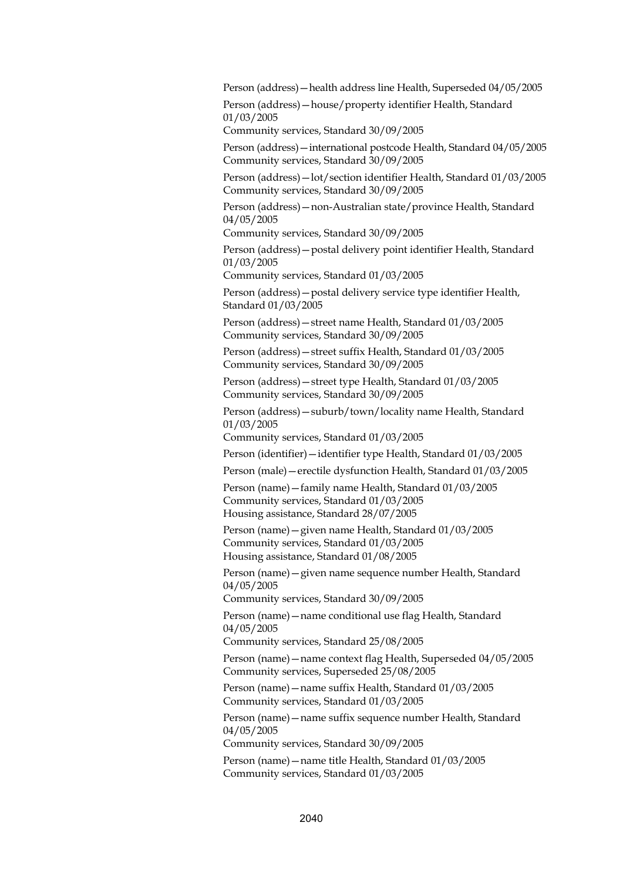Person (address)—health address line Health, Superseded 04/05/2005

Person (address)—house/property identifier Health, Standard 01/03/2005
Community services, Standard 30/09/2005

Person (address)—international postcode Health, Standard 04/05/2005
Community services, Standard 30/09/2005

Person (address)—lot/section identifier Health, Standard 01/03/2005
Community services, Standard 30/09/2005

Person (address)—non-Australian state/province Health, Standard 04/05/2005
Community services, Standard 30/09/2005

Person (address)—postal delivery point identifier Health, Standard 01/03/2005
Community services, Standard 01/03/2005

Person (address)—postal delivery service type identifier Health, Standard 01/03/2005

Person (address)—street name Health, Standard 01/03/2005
Community services, Standard 30/09/2005

Person (address)—street suffix Health, Standard 01/03/2005
Community services, Standard 30/09/2005

Person (address)—street type Health, Standard 01/03/2005
Community services, Standard 30/09/2005

Person (address)—suburb/town/locality name Health, Standard 01/03/2005
Community services, Standard 01/03/2005

Person (identifier)—identifier type Health, Standard 01/03/2005

Person (male)—erectile dysfunction Health, Standard 01/03/2005

Person (name)—family name Health, Standard 01/03/2005
Community services, Standard 01/03/2005
Housing assistance, Standard 28/07/2005

Person (name)—given name Health, Standard 01/03/2005
Community services, Standard 01/03/2005
Housing assistance, Standard 01/08/2005

Person (name)—given name sequence number Health, Standard 04/05/2005
Community services, Standard 30/09/2005

Person (name)—name conditional use flag Health, Standard 04/05/2005
Community services, Standard 25/08/2005

Person (name)—name context flag Health, Superseded 04/05/2005
Community services, Superseded 25/08/2005

Person (name)—name suffix Health, Standard 01/03/2005
Community services, Standard 01/03/2005

Person (name)—name suffix sequence number Health, Standard 04/05/2005
Community services, Standard 30/09/2005

Person (name)—name title Health, Standard 01/03/2005
Community services, Standard 01/03/2005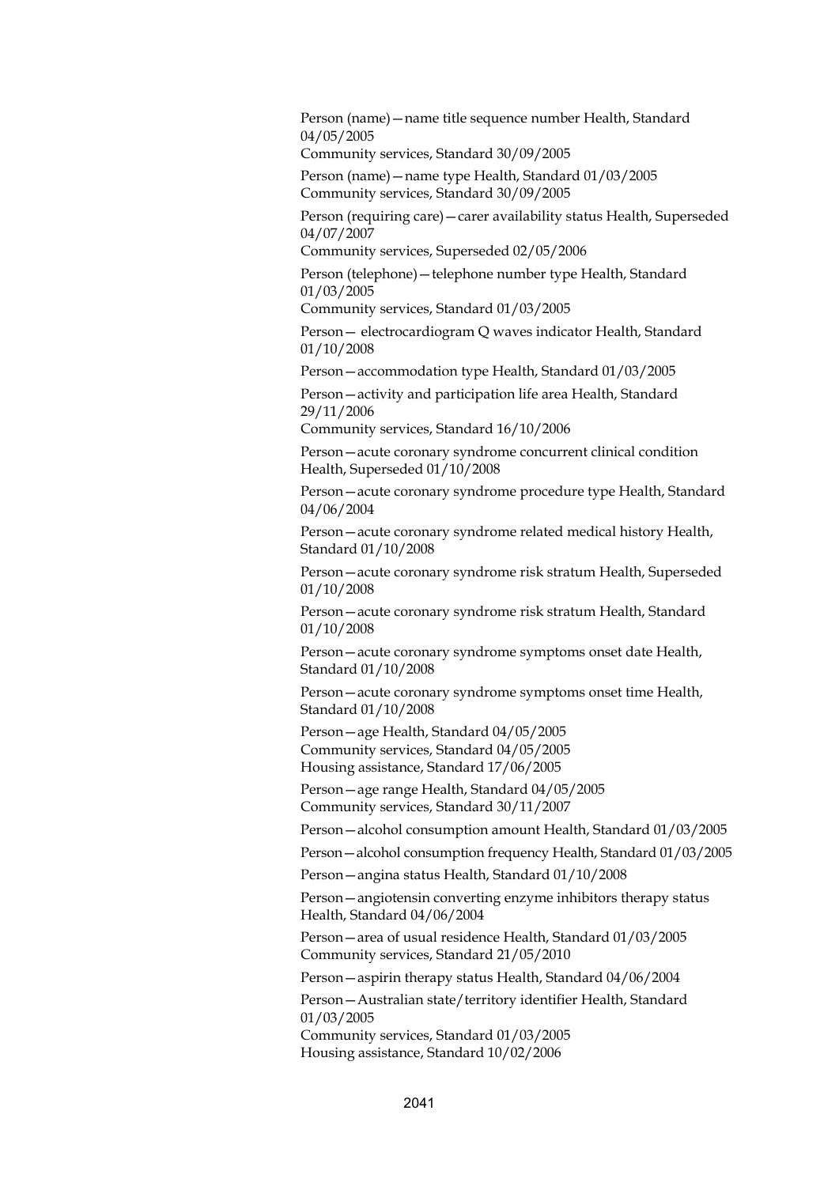Person (name)—name title sequence number Health, Standard 04/05/2005  
Community services, Standard 30/09/2005

Person (name)—name type Health, Standard 01/03/2005  
Community services, Standard 30/09/2005

Person (requiring care)—carer availability status Health, Superseded 04/07/2007  
Community services, Superseded 02/05/2006

Person (telephone)—telephone number type Health, Standard 01/03/2005  
Community services, Standard 01/03/2005

Person— electrocardiogram Q waves indicator Health, Standard 01/10/2008

Person—accommodation type Health, Standard 01/03/2005

Person—activity and participation life area Health, Standard 29/11/2006  
Community services, Standard 16/10/2006

Person—acute coronary syndrome concurrent clinical condition Health, Superseded 01/10/2008

Person—acute coronary syndrome procedure type Health, Standard 04/06/2004

Person—acute coronary syndrome related medical history Health, Standard 01/10/2008

Person—acute coronary syndrome risk stratum Health, Superseded 01/10/2008

Person—acute coronary syndrome risk stratum Health, Standard 01/10/2008

Person—acute coronary syndrome symptoms onset date Health, Standard 01/10/2008

Person—acute coronary syndrome symptoms onset time Health, Standard 01/10/2008

Person—age Health, Standard 04/05/2005  
Community services, Standard 04/05/2005  
Housing assistance, Standard 17/06/2005

Person—age range Health, Standard 04/05/2005  
Community services, Standard 30/11/2007

Person—alcohol consumption amount Health, Standard 01/03/2005

Person—alcohol consumption frequency Health, Standard 01/03/2005

Person—angina status Health, Standard 01/10/2008

Person—angiotensin converting enzyme inhibitors therapy status Health, Standard 04/06/2004

Person—area of usual residence Health, Standard 01/03/2005  
Community services, Standard 21/05/2010

Person—aspirin therapy status Health, Standard 04/06/2004

Person—Australian state/territory identifier Health, Standard 01/03/2005  
Community services, Standard 01/03/2005  
Housing assistance, Standard 10/02/2006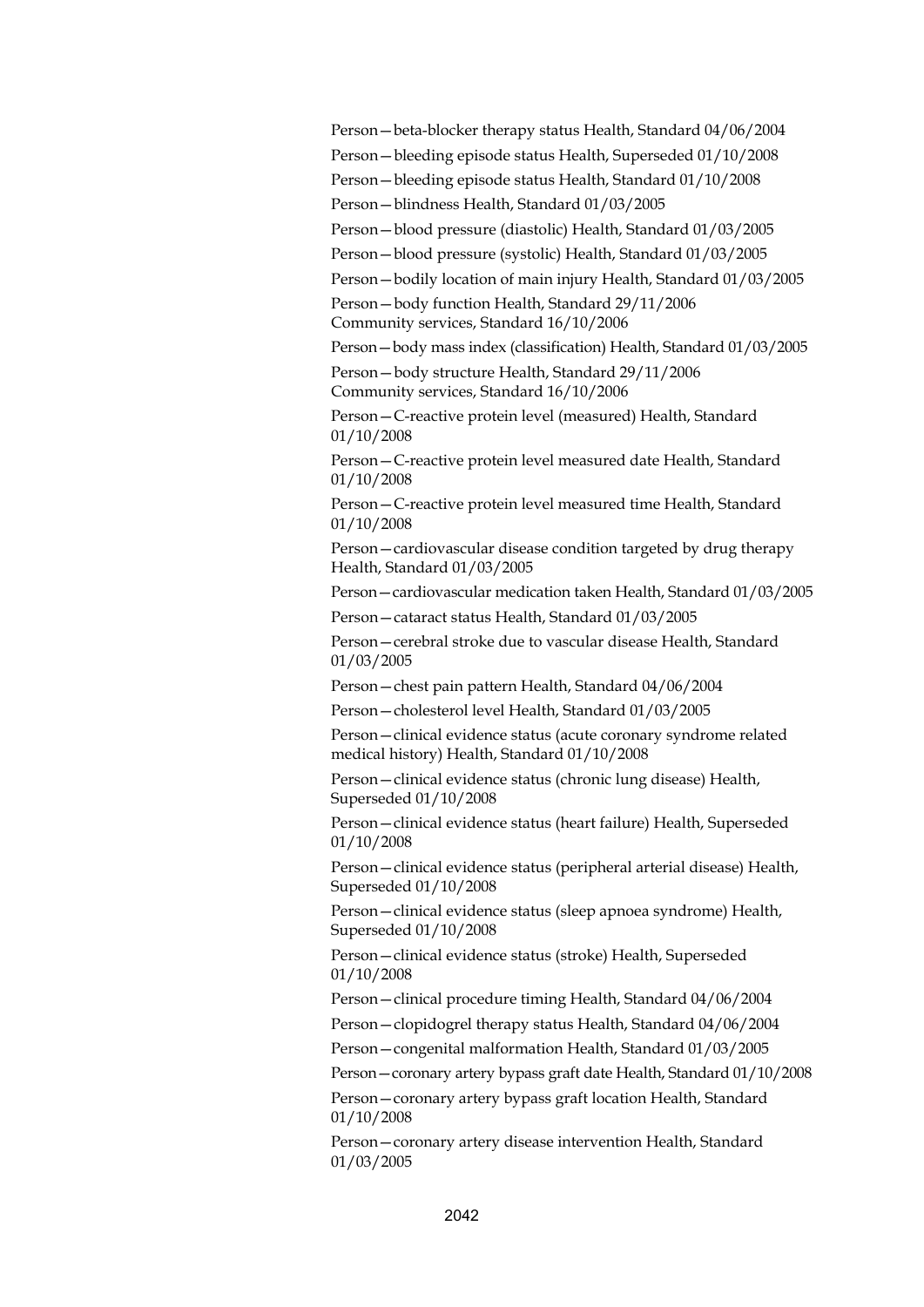Person—beta-blocker therapy status Health, Standard 04/06/2004

Person—bleeding episode status Health, Superseded 01/10/2008

Person—bleeding episode status Health, Standard 01/10/2008

Person—blindness Health, Standard 01/03/2005

Person—blood pressure (diastolic) Health, Standard 01/03/2005

Person—blood pressure (systolic) Health, Standard 01/03/2005

Person—bodily location of main injury Health, Standard 01/03/2005

Person—body function Health, Standard 29/11/2006
Community services, Standard 16/10/2006

Person—body mass index (classification) Health, Standard 01/03/2005

Person—body structure Health, Standard 29/11/2006
Community services, Standard 16/10/2006

Person—C-reactive protein level (measured) Health, Standard 01/10/2008

Person—C-reactive protein level measured date Health, Standard 01/10/2008

Person—C-reactive protein level measured time Health, Standard 01/10/2008

Person—cardiovascular disease condition targeted by drug therapy Health, Standard 01/03/2005

Person—cardiovascular medication taken Health, Standard 01/03/2005

Person—cataract status Health, Standard 01/03/2005

Person—cerebral stroke due to vascular disease Health, Standard 01/03/2005

Person—chest pain pattern Health, Standard 04/06/2004

Person—cholesterol level Health, Standard 01/03/2005

Person—clinical evidence status (acute coronary syndrome related medical history) Health, Standard 01/10/2008

Person—clinical evidence status (chronic lung disease) Health, Superseded 01/10/2008

Person—clinical evidence status (heart failure) Health, Superseded 01/10/2008

Person—clinical evidence status (peripheral arterial disease) Health, Superseded 01/10/2008

Person—clinical evidence status (sleep apnoea syndrome) Health, Superseded 01/10/2008

Person—clinical evidence status (stroke) Health, Superseded 01/10/2008

Person—clinical procedure timing Health, Standard 04/06/2004

Person—clopidogrel therapy status Health, Standard 04/06/2004

Person—congenital malformation Health, Standard 01/03/2005

Person—coronary artery bypass graft date Health, Standard 01/10/2008

Person—coronary artery bypass graft location Health, Standard 01/10/2008

Person—coronary artery disease intervention Health, Standard 01/03/2005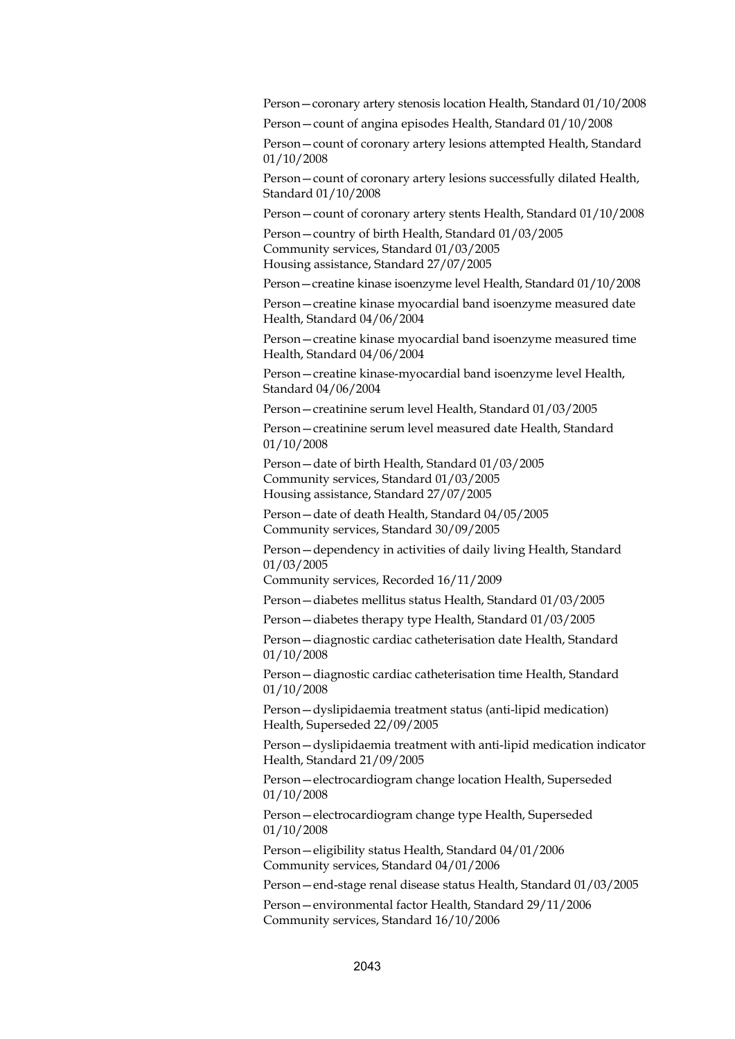Person—coronary artery stenosis location Health, Standard 01/10/2008

Person—count of angina episodes Health, Standard 01/10/2008

Person—count of coronary artery lesions attempted Health, Standard 01/10/2008

Person—count of coronary artery lesions successfully dilated Health, Standard 01/10/2008

Person—count of coronary artery stents Health, Standard 01/10/2008

Person—country of birth Health, Standard 01/03/2005
Community services, Standard 01/03/2005
Housing assistance, Standard 27/07/2005

Person—creatine kinase isoenzyme level Health, Standard 01/10/2008

Person—creatine kinase myocardial band isoenzyme measured date Health, Standard 04/06/2004

Person—creatine kinase myocardial band isoenzyme measured time Health, Standard 04/06/2004

Person—creatine kinase-myocardial band isoenzyme level Health, Standard 04/06/2004

Person—creatinine serum level Health, Standard 01/03/2005

Person—creatinine serum level measured date Health, Standard 01/10/2008

Person—date of birth Health, Standard 01/03/2005
Community services, Standard 01/03/2005
Housing assistance, Standard 27/07/2005

Person—date of death Health, Standard 04/05/2005
Community services, Standard 30/09/2005

Person—dependency in activities of daily living Health, Standard 01/03/2005
Community services, Recorded 16/11/2009

Person—diabetes mellitus status Health, Standard 01/03/2005

Person—diabetes therapy type Health, Standard 01/03/2005

Person—diagnostic cardiac catheterisation date Health, Standard 01/10/2008

Person—diagnostic cardiac catheterisation time Health, Standard 01/10/2008

Person—dyslipidaemia treatment status (anti-lipid medication) Health, Superseded 22/09/2005

Person—dyslipidaemia treatment with anti-lipid medication indicator Health, Standard 21/09/2005

Person—electrocardiogram change location Health, Superseded 01/10/2008

Person—electrocardiogram change type Health, Superseded 01/10/2008

Person—eligibility status Health, Standard 04/01/2006
Community services, Standard 04/01/2006

Person—end-stage renal disease status Health, Standard 01/03/2005

Person—environmental factor Health, Standard 29/11/2006
Community services, Standard 16/10/2006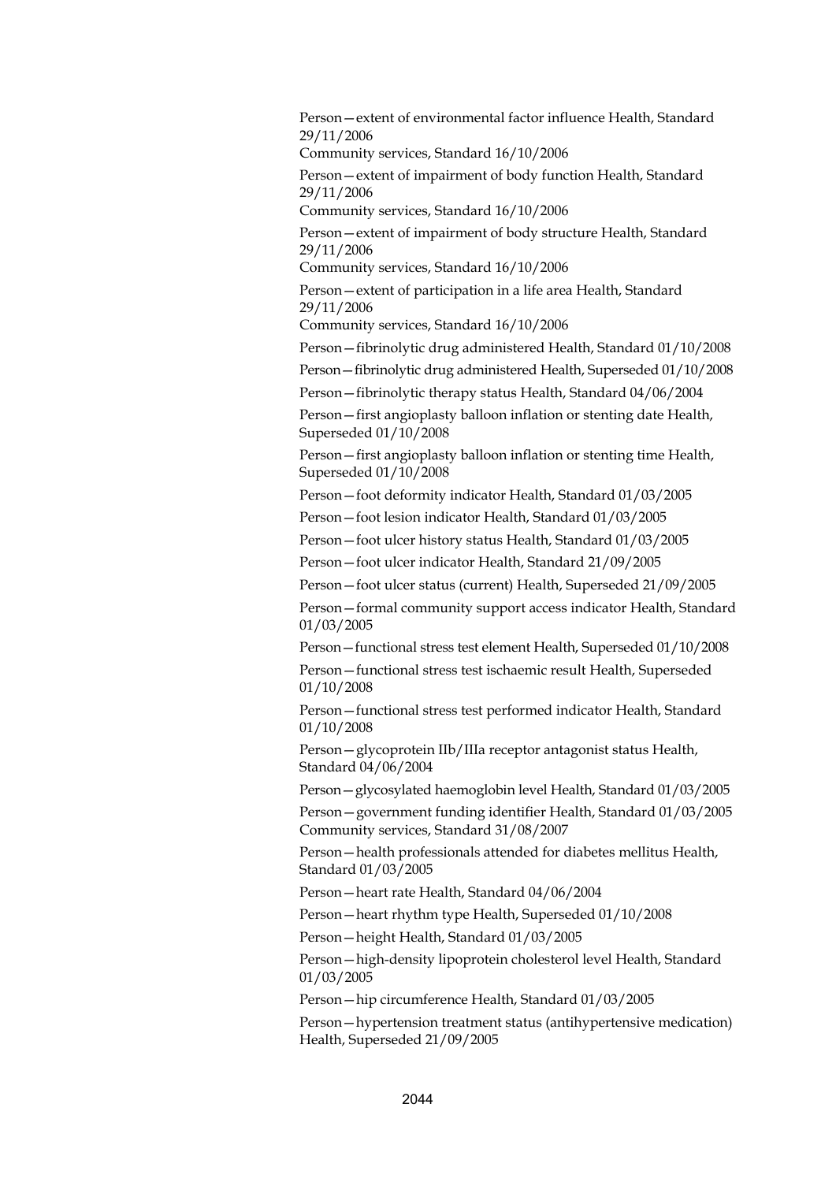Person—extent of environmental factor influence Health, Standard 29/11/2006
Community services, Standard 16/10/2006

Person—extent of impairment of body function Health, Standard 29/11/2006
Community services, Standard 16/10/2006

Person—extent of impairment of body structure Health, Standard 29/11/2006
Community services, Standard 16/10/2006

Person—extent of participation in a life area Health, Standard 29/11/2006
Community services, Standard 16/10/2006

Person—fibrinolytic drug administered Health, Standard 01/10/2008

Person—fibrinolytic drug administered Health, Superseded 01/10/2008

Person—fibrinolytic therapy status Health, Standard 04/06/2004

Person—first angioplasty balloon inflation or stenting date Health, Superseded 01/10/2008

Person—first angioplasty balloon inflation or stenting time Health, Superseded 01/10/2008

Person—foot deformity indicator Health, Standard 01/03/2005

Person—foot lesion indicator Health, Standard 01/03/2005

Person—foot ulcer history status Health, Standard 01/03/2005

Person—foot ulcer indicator Health, Standard 21/09/2005

Person—foot ulcer status (current) Health, Superseded 21/09/2005

Person—formal community support access indicator Health, Standard 01/03/2005

Person—functional stress test element Health, Superseded 01/10/2008

Person—functional stress test ischaemic result Health, Superseded 01/10/2008

Person—functional stress test performed indicator Health, Standard 01/10/2008

Person—glycoprotein IIb/IIIa receptor antagonist status Health, Standard 04/06/2004

Person—glycosylated haemoglobin level Health, Standard 01/03/2005

Person—government funding identifier Health, Standard 01/03/2005
Community services, Standard 31/08/2007

Person—health professionals attended for diabetes mellitus Health, Standard 01/03/2005

Person—heart rate Health, Standard 04/06/2004

Person—heart rhythm type Health, Superseded 01/10/2008

Person—height Health, Standard 01/03/2005

Person—high-density lipoprotein cholesterol level Health, Standard 01/03/2005

Person—hip circumference Health, Standard 01/03/2005

Person—hypertension treatment status (antihypertensive medication) Health, Superseded 21/09/2005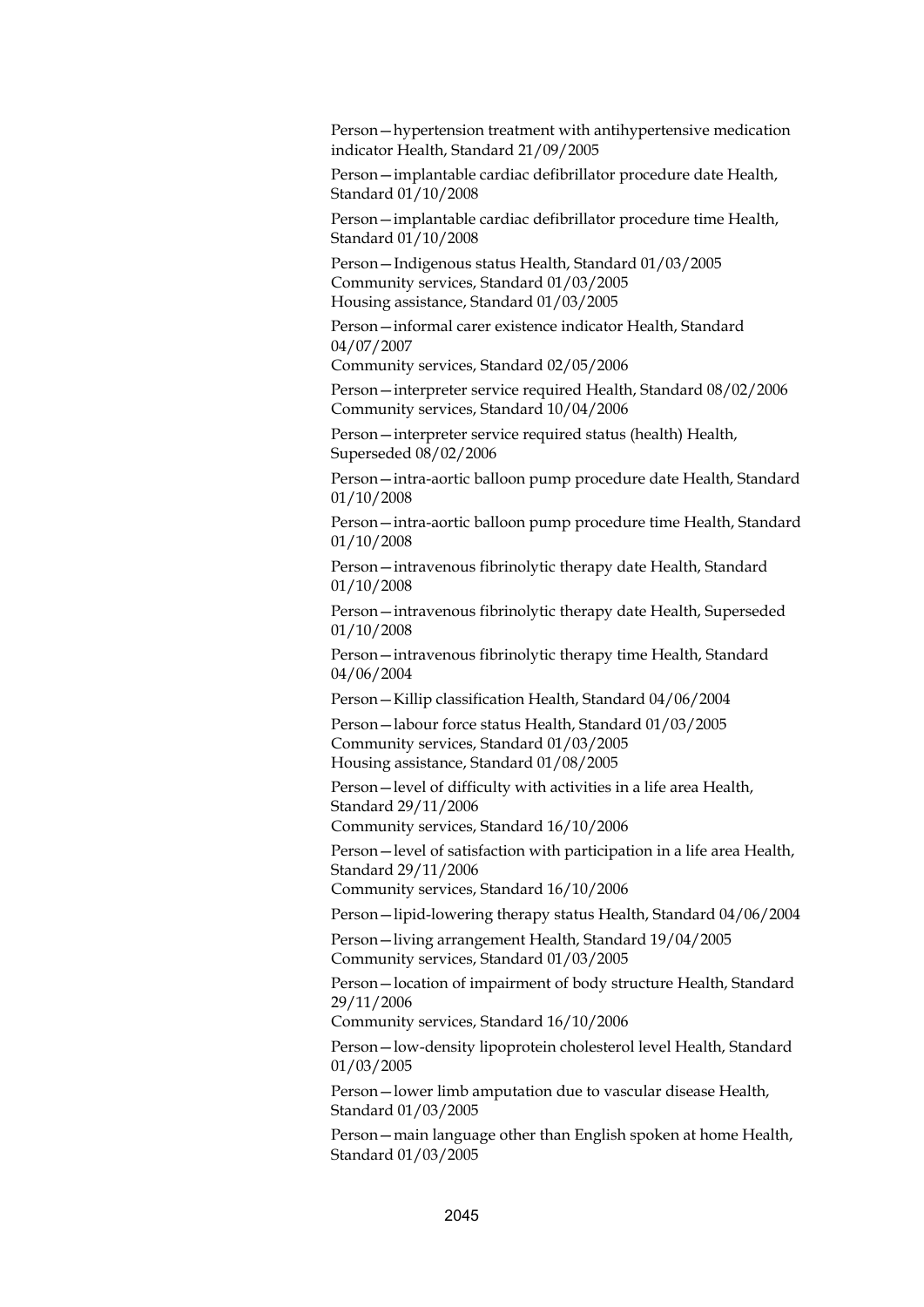Person—hypertension treatment with antihypertensive medication indicator Health, Standard 21/09/2005

Person—implantable cardiac defibrillator procedure date Health, Standard 01/10/2008

Person—implantable cardiac defibrillator procedure time Health, Standard 01/10/2008

Person—Indigenous status Health, Standard 01/03/2005
Community services, Standard 01/03/2005
Housing assistance, Standard 01/03/2005

Person—informal carer existence indicator Health, Standard 04/07/2007
Community services, Standard 02/05/2006

Person—interpreter service required Health, Standard 08/02/2006
Community services, Standard 10/04/2006

Person—interpreter service required status (health) Health, Superseded 08/02/2006

Person—intra-aortic balloon pump procedure date Health, Standard 01/10/2008

Person—intra-aortic balloon pump procedure time Health, Standard 01/10/2008

Person—intravenous fibrinolytic therapy date Health, Standard 01/10/2008

Person—intravenous fibrinolytic therapy date Health, Superseded 01/10/2008

Person—intravenous fibrinolytic therapy time Health, Standard 04/06/2004

Person—Killip classification Health, Standard 04/06/2004

Person—labour force status Health, Standard 01/03/2005
Community services, Standard 01/03/2005
Housing assistance, Standard 01/08/2005

Person—level of difficulty with activities in a life area Health, Standard 29/11/2006
Community services, Standard 16/10/2006

Person—level of satisfaction with participation in a life area Health, Standard 29/11/2006
Community services, Standard 16/10/2006

Person—lipid-lowering therapy status Health, Standard 04/06/2004

Person—living arrangement Health, Standard 19/04/2005
Community services, Standard 01/03/2005

Person—location of impairment of body structure Health, Standard 29/11/2006
Community services, Standard 16/10/2006

Person—low-density lipoprotein cholesterol level Health, Standard 01/03/2005

Person—lower limb amputation due to vascular disease Health, Standard 01/03/2005

Person—main language other than English spoken at home Health, Standard 01/03/2005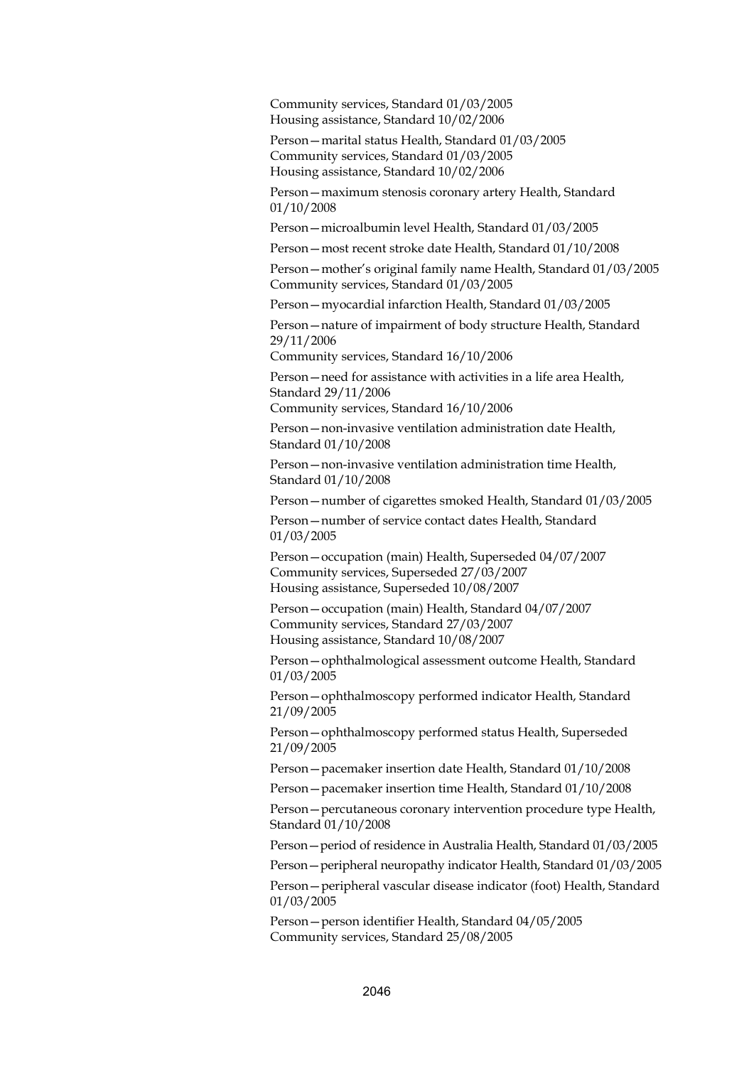Community services, Standard 01/03/2005
Housing assistance, Standard 10/02/2006

Person—marital status Health, Standard 01/03/2005
Community services, Standard 01/03/2005
Housing assistance, Standard 10/02/2006

Person—maximum stenosis coronary artery Health, Standard 01/10/2008

Person—microalbumin level Health, Standard 01/03/2005

Person—most recent stroke date Health, Standard 01/10/2008

Person—mother's original family name Health, Standard 01/03/2005
Community services, Standard 01/03/2005

Person—myocardial infarction Health, Standard 01/03/2005

Person—nature of impairment of body structure Health, Standard 29/11/2006
Community services, Standard 16/10/2006

Person—need for assistance with activities in a life area Health, Standard 29/11/2006
Community services, Standard 16/10/2006

Person—non-invasive ventilation administration date Health, Standard 01/10/2008

Person—non-invasive ventilation administration time Health, Standard 01/10/2008

Person—number of cigarettes smoked Health, Standard 01/03/2005

Person—number of service contact dates Health, Standard 01/03/2005

Person—occupation (main) Health, Superseded 04/07/2007
Community services, Superseded 27/03/2007
Housing assistance, Superseded 10/08/2007

Person—occupation (main) Health, Standard 04/07/2007
Community services, Standard 27/03/2007
Housing assistance, Standard 10/08/2007

Person—ophthalmological assessment outcome Health, Standard 01/03/2005

Person—ophthalmoscopy performed indicator Health, Standard 21/09/2005

Person—ophthalmoscopy performed status Health, Superseded 21/09/2005

Person—pacemaker insertion date Health, Standard 01/10/2008

Person—pacemaker insertion time Health, Standard 01/10/2008

Person—percutaneous coronary intervention procedure type Health, Standard 01/10/2008

Person—period of residence in Australia Health, Standard 01/03/2005

Person—peripheral neuropathy indicator Health, Standard 01/03/2005

Person—peripheral vascular disease indicator (foot) Health, Standard 01/03/2005

Person—person identifier Health, Standard 04/05/2005
Community services, Standard 25/08/2005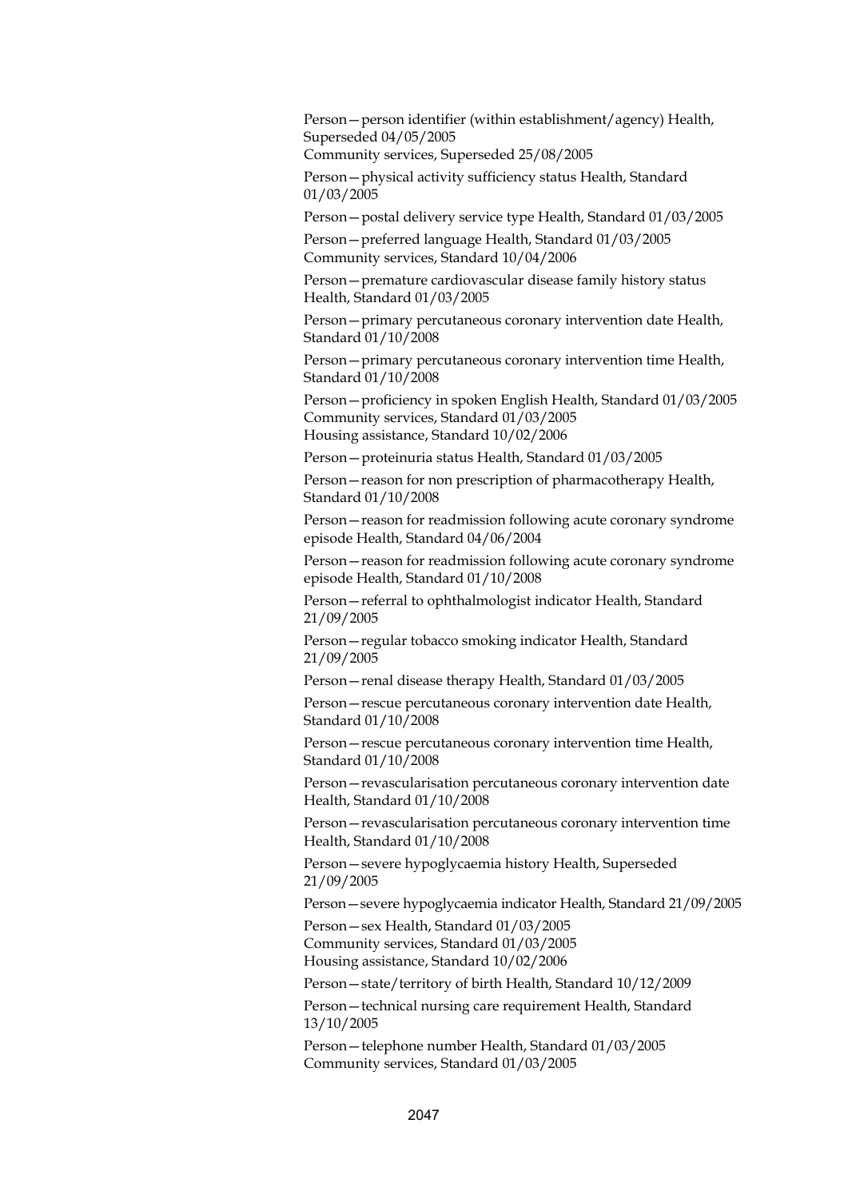Person—person identifier (within establishment/agency) Health, Superseded 04/05/2005  
Community services, Superseded 25/08/2005

Person—physical activity sufficiency status Health, Standard 01/03/2005

Person—postal delivery service type Health, Standard 01/03/2005

Person—preferred language Health, Standard 01/03/2005  
Community services, Standard 10/04/2006

Person—premature cardiovascular disease family history status Health, Standard 01/03/2005

Person—primary percutaneous coronary intervention date Health, Standard 01/10/2008

Person—primary percutaneous coronary intervention time Health, Standard 01/10/2008

Person—proficiency in spoken English Health, Standard 01/03/2005  
Community services, Standard 01/03/2005  
Housing assistance, Standard 10/02/2006

Person—proteinuria status Health, Standard 01/03/2005

Person—reason for non prescription of pharmacotherapy Health, Standard 01/10/2008

Person—reason for readmission following acute coronary syndrome episode Health, Standard 04/06/2004

Person—reason for readmission following acute coronary syndrome episode Health, Standard 01/10/2008

Person—referral to ophthalmologist indicator Health, Standard 21/09/2005

Person—regular tobacco smoking indicator Health, Standard 21/09/2005

Person—renal disease therapy Health, Standard 01/03/2005

Person—rescue percutaneous coronary intervention date Health, Standard 01/10/2008

Person—rescue percutaneous coronary intervention time Health, Standard 01/10/2008

Person—revascularisation percutaneous coronary intervention date Health, Standard 01/10/2008

Person—revascularisation percutaneous coronary intervention time Health, Standard 01/10/2008

Person—severe hypoglycaemia history Health, Superseded 21/09/2005

Person—severe hypoglycaemia indicator Health, Standard 21/09/2005

Person—sex Health, Standard 01/03/2005  
Community services, Standard 01/03/2005  
Housing assistance, Standard 10/02/2006

Person—state/territory of birth Health, Standard 10/12/2009

Person—technical nursing care requirement Health, Standard 13/10/2005

Person—telephone number Health, Standard 01/03/2005  
Community services, Standard 01/03/2005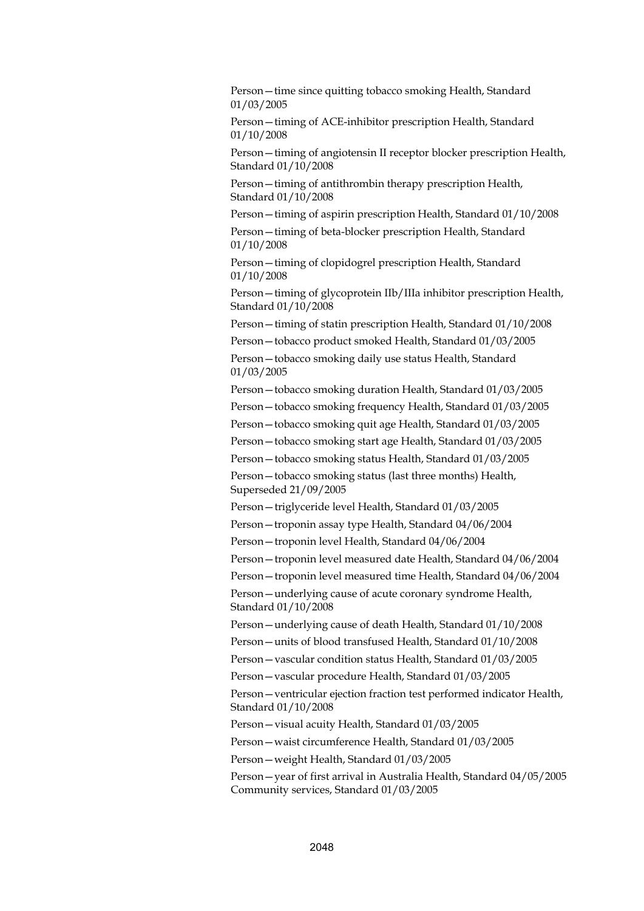Person—time since quitting tobacco smoking Health, Standard 01/03/2005

Person—timing of ACE-inhibitor prescription Health, Standard 01/10/2008

Person—timing of angiotensin II receptor blocker prescription Health, Standard 01/10/2008

Person—timing of antithrombin therapy prescription Health, Standard 01/10/2008

Person—timing of aspirin prescription Health, Standard 01/10/2008

Person—timing of beta-blocker prescription Health, Standard 01/10/2008

Person—timing of clopidogrel prescription Health, Standard 01/10/2008

Person—timing of glycoprotein IIb/IIIa inhibitor prescription Health, Standard 01/10/2008

Person—timing of statin prescription Health, Standard 01/10/2008

Person—tobacco product smoked Health, Standard 01/03/2005

Person—tobacco smoking daily use status Health, Standard 01/03/2005

Person—tobacco smoking duration Health, Standard 01/03/2005

Person—tobacco smoking frequency Health, Standard 01/03/2005

Person—tobacco smoking quit age Health, Standard 01/03/2005

Person—tobacco smoking start age Health, Standard 01/03/2005

Person—tobacco smoking status Health, Standard 01/03/2005

Person—tobacco smoking status (last three months) Health, Superseded 21/09/2005

Person—triglyceride level Health, Standard 01/03/2005

Person—troponin assay type Health, Standard 04/06/2004

Person—troponin level Health, Standard 04/06/2004

Person—troponin level measured date Health, Standard 04/06/2004

Person—troponin level measured time Health, Standard 04/06/2004

Person—underlying cause of acute coronary syndrome Health, Standard 01/10/2008

Person—underlying cause of death Health, Standard 01/10/2008

Person—units of blood transfused Health, Standard 01/10/2008

Person—vascular condition status Health, Standard 01/03/2005

Person—vascular procedure Health, Standard 01/03/2005

Person—ventricular ejection fraction test performed indicator Health, Standard 01/10/2008

Person—visual acuity Health, Standard 01/03/2005

Person—waist circumference Health, Standard 01/03/2005

Person—weight Health, Standard 01/03/2005

Person—year of first arrival in Australia Health, Standard 04/05/2005 Community services, Standard 01/03/2005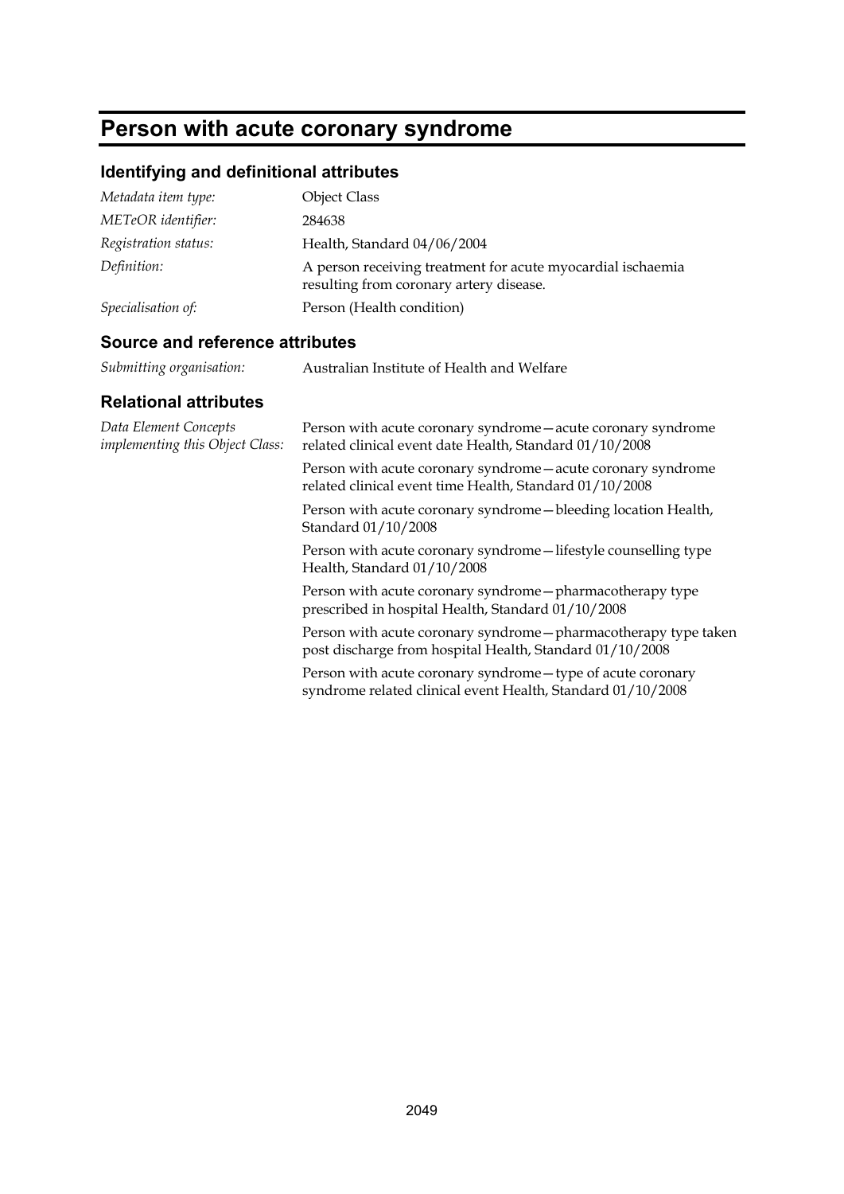# Person with acute coronary syndrome

## Identifying and definitional attributes

| | |
|---|---|
| *Metadata item type:* | Object Class |
| *METeOR identifier:* | 284638 |
| *Registration status:* | Health, Standard 04/06/2004 |
| *Definition:* | A person receiving treatment for acute myocardial ischaemia resulting from coronary artery disease. |
| *Specialisation of:* | Person (Health condition) |

## Source and reference attributes

| | |
|---|---|
| *Submitting organisation:* | Australian Institute of Health and Welfare |

## Relational attributes

*Data Element Concepts implementing this Object Class:*

Person with acute coronary syndrome—acute coronary syndrome related clinical event date Health, Standard 01/10/2008

Person with acute coronary syndrome—acute coronary syndrome related clinical event time Health, Standard 01/10/2008

Person with acute coronary syndrome—bleeding location Health, Standard 01/10/2008

Person with acute coronary syndrome—lifestyle counselling type Health, Standard 01/10/2008

Person with acute coronary syndrome—pharmacotherapy type prescribed in hospital Health, Standard 01/10/2008

Person with acute coronary syndrome—pharmacotherapy type taken post discharge from hospital Health, Standard 01/10/2008

Person with acute coronary syndrome—type of acute coronary syndrome related clinical event Health, Standard 01/10/2008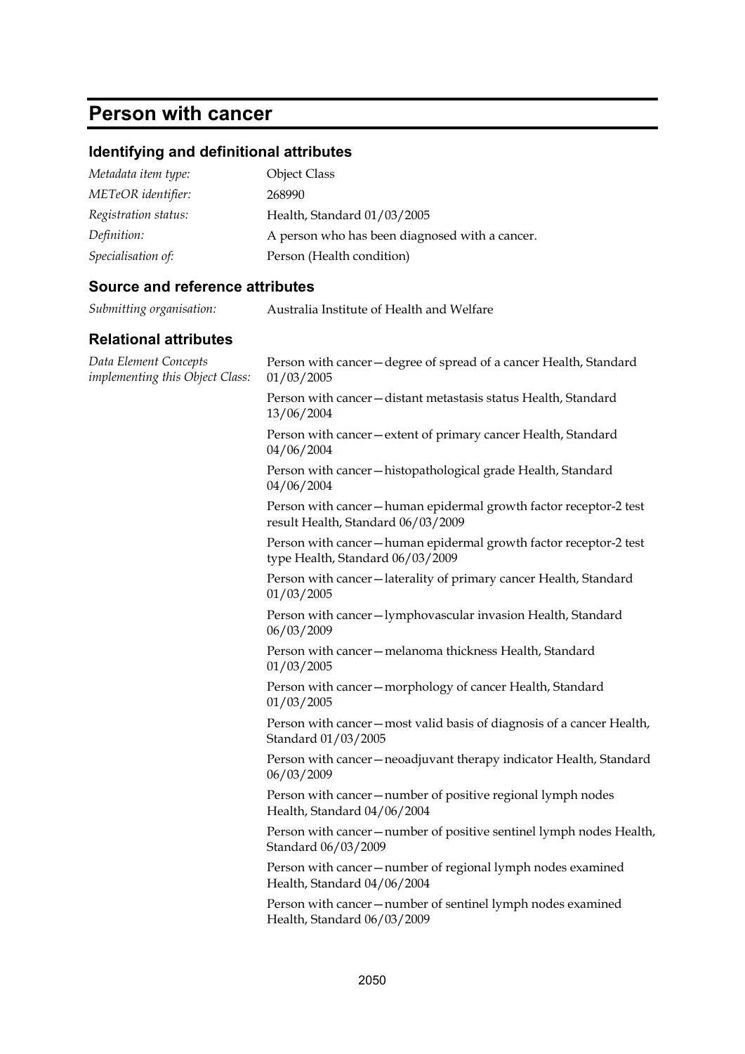# Person with cancer

## Identifying and definitional attributes

| | |
|---|---|
| *Metadata item type:* | Object Class |
| *METeOR identifier:* | 268990 |
| *Registration status:* | Health, Standard 01/03/2005 |
| *Definition:* | A person who has been diagnosed with a cancer. |
| *Specialisation of:* | Person (Health condition) |

## Source and reference attributes

| | |
|---|---|
| *Submitting organisation:* | Australia Institute of Health and Welfare |

## Relational attributes

*Data Element Concepts implementing this Object Class:*

Person with cancer—degree of spread of a cancer Health, Standard 01/03/2005

Person with cancer—distant metastasis status Health, Standard 13/06/2004

Person with cancer—extent of primary cancer Health, Standard 04/06/2004

Person with cancer—histopathological grade Health, Standard 04/06/2004

Person with cancer—human epidermal growth factor receptor-2 test result Health, Standard 06/03/2009

Person with cancer—human epidermal growth factor receptor-2 test type Health, Standard 06/03/2009

Person with cancer—laterality of primary cancer Health, Standard 01/03/2005

Person with cancer—lymphovascular invasion Health, Standard 06/03/2009

Person with cancer—melanoma thickness Health, Standard 01/03/2005

Person with cancer—morphology of cancer Health, Standard 01/03/2005

Person with cancer—most valid basis of diagnosis of a cancer Health, Standard 01/03/2005

Person with cancer—neoadjuvant therapy indicator Health, Standard 06/03/2009

Person with cancer—number of positive regional lymph nodes Health, Standard 04/06/2004

Person with cancer—number of positive sentinel lymph nodes Health, Standard 06/03/2009

Person with cancer—number of regional lymph nodes examined Health, Standard 04/06/2004

Person with cancer—number of sentinel lymph nodes examined Health, Standard 06/03/2009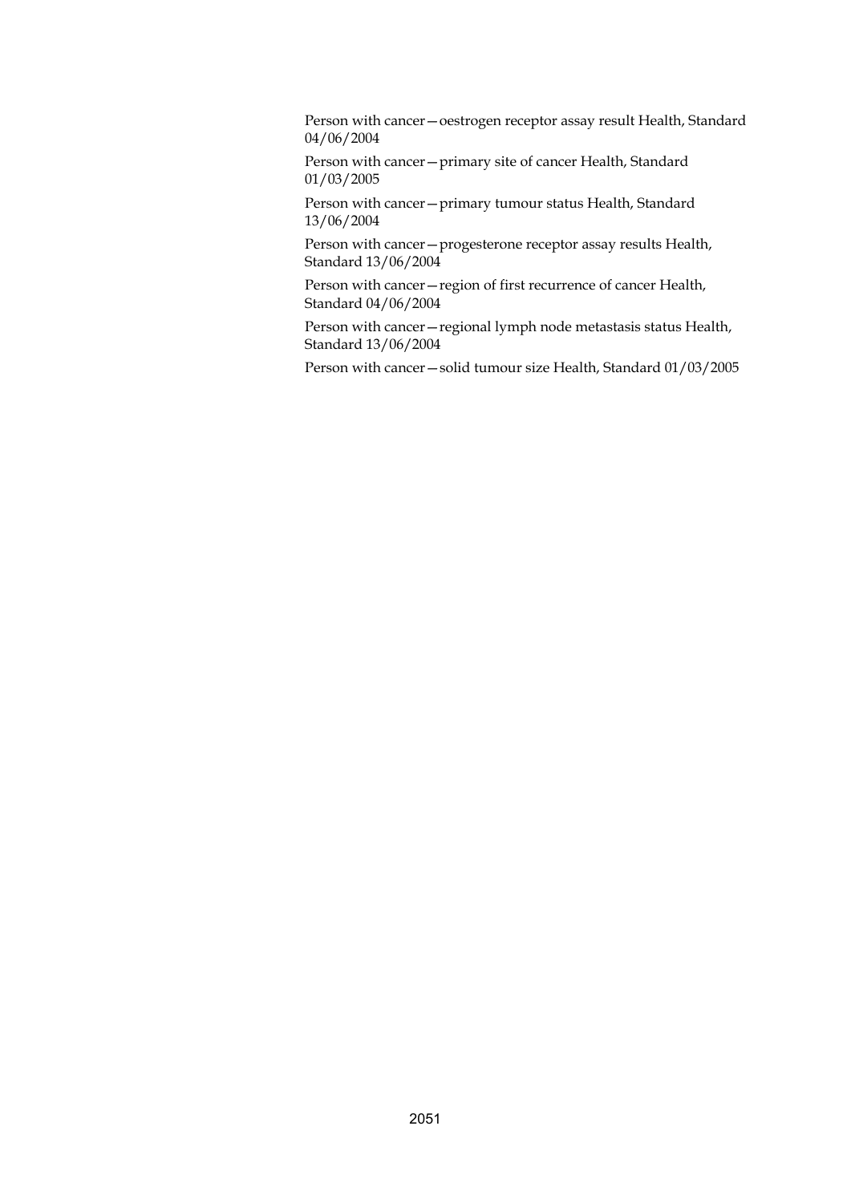Person with cancer—oestrogen receptor assay result Health, Standard 04/06/2004

Person with cancer—primary site of cancer Health, Standard 01/03/2005

Person with cancer—primary tumour status Health, Standard 13/06/2004

Person with cancer—progesterone receptor assay results Health, Standard 13/06/2004

Person with cancer—region of first recurrence of cancer Health, Standard 04/06/2004

Person with cancer—regional lymph node metastasis status Health, Standard 13/06/2004

Person with cancer—solid tumour size Health, Standard 01/03/2005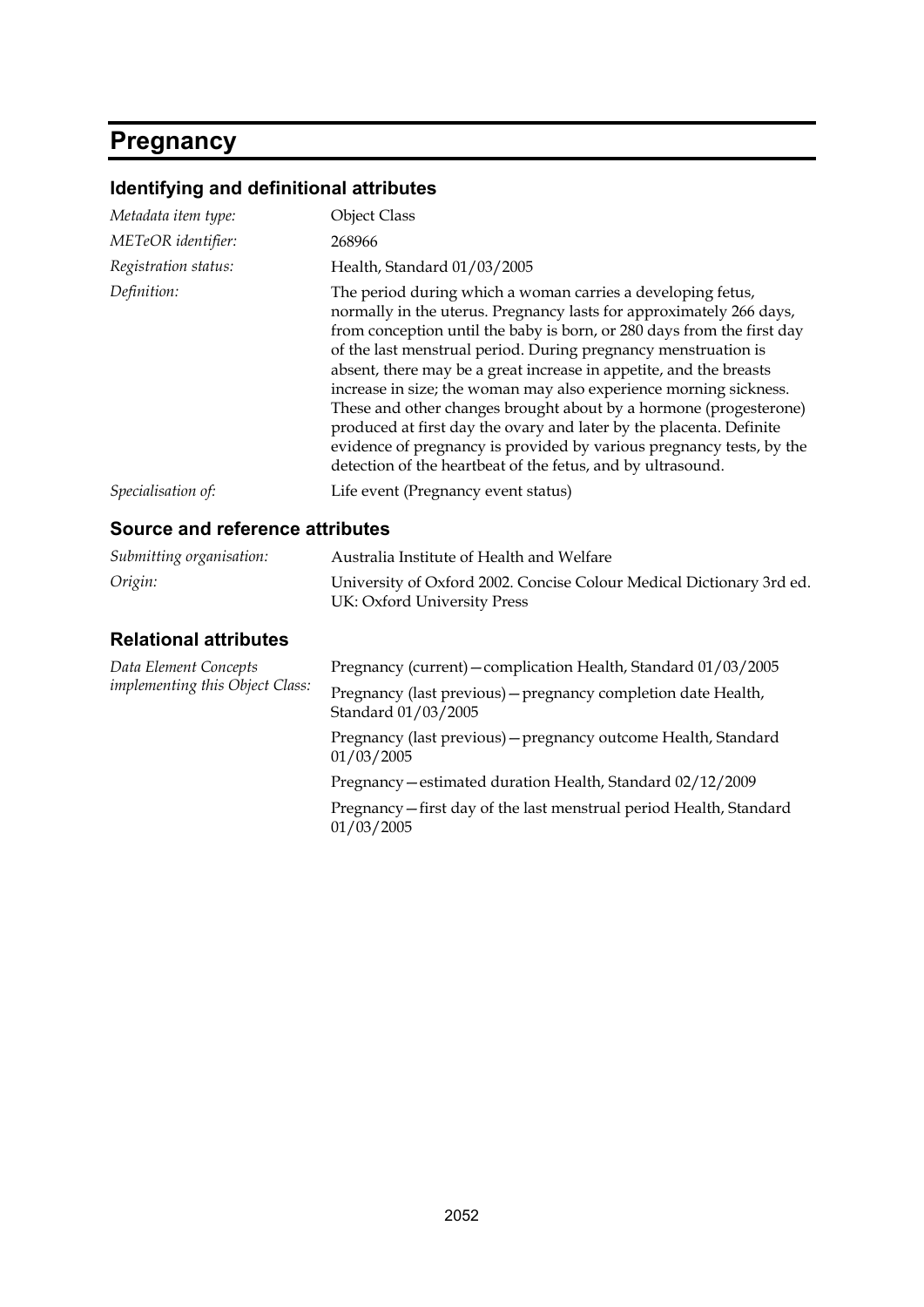# Pregnancy

## Identifying and definitional attributes

| | |
|---|---|
| *Metadata item type:* | Object Class |
| *METeOR identifier:* | 268966 |
| *Registration status:* | Health, Standard 01/03/2005 |
| *Definition:* | The period during which a woman carries a developing fetus, normally in the uterus. Pregnancy lasts for approximately 266 days, from conception until the baby is born, or 280 days from the first day of the last menstrual period. During pregnancy menstruation is absent, there may be a great increase in appetite, and the breasts increase in size; the woman may also experience morning sickness. These and other changes brought about by a hormone (progesterone) produced at first day the ovary and later by the placenta. Definite evidence of pregnancy is provided by various pregnancy tests, by the detection of the heartbeat of the fetus, and by ultrasound. |
| *Specialisation of:* | Life event (Pregnancy event status) |

## Source and reference attributes

| | |
|---|---|
| *Submitting organisation:* | Australia Institute of Health and Welfare |
| *Origin:* | University of Oxford 2002. Concise Colour Medical Dictionary 3rd ed. UK: Oxford University Press |

## Relational attributes

| | |
|---|---|
| *Data Element Concepts implementing this Object Class:* | Pregnancy (current)—complication Health, Standard 01/03/2005 |
| | Pregnancy (last previous)—pregnancy completion date Health, Standard 01/03/2005 |
| | Pregnancy (last previous)—pregnancy outcome Health, Standard 01/03/2005 |
| | Pregnancy—estimated duration Health, Standard 02/12/2009 |
| | Pregnancy—first day of the last menstrual period Health, Standard 01/03/2005 |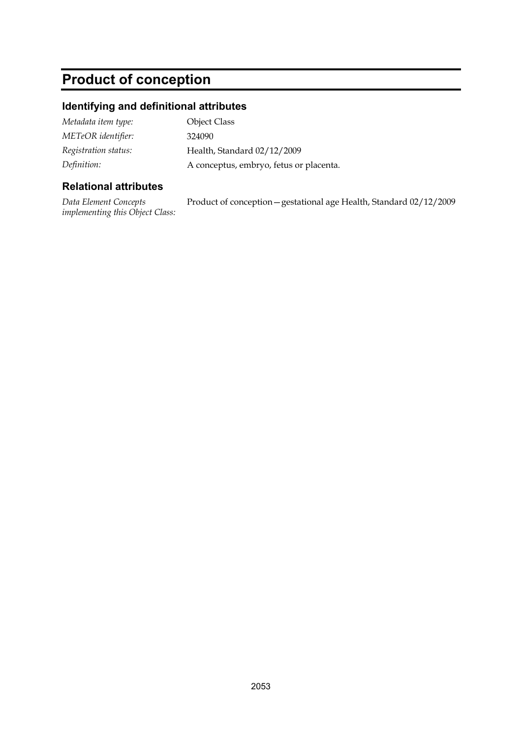# Product of conception

## Identifying and definitional attributes

*Metadata item type:* Object Class

*METeOR identifier:* 324090

*Registration status:* Health, Standard 02/12/2009

*Definition:* A conceptus, embryo, fetus or placenta.

## Relational attributes

*Data Element Concepts implementing this Object Class:* Product of conception—gestational age Health, Standard 02/12/2009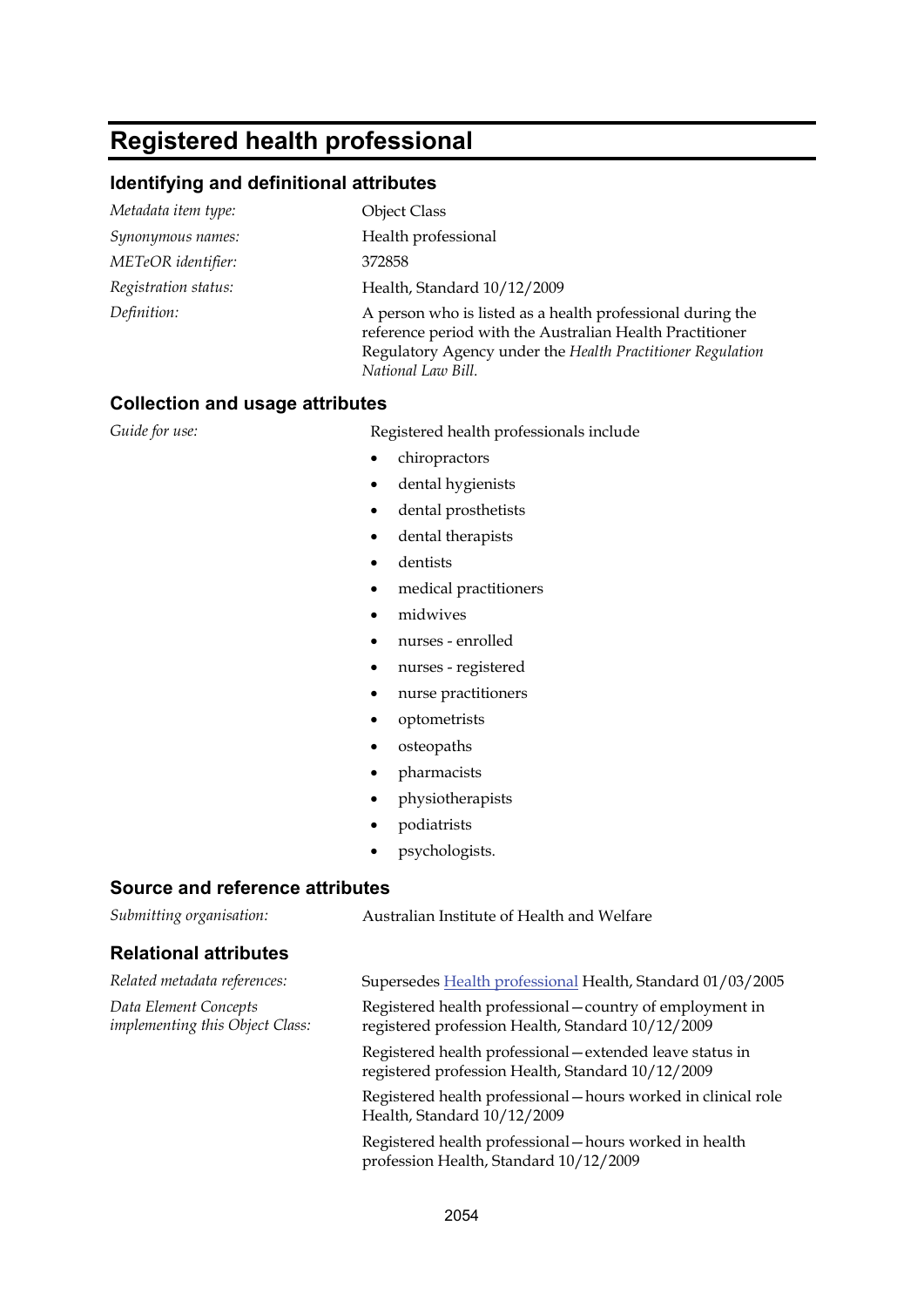# Registered health professional

## Identifying and definitional attributes

*Metadata item type:* Object Class

*Synonymous names:* Health professional

*METeOR identifier:* 372858

*Registration status:* Health, Standard 10/12/2009

*Definition:* A person who is listed as a health professional during the reference period with the Australian Health Practitioner Regulatory Agency under the *Health Practitioner Regulation National Law Bill.*

## Collection and usage attributes

*Guide for use:* Registered health professionals include

- chiropractors
- dental hygienists
- dental prosthetists
- dental therapists
- dentists
- medical practitioners
- midwives
- nurses - enrolled
- nurses - registered
- nurse practitioners
- optometrists
- osteopaths
- pharmacists
- physiotherapists
- podiatrists
- psychologists.

## Source and reference attributes

*Submitting organisation:* Australian Institute of Health and Welfare

## Relational attributes

*Related metadata references:* Supersedes Health professional Health, Standard 01/03/2005

*Data Element Concepts implementing this Object Class:*

Registered health professional—country of employment in registered profession Health, Standard 10/12/2009

Registered health professional—extended leave status in registered profession Health, Standard 10/12/2009

Registered health professional—hours worked in clinical role Health, Standard 10/12/2009

Registered health professional—hours worked in health profession Health, Standard 10/12/2009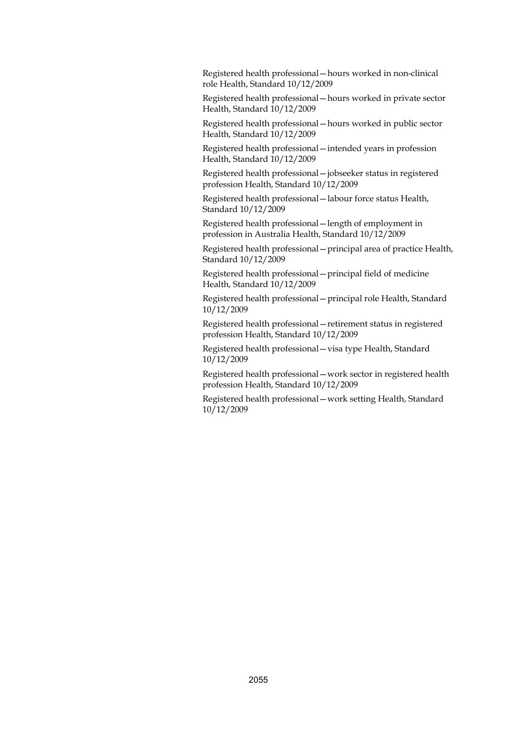Registered health professional—hours worked in non-clinical role Health, Standard 10/12/2009

Registered health professional—hours worked in private sector Health, Standard 10/12/2009

Registered health professional—hours worked in public sector Health, Standard 10/12/2009

Registered health professional—intended years in profession Health, Standard 10/12/2009

Registered health professional—jobseeker status in registered profession Health, Standard 10/12/2009

Registered health professional—labour force status Health, Standard 10/12/2009

Registered health professional—length of employment in profession in Australia Health, Standard 10/12/2009

Registered health professional—principal area of practice Health, Standard 10/12/2009

Registered health professional—principal field of medicine Health, Standard 10/12/2009

Registered health professional—principal role Health, Standard 10/12/2009

Registered health professional—retirement status in registered profession Health, Standard 10/12/2009

Registered health professional—visa type Health, Standard 10/12/2009

Registered health professional—work sector in registered health profession Health, Standard 10/12/2009

Registered health professional—work setting Health, Standard 10/12/2009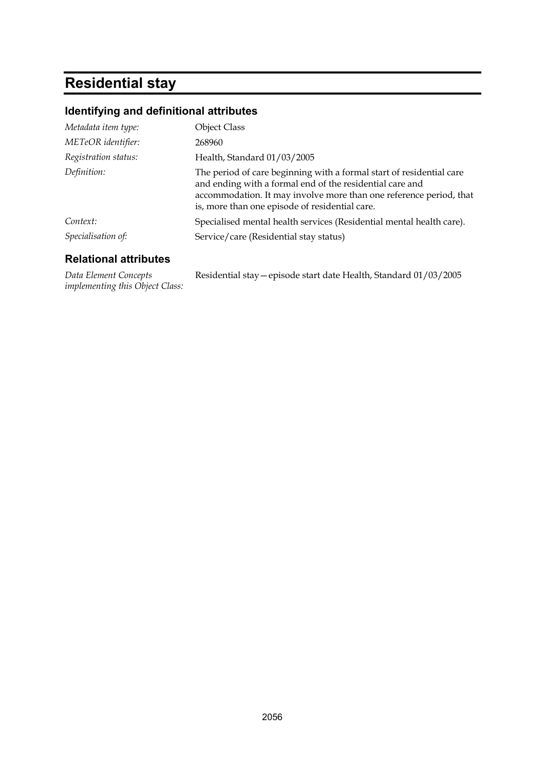# Residential stay

## Identifying and definitional attributes

| | |
|---|---|
| *Metadata item type:* | Object Class |
| *METeOR identifier:* | 268960 |
| *Registration status:* | Health, Standard 01/03/2005 |
| *Definition:* | The period of care beginning with a formal start of residential care and ending with a formal end of the residential care and accommodation. It may involve more than one reference period, that is, more than one episode of residential care. |
| *Context:* | Specialised mental health services (Residential mental health care). |
| *Specialisation of:* | Service/care (Residential stay status) |

## Relational attributes

| | |
|---|---|
| *Data Element Concepts implementing this Object Class:* | Residential stay—episode start date Health, Standard 01/03/2005 |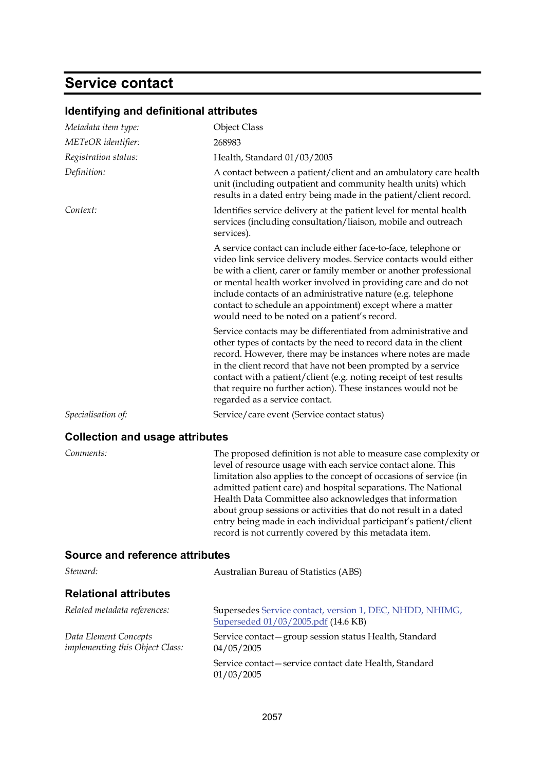# Service contact

## Identifying and definitional attributes

| | |
|---|---|
| *Metadata item type:* | Object Class |
| *METeOR identifier:* | 268983 |
| *Registration status:* | Health, Standard 01/03/2005 |
| *Definition:* | A contact between a patient/client and an ambulatory care health unit (including outpatient and community health units) which results in a dated entry being made in the patient/client record. |
| *Context:* | Identifies service delivery at the patient level for mental health services (including consultation/liaison, mobile and outreach services).<br><br>A service contact can include either face-to-face, telephone or video link service delivery modes. Service contacts would either be with a client, carer or family member or another professional or mental health worker involved in providing care and do not include contacts of an administrative nature (e.g. telephone contact to schedule an appointment) except where a matter would need to be noted on a patient's record.<br><br>Service contacts may be differentiated from administrative and other types of contacts by the need to record data in the client record. However, there may be instances where notes are made in the client record that have not been prompted by a service contact with a patient/client (e.g. noting receipt of test results that require no further action). These instances would not be regarded as a service contact. |
| *Specialisation of:* | Service/care event (Service contact status) |

## Collection and usage attributes

| | |
|---|---|
| *Comments:* | The proposed definition is not able to measure case complexity or level of resource usage with each service contact alone. This limitation also applies to the concept of occasions of service (in admitted patient care) and hospital separations. The National Health Data Committee also acknowledges that information about group sessions or activities that do not result in a dated entry being made in each individual participant's patient/client record is not currently covered by this metadata item. |

## Source and reference attributes

| | |
|---|---|
| *Steward:* | Australian Bureau of Statistics (ABS) |

## Relational attributes

| | |
|---|---|
| *Related metadata references:* | Supersedes Service contact, version 1, DEC, NHDD, NHIMG, Superseded 01/03/2005.pdf (14.6 KB) |
| *Data Element Concepts implementing this Object Class:* | Service contact—group session status Health, Standard 04/05/2005<br><br>Service contact—service contact date Health, Standard 01/03/2005 |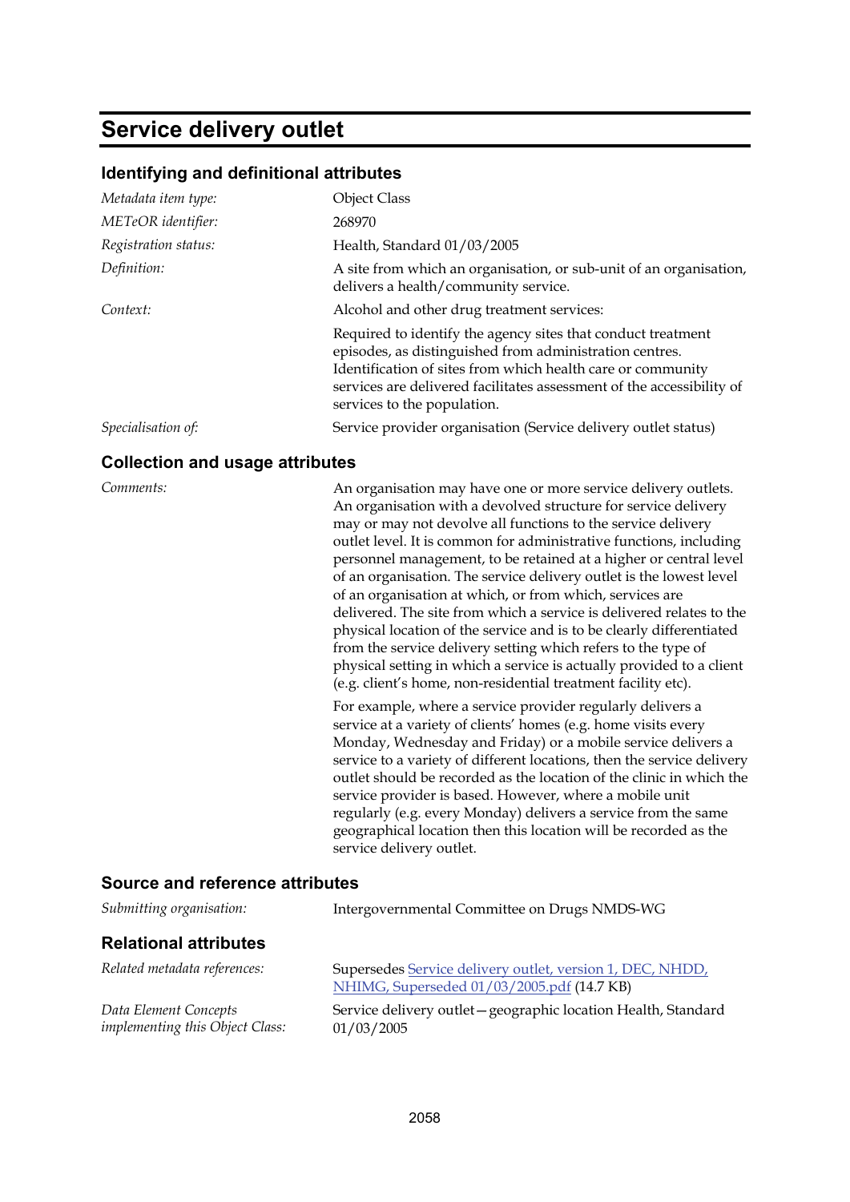# Service delivery outlet

## Identifying and definitional attributes

| | |
|---|---|
| *Metadata item type:* | Object Class |
| *METeOR identifier:* | 268970 |
| *Registration status:* | Health, Standard 01/03/2005 |
| *Definition:* | A site from which an organisation, or sub-unit of an organisation, delivers a health/community service. |
| *Context:* | Alcohol and other drug treatment services:<br><br>Required to identify the agency sites that conduct treatment episodes, as distinguished from administration centres. Identification of sites from which health care or community services are delivered facilitates assessment of the accessibility of services to the population. |
| *Specialisation of:* | Service provider organisation (Service delivery outlet status) |

## Collection and usage attributes

| | |
|---|---|
| *Comments:* | An organisation may have one or more service delivery outlets. An organisation with a devolved structure for service delivery may or may not devolve all functions to the service delivery outlet level. It is common for administrative functions, including personnel management, to be retained at a higher or central level of an organisation. The service delivery outlet is the lowest level of an organisation at which, or from which, services are delivered. The site from which a service is delivered relates to the physical location of the service and is to be clearly differentiated from the service delivery setting which refers to the type of physical setting in which a service is actually provided to a client (e.g. client's home, non-residential treatment facility etc).<br><br>For example, where a service provider regularly delivers a service at a variety of clients' homes (e.g. home visits every Monday, Wednesday and Friday) or a mobile service delivers a service to a variety of different locations, then the service delivery outlet should be recorded as the location of the clinic in which the service provider is based. However, where a mobile unit regularly (e.g. every Monday) delivers a service from the same geographical location then this location will be recorded as the service delivery outlet. |

## Source and reference attributes

| | |
|---|---|
| *Submitting organisation:* | Intergovernmental Committee on Drugs NMDS-WG |

## Relational attributes

| | |
|---|---|
| *Related metadata references:* | Supersedes Service delivery outlet, version 1, DEC, NHDD, NHIMG, Superseded 01/03/2005.pdf (14.7 KB) |
| *Data Element Concepts implementing this Object Class:* | Service delivery outlet—geographic location Health, Standard 01/03/2005 |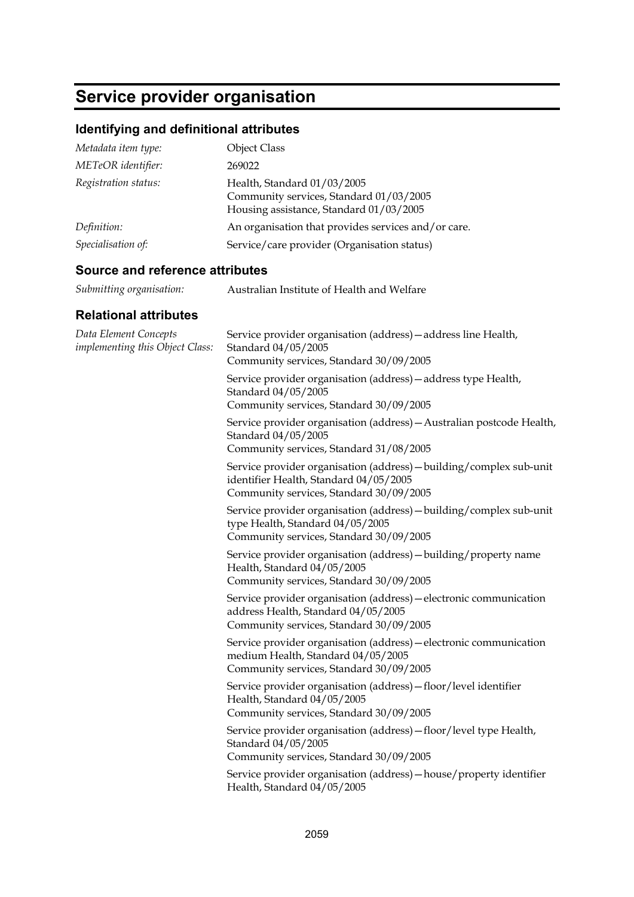# Service provider organisation

## Identifying and definitional attributes

| | |
|---|---|
| *Metadata item type:* | Object Class |
| *METeOR identifier:* | 269022 |
| *Registration status:* | Health, Standard 01/03/2005<br>Community services, Standard 01/03/2005<br>Housing assistance, Standard 01/03/2005 |
| *Definition:* | An organisation that provides services and/or care. |
| *Specialisation of:* | Service/care provider (Organisation status) |

## Source and reference attributes

| | |
|---|---|
| *Submitting organisation:* | Australian Institute of Health and Welfare |

## Relational attributes

*Data Element Concepts implementing this Object Class:*

Service provider organisation (address)—address line Health, Standard 04/05/2005
Community services, Standard 30/09/2005

Service provider organisation (address)—address type Health, Standard 04/05/2005
Community services, Standard 30/09/2005

Service provider organisation (address)—Australian postcode Health, Standard 04/05/2005
Community services, Standard 31/08/2005

Service provider organisation (address)—building/complex sub-unit identifier Health, Standard 04/05/2005
Community services, Standard 30/09/2005

Service provider organisation (address)—building/complex sub-unit type Health, Standard 04/05/2005
Community services, Standard 30/09/2005

Service provider organisation (address)—building/property name Health, Standard 04/05/2005
Community services, Standard 30/09/2005

Service provider organisation (address)—electronic communication address Health, Standard 04/05/2005
Community services, Standard 30/09/2005

Service provider organisation (address)—electronic communication medium Health, Standard 04/05/2005
Community services, Standard 30/09/2005

Service provider organisation (address)—floor/level identifier Health, Standard 04/05/2005
Community services, Standard 30/09/2005

Service provider organisation (address)—floor/level type Health, Standard 04/05/2005
Community services, Standard 30/09/2005

Service provider organisation (address)—house/property identifier Health, Standard 04/05/2005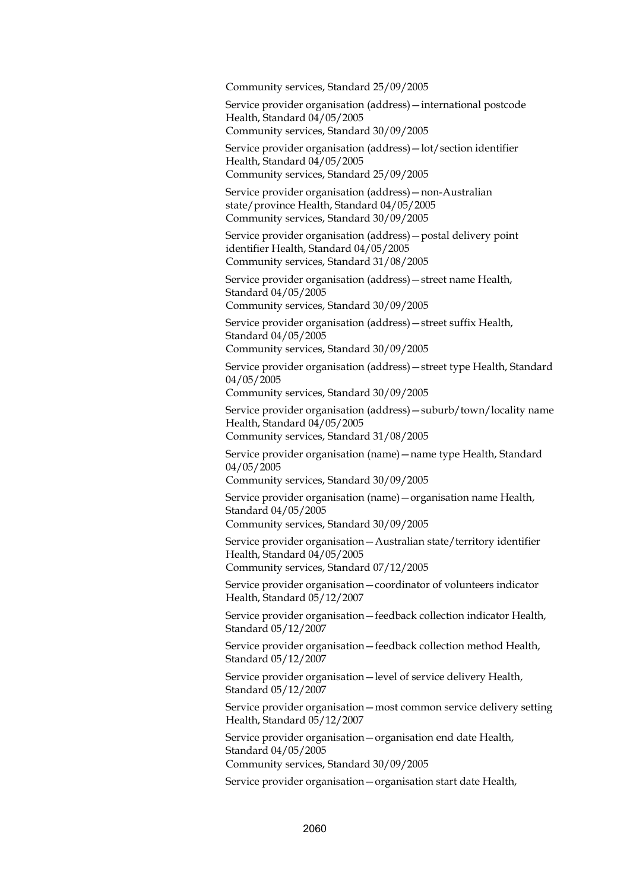Community services, Standard 25/09/2005

Service provider organisation (address)—international postcode Health, Standard 04/05/2005
Community services, Standard 30/09/2005

Service provider organisation (address)—lot/section identifier Health, Standard 04/05/2005
Community services, Standard 25/09/2005

Service provider organisation (address)—non-Australian state/province Health, Standard 04/05/2005
Community services, Standard 30/09/2005

Service provider organisation (address)—postal delivery point identifier Health, Standard 04/05/2005
Community services, Standard 31/08/2005

Service provider organisation (address)—street name Health, Standard 04/05/2005
Community services, Standard 30/09/2005

Service provider organisation (address)—street suffix Health, Standard 04/05/2005
Community services, Standard 30/09/2005

Service provider organisation (address)—street type Health, Standard 04/05/2005
Community services, Standard 30/09/2005

Service provider organisation (address)—suburb/town/locality name Health, Standard 04/05/2005
Community services, Standard 31/08/2005

Service provider organisation (name)—name type Health, Standard 04/05/2005
Community services, Standard 30/09/2005

Service provider organisation (name)—organisation name Health, Standard 04/05/2005
Community services, Standard 30/09/2005

Service provider organisation—Australian state/territory identifier Health, Standard 04/05/2005
Community services, Standard 07/12/2005

Service provider organisation—coordinator of volunteers indicator Health, Standard 05/12/2007

Service provider organisation—feedback collection indicator Health, Standard 05/12/2007

Service provider organisation—feedback collection method Health, Standard 05/12/2007

Service provider organisation—level of service delivery Health, Standard 05/12/2007

Service provider organisation—most common service delivery setting Health, Standard 05/12/2007

Service provider organisation—organisation end date Health, Standard 04/05/2005
Community services, Standard 30/09/2005

Service provider organisation—organisation start date Health,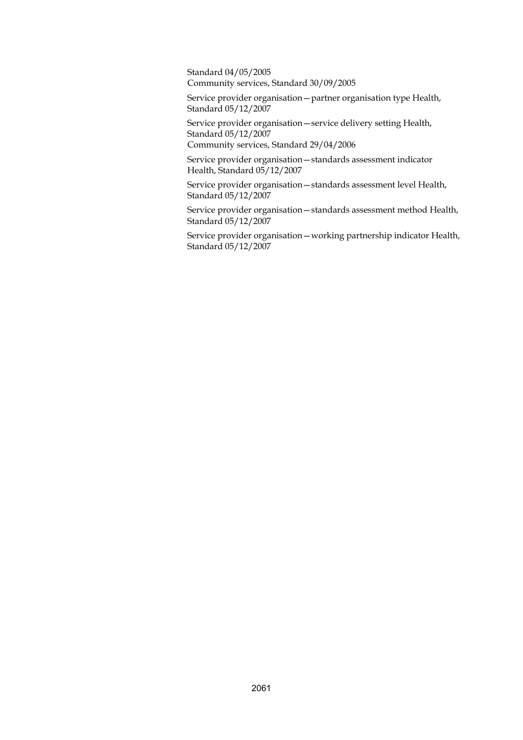Standard 04/05/2005
Community services, Standard 30/09/2005

Service provider organisation—partner organisation type Health, Standard 05/12/2007

Service provider organisation—service delivery setting Health, Standard 05/12/2007
Community services, Standard 29/04/2006

Service provider organisation—standards assessment indicator Health, Standard 05/12/2007

Service provider organisation—standards assessment level Health, Standard 05/12/2007

Service provider organisation—standards assessment method Health, Standard 05/12/2007

Service provider organisation—working partnership indicator Health, Standard 05/12/2007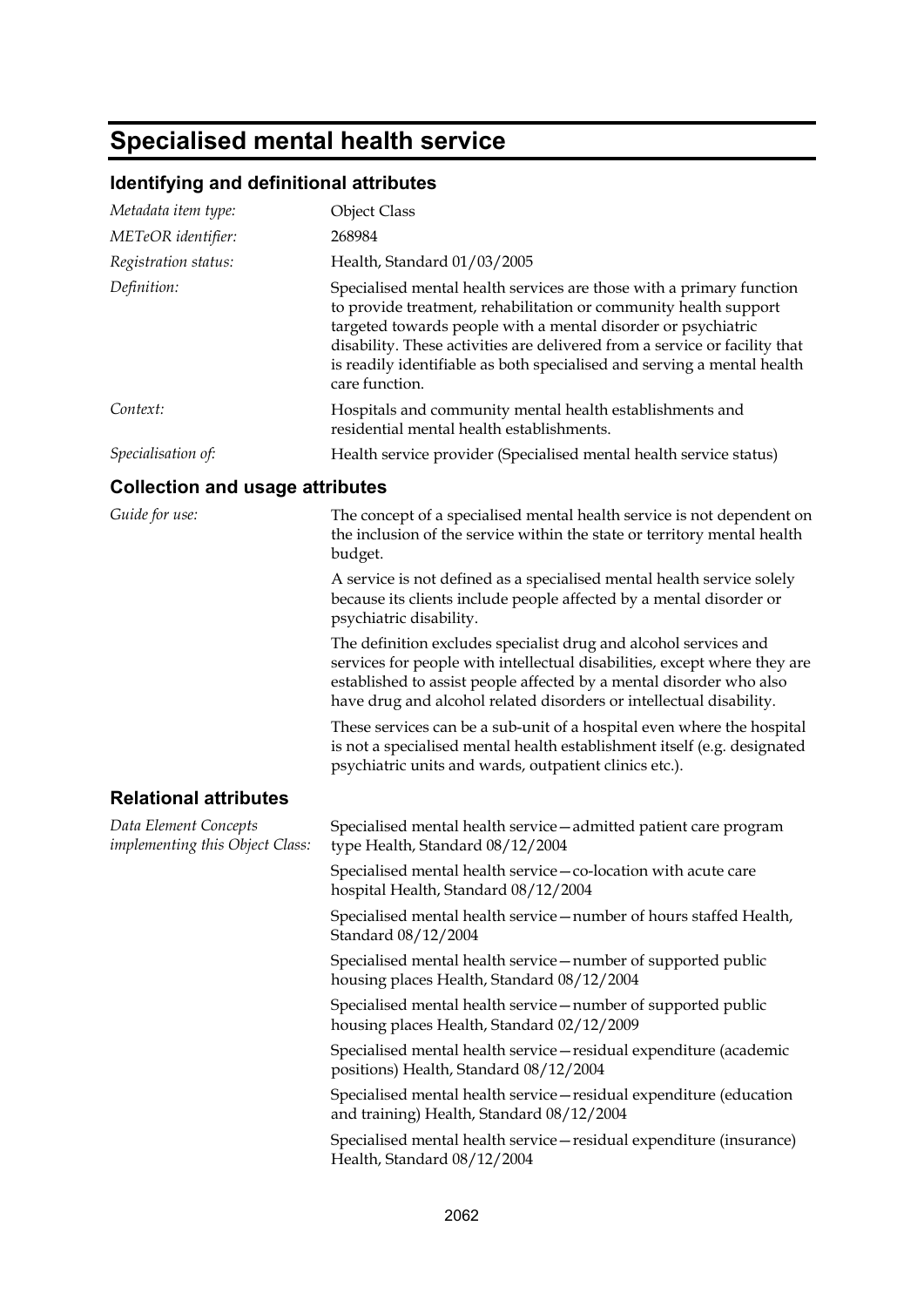# Specialised mental health service

## Identifying and definitional attributes

| | |
|---|---|
| *Metadata item type:* | Object Class |
| *METeOR identifier:* | 268984 |
| *Registration status:* | Health, Standard 01/03/2005 |
| *Definition:* | Specialised mental health services are those with a primary function to provide treatment, rehabilitation or community health support targeted towards people with a mental disorder or psychiatric disability. These activities are delivered from a service or facility that is readily identifiable as both specialised and serving a mental health care function. |
| *Context:* | Hospitals and community mental health establishments and residential mental health establishments. |
| *Specialisation of:* | Health service provider (Specialised mental health service status) |

## Collection and usage attributes

*Guide for use:*

The concept of a specialised mental health service is not dependent on the inclusion of the service within the state or territory mental health budget.

A service is not defined as a specialised mental health service solely because its clients include people affected by a mental disorder or psychiatric disability.

The definition excludes specialist drug and alcohol services and services for people with intellectual disabilities, except where they are established to assist people affected by a mental disorder who also have drug and alcohol related disorders or intellectual disability.

These services can be a sub-unit of a hospital even where the hospital is not a specialised mental health establishment itself (e.g. designated psychiatric units and wards, outpatient clinics etc.).

## Relational attributes

*Data Element Concepts implementing this Object Class:*

Specialised mental health service—admitted patient care program type Health, Standard 08/12/2004

Specialised mental health service—co-location with acute care hospital Health, Standard 08/12/2004

Specialised mental health service—number of hours staffed Health, Standard 08/12/2004

Specialised mental health service—number of supported public housing places Health, Standard 08/12/2004

Specialised mental health service—number of supported public housing places Health, Standard 02/12/2009

Specialised mental health service—residual expenditure (academic positions) Health, Standard 08/12/2004

Specialised mental health service—residual expenditure (education and training) Health, Standard 08/12/2004

Specialised mental health service—residual expenditure (insurance) Health, Standard 08/12/2004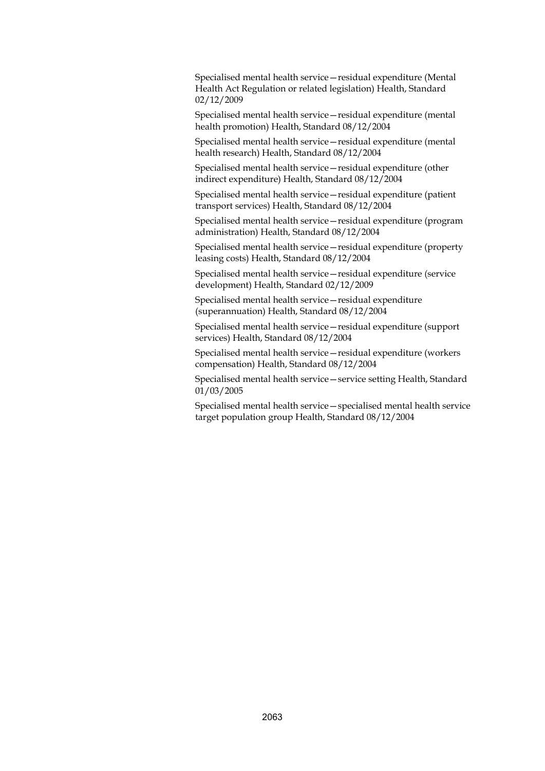Specialised mental health service—residual expenditure (Mental Health Act Regulation or related legislation) Health, Standard 02/12/2009

Specialised mental health service—residual expenditure (mental health promotion) Health, Standard 08/12/2004

Specialised mental health service—residual expenditure (mental health research) Health, Standard 08/12/2004

Specialised mental health service—residual expenditure (other indirect expenditure) Health, Standard 08/12/2004

Specialised mental health service—residual expenditure (patient transport services) Health, Standard 08/12/2004

Specialised mental health service—residual expenditure (program administration) Health, Standard 08/12/2004

Specialised mental health service—residual expenditure (property leasing costs) Health, Standard 08/12/2004

Specialised mental health service—residual expenditure (service development) Health, Standard 02/12/2009

Specialised mental health service—residual expenditure (superannuation) Health, Standard 08/12/2004

Specialised mental health service—residual expenditure (support services) Health, Standard 08/12/2004

Specialised mental health service—residual expenditure (workers compensation) Health, Standard 08/12/2004

Specialised mental health service—service setting Health, Standard 01/03/2005

Specialised mental health service—specialised mental health service target population group Health, Standard 08/12/2004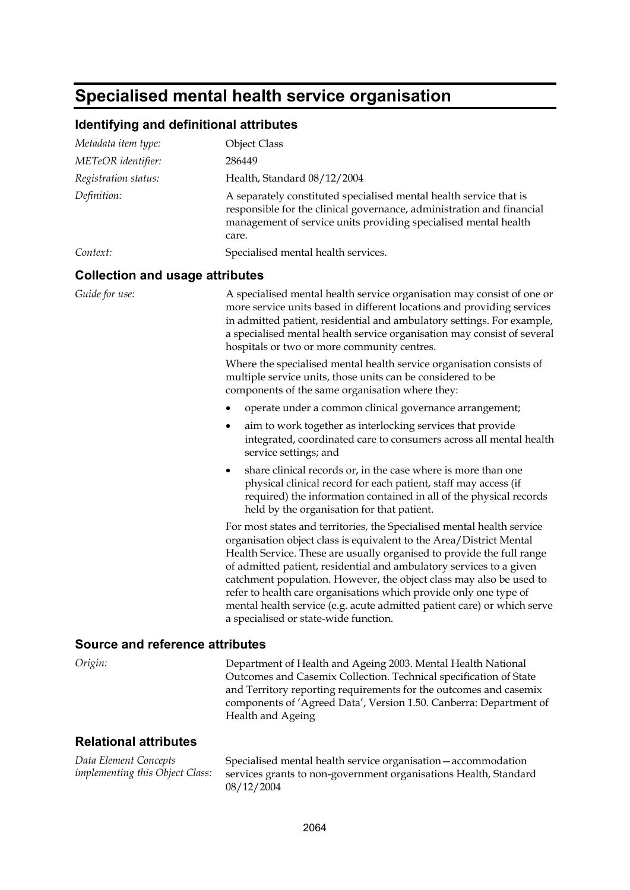# Specialised mental health service organisation

## Identifying and definitional attributes

| | |
|---|---|
| *Metadata item type:* | Object Class |
| *METeOR identifier:* | 286449 |
| *Registration status:* | Health, Standard 08/12/2004 |
| *Definition:* | A separately constituted specialised mental health service that is responsible for the clinical governance, administration and financial management of service units providing specialised mental health care. |
| *Context:* | Specialised mental health services. |

## Collection and usage attributes

*Guide for use:*

A specialised mental health service organisation may consist of one or more service units based in different locations and providing services in admitted patient, residential and ambulatory settings. For example, a specialised mental health service organisation may consist of several hospitals or two or more community centres.

Where the specialised mental health service organisation consists of multiple service units, those units can be considered to be components of the same organisation where they:

- operate under a common clinical governance arrangement;
- aim to work together as interlocking services that provide integrated, coordinated care to consumers across all mental health service settings; and
- share clinical records or, in the case where is more than one physical clinical record for each patient, staff may access (if required) the information contained in all of the physical records held by the organisation for that patient.

For most states and territories, the Specialised mental health service organisation object class is equivalent to the Area/District Mental Health Service. These are usually organised to provide the full range of admitted patient, residential and ambulatory services to a given catchment population. However, the object class may also be used to refer to health care organisations which provide only one type of mental health service (e.g. acute admitted patient care) or which serve a specialised or state-wide function.

## Source and reference attributes

*Origin:*

Department of Health and Ageing 2003. Mental Health National Outcomes and Casemix Collection. Technical specification of State and Territory reporting requirements for the outcomes and casemix components of 'Agreed Data', Version 1.50. Canberra: Department of Health and Ageing

## Relational attributes

*Data Element Concepts implementing this Object Class:*

Specialised mental health service organisation—accommodation services grants to non-government organisations Health, Standard 08/12/2004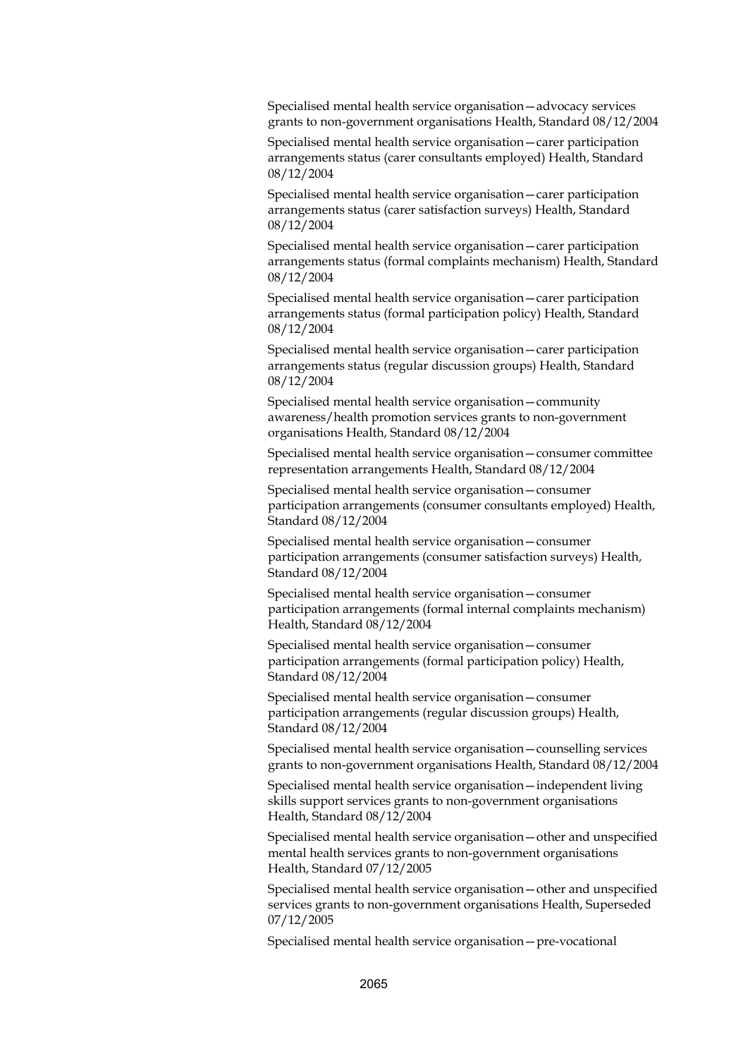Specialised mental health service organisation—advocacy services grants to non-government organisations Health, Standard 08/12/2004

Specialised mental health service organisation—carer participation arrangements status (carer consultants employed) Health, Standard 08/12/2004

Specialised mental health service organisation—carer participation arrangements status (carer satisfaction surveys) Health, Standard 08/12/2004

Specialised mental health service organisation—carer participation arrangements status (formal complaints mechanism) Health, Standard 08/12/2004

Specialised mental health service organisation—carer participation arrangements status (formal participation policy) Health, Standard 08/12/2004

Specialised mental health service organisation—carer participation arrangements status (regular discussion groups) Health, Standard 08/12/2004

Specialised mental health service organisation—community awareness/health promotion services grants to non-government organisations Health, Standard 08/12/2004

Specialised mental health service organisation—consumer committee representation arrangements Health, Standard 08/12/2004

Specialised mental health service organisation—consumer participation arrangements (consumer consultants employed) Health, Standard 08/12/2004

Specialised mental health service organisation—consumer participation arrangements (consumer satisfaction surveys) Health, Standard 08/12/2004

Specialised mental health service organisation—consumer participation arrangements (formal internal complaints mechanism) Health, Standard 08/12/2004

Specialised mental health service organisation—consumer participation arrangements (formal participation policy) Health, Standard 08/12/2004

Specialised mental health service organisation—consumer participation arrangements (regular discussion groups) Health, Standard 08/12/2004

Specialised mental health service organisation—counselling services grants to non-government organisations Health, Standard 08/12/2004

Specialised mental health service organisation—independent living skills support services grants to non-government organisations Health, Standard 08/12/2004

Specialised mental health service organisation—other and unspecified mental health services grants to non-government organisations Health, Standard 07/12/2005

Specialised mental health service organisation—other and unspecified services grants to non-government organisations Health, Superseded 07/12/2005

Specialised mental health service organisation—pre-vocational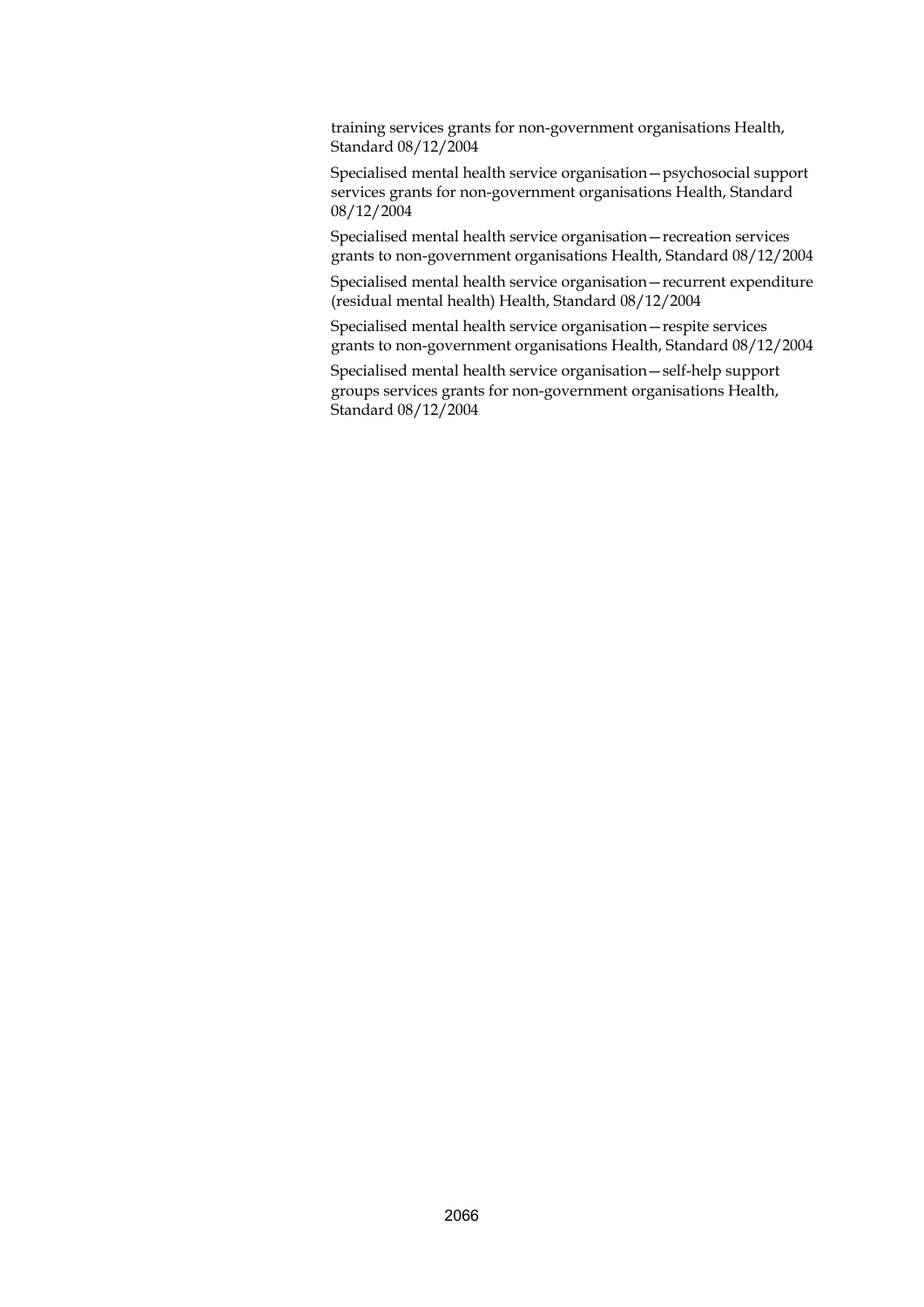training services grants for non-government organisations Health, Standard 08/12/2004

Specialised mental health service organisation—psychosocial support services grants for non-government organisations Health, Standard 08/12/2004

Specialised mental health service organisation—recreation services grants to non-government organisations Health, Standard 08/12/2004

Specialised mental health service organisation—recurrent expenditure (residual mental health) Health, Standard 08/12/2004

Specialised mental health service organisation—respite services grants to non-government organisations Health, Standard 08/12/2004

Specialised mental health service organisation—self-help support groups services grants for non-government organisations Health, Standard 08/12/2004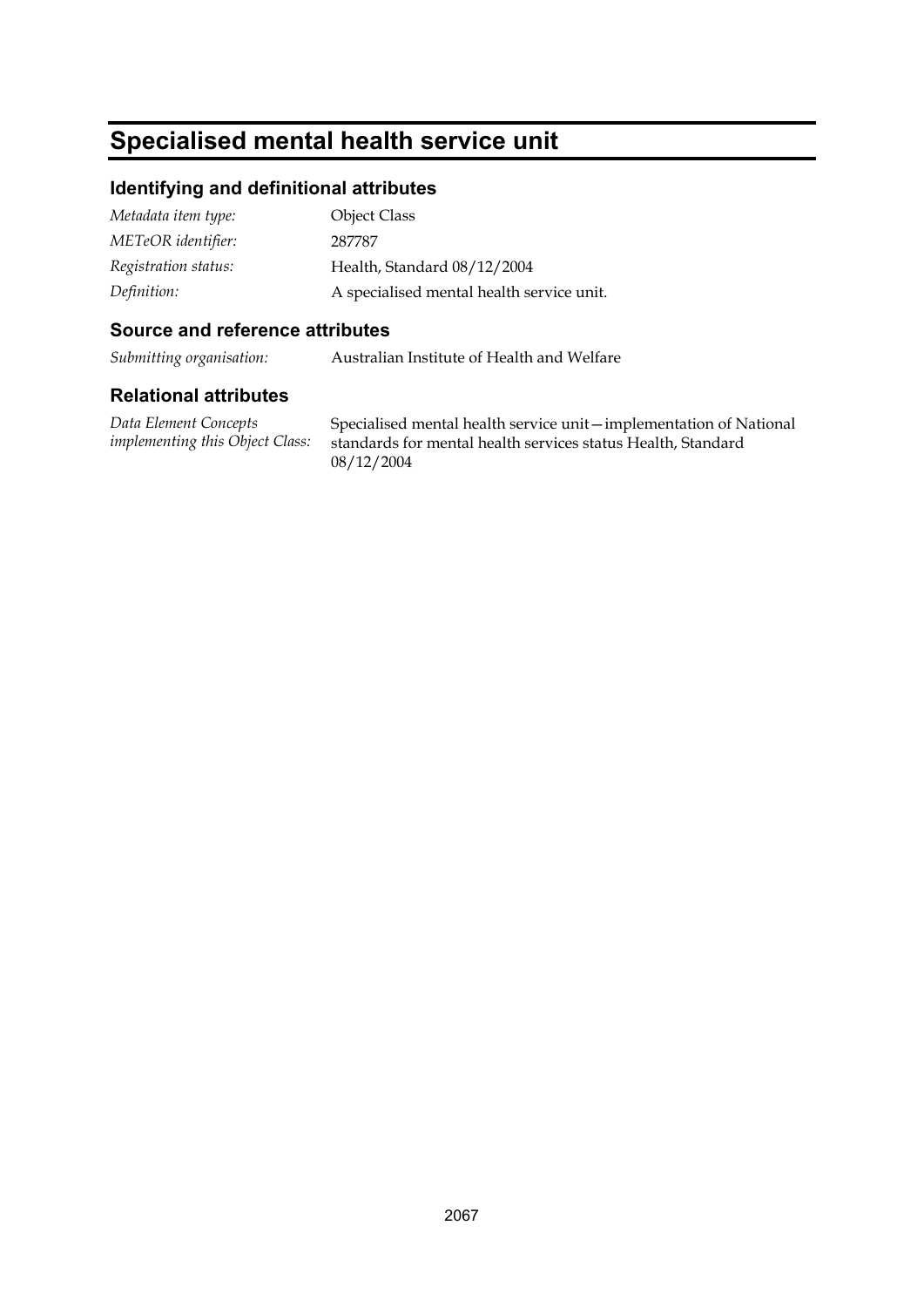# Specialised mental health service unit

## Identifying and definitional attributes

| | |
|---|---|
| *Metadata item type:* | Object Class |
| *METeOR identifier:* | 287787 |
| *Registration status:* | Health, Standard 08/12/2004 |
| *Definition:* | A specialised mental health service unit. |

## Source and reference attributes

| | |
|---|---|
| *Submitting organisation:* | Australian Institute of Health and Welfare |

## Relational attributes

| | |
|---|---|
| *Data Element Concepts implementing this Object Class:* | Specialised mental health service unit—implementation of National standards for mental health services status Health, Standard 08/12/2004 |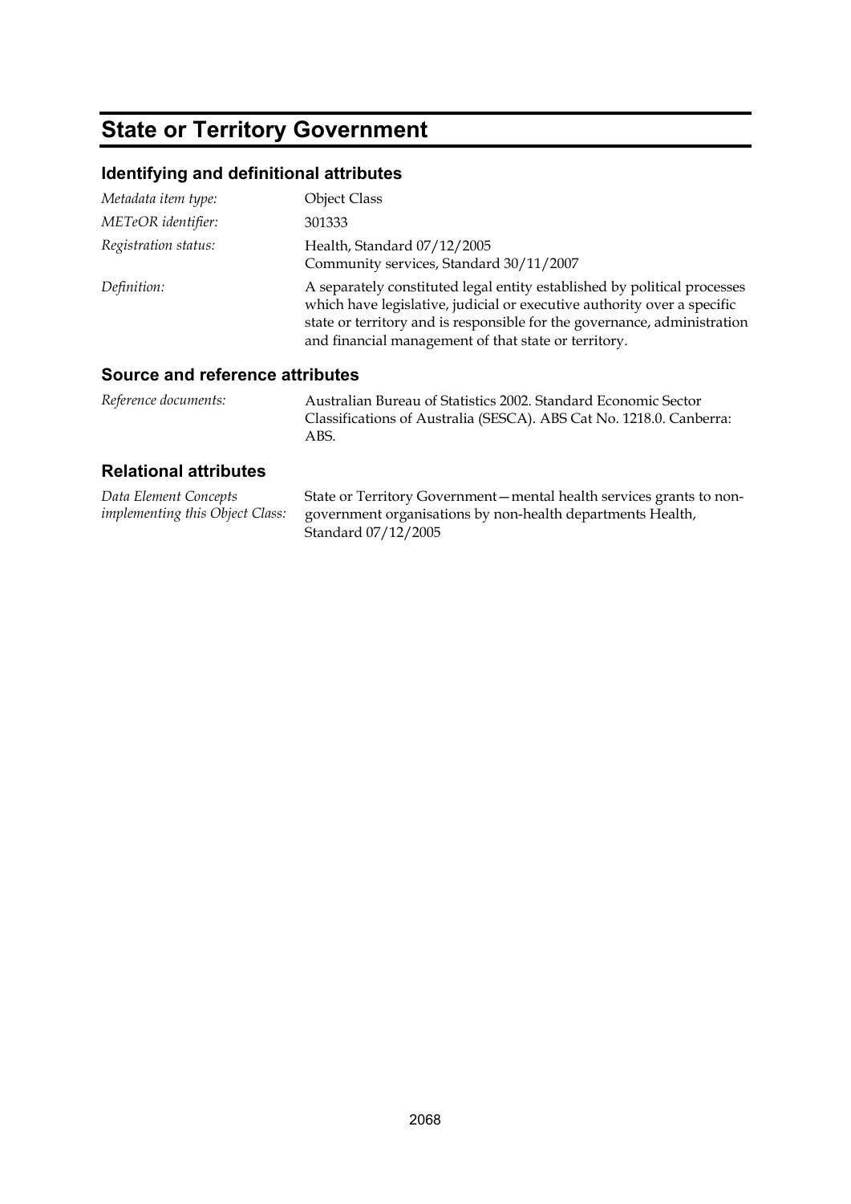# State or Territory Government

## Identifying and definitional attributes

*Metadata item type:* Object Class

*METeOR identifier:* 301333

*Registration status:* Health, Standard 07/12/2005
Community services, Standard 30/11/2007

*Definition:* A separately constituted legal entity established by political processes which have legislative, judicial or executive authority over a specific state or territory and is responsible for the governance, administration and financial management of that state or territory.

## Source and reference attributes

*Reference documents:* Australian Bureau of Statistics 2002. Standard Economic Sector Classifications of Australia (SESCA). ABS Cat No. 1218.0. Canberra: ABS.

## Relational attributes

*Data Element Concepts implementing this Object Class:* State or Territory Government—mental health services grants to non-government organisations by non-health departments Health, Standard 07/12/2005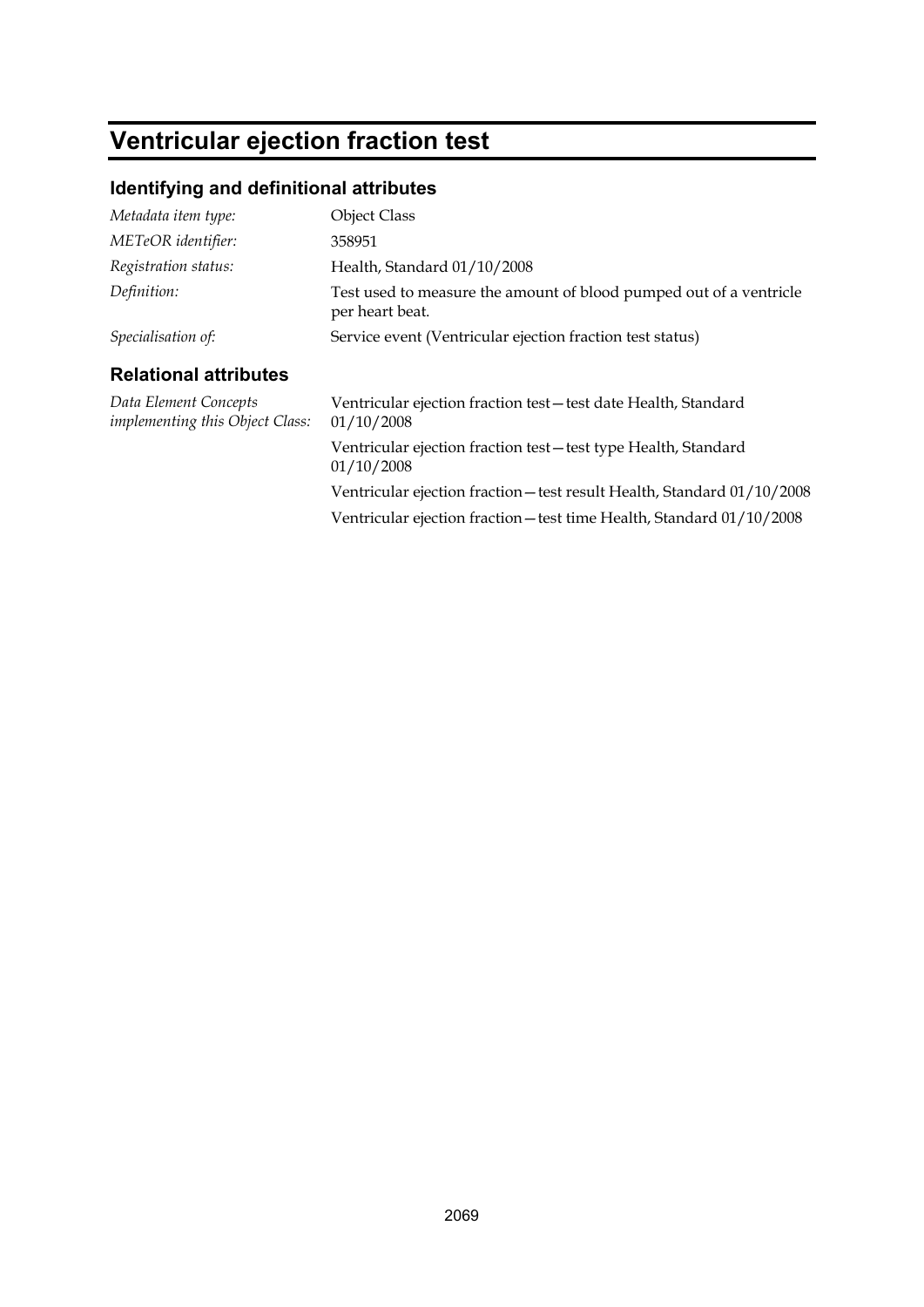# Ventricular ejection fraction test

## Identifying and definitional attributes

| | |
|---|---|
| *Metadata item type:* | Object Class |
| *METeOR identifier:* | 358951 |
| *Registration status:* | Health, Standard 01/10/2008 |
| *Definition:* | Test used to measure the amount of blood pumped out of a ventricle per heart beat. |
| *Specialisation of:* | Service event (Ventricular ejection fraction test status) |

## Relational attributes

*Data Element Concepts implementing this Object Class:*

Ventricular ejection fraction test—test date Health, Standard 01/10/2008

Ventricular ejection fraction test—test type Health, Standard 01/10/2008

Ventricular ejection fraction—test result Health, Standard 01/10/2008

Ventricular ejection fraction—test time Health, Standard 01/10/2008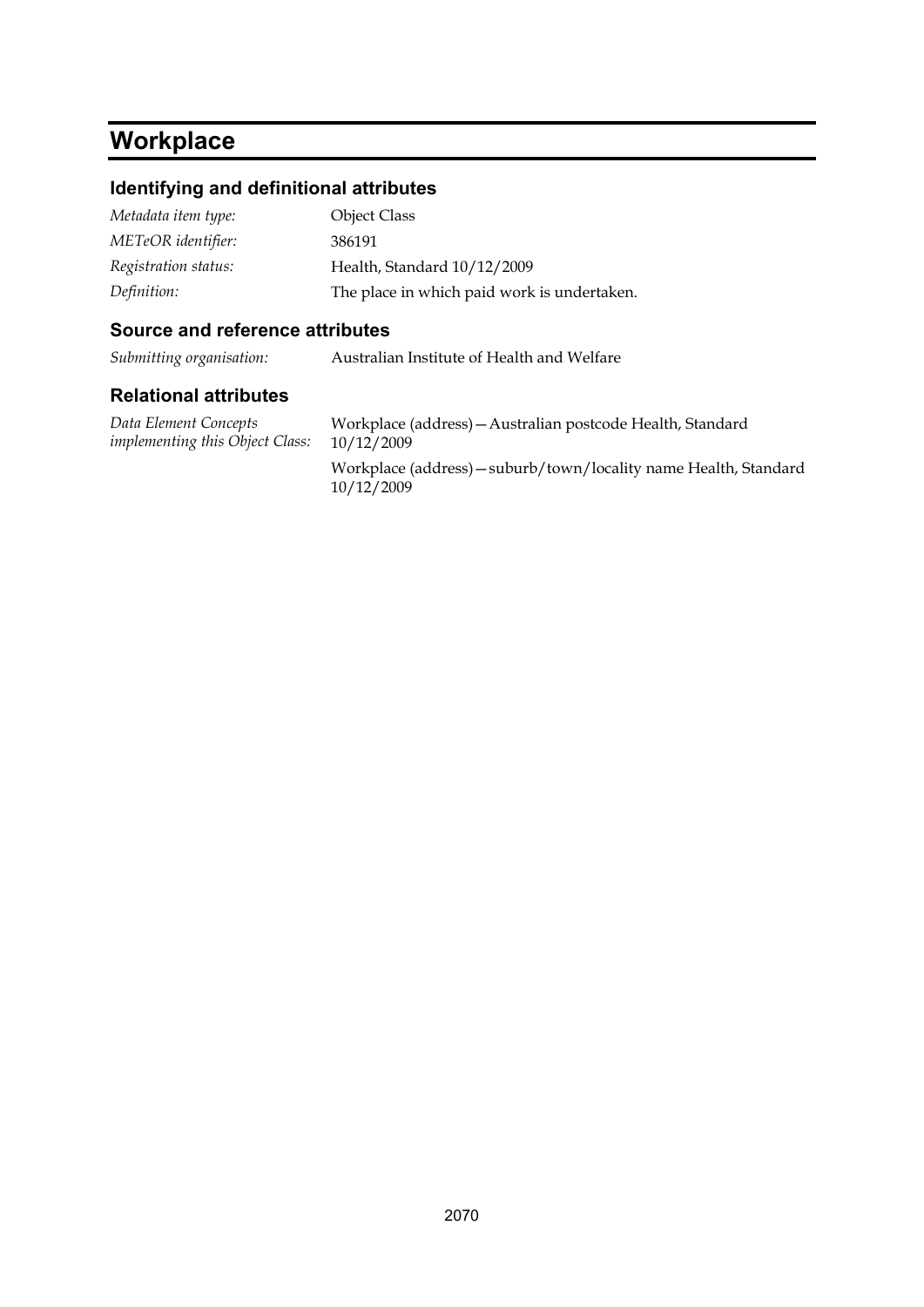# Workplace

## Identifying and definitional attributes

*Metadata item type:* Object Class

*METeOR identifier:* 386191

*Registration status:* Health, Standard 10/12/2009

*Definition:* The place in which paid work is undertaken.

## Source and reference attributes

*Submitting organisation:* Australian Institute of Health and Welfare

## Relational attributes

*Data Element Concepts implementing this Object Class:*

Workplace (address)—Australian postcode Health, Standard 10/12/2009

Workplace (address)—suburb/town/locality name Health, Standard 10/12/2009